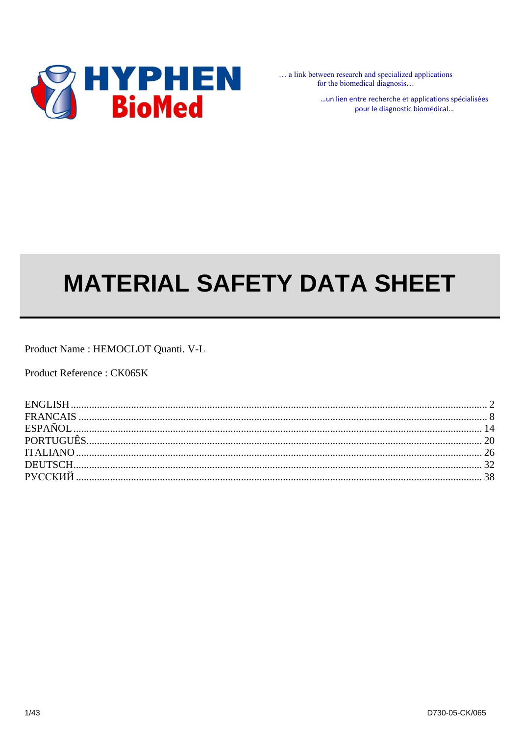**HYPHEN BioMed**

… a link between research and specialized applications
for the biomedical diagnosis…

…un lien entre recherche et applications spécialisées
pour le diagnostic biomédical…

# MATERIAL SAFETY DATA SHEET

Product Name : HEMOCLOT Quanti. V-L

Product Reference : CK065K

| | |
|---|---|
| ENGLISH | 2 |
| FRANCAIS | 8 |
| ESPAÑOL | 14 |
| PORTUGUÊS | 20 |
| ITALIANO | 26 |
| DEUTSCH | 32 |
| РУССКИЙ | 38 |

D730-05-CK/065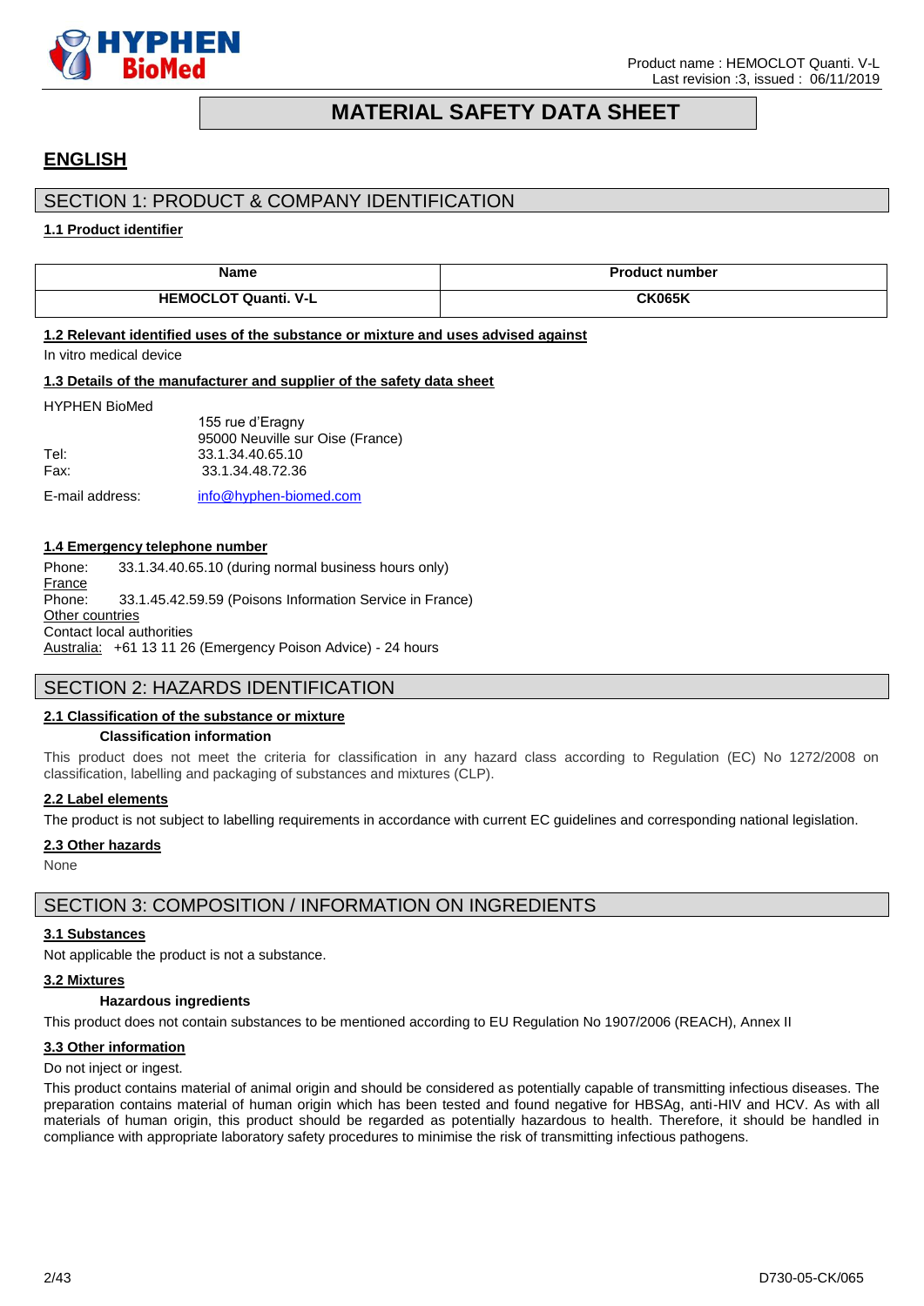# MATERIAL SAFETY DATA SHEET

## ENGLISH

## SECTION 1: PRODUCT & COMPANY IDENTIFICATION

### 1.1 Product identifier

| Name | Product number |
|---|---|
| **HEMOCLOT Quanti. V-L** | **CK065K** |

### 1.2 Relevant identified uses of the substance or mixture and uses advised against

In vitro medical device

### 1.3 Details of the manufacturer and supplier of the safety data sheet

HYPHEN BioMed
155 rue d'Eragny
95000 Neuville sur Oise (France)
Tel: 33.1.34.40.65.10
Fax: 33.1.34.48.72.36

E-mail address: info@hyphen-biomed.com

### 1.4 Emergency telephone number

Phone: 33.1.34.40.65.10 (during normal business hours only)
France
Phone: 33.1.45.42.59.59 (Poisons Information Service in France)
Other countries
Contact local authorities
Australia: +61 13 11 26 (Emergency Poison Advice) - 24 hours

## SECTION 2: HAZARDS IDENTIFICATION

### 2.1 Classification of the substance or mixture

**Classification information**

This product does not meet the criteria for classification in any hazard class according to Regulation (EC) No 1272/2008 on classification, labelling and packaging of substances and mixtures (CLP).

### 2.2 Label elements

The product is not subject to labelling requirements in accordance with current EC guidelines and corresponding national legislation.

### 2.3 Other hazards

None

## SECTION 3: COMPOSITION / INFORMATION ON INGREDIENTS

### 3.1 Substances

Not applicable the product is not a substance.

### 3.2 Mixtures

**Hazardous ingredients**

This product does not contain substances to be mentioned according to EU Regulation No 1907/2006 (REACH), Annex II

### 3.3 Other information

Do not inject or ingest.

This product contains material of animal origin and should be considered as potentially capable of transmitting infectious diseases. The preparation contains material of human origin which has been tested and found negative for HBSAg, anti-HIV and HCV. As with all materials of human origin, this product should be regarded as potentially hazardous to health. Therefore, it should be handled in compliance with appropriate laboratory safety procedures to minimise the risk of transmitting infectious pathogens.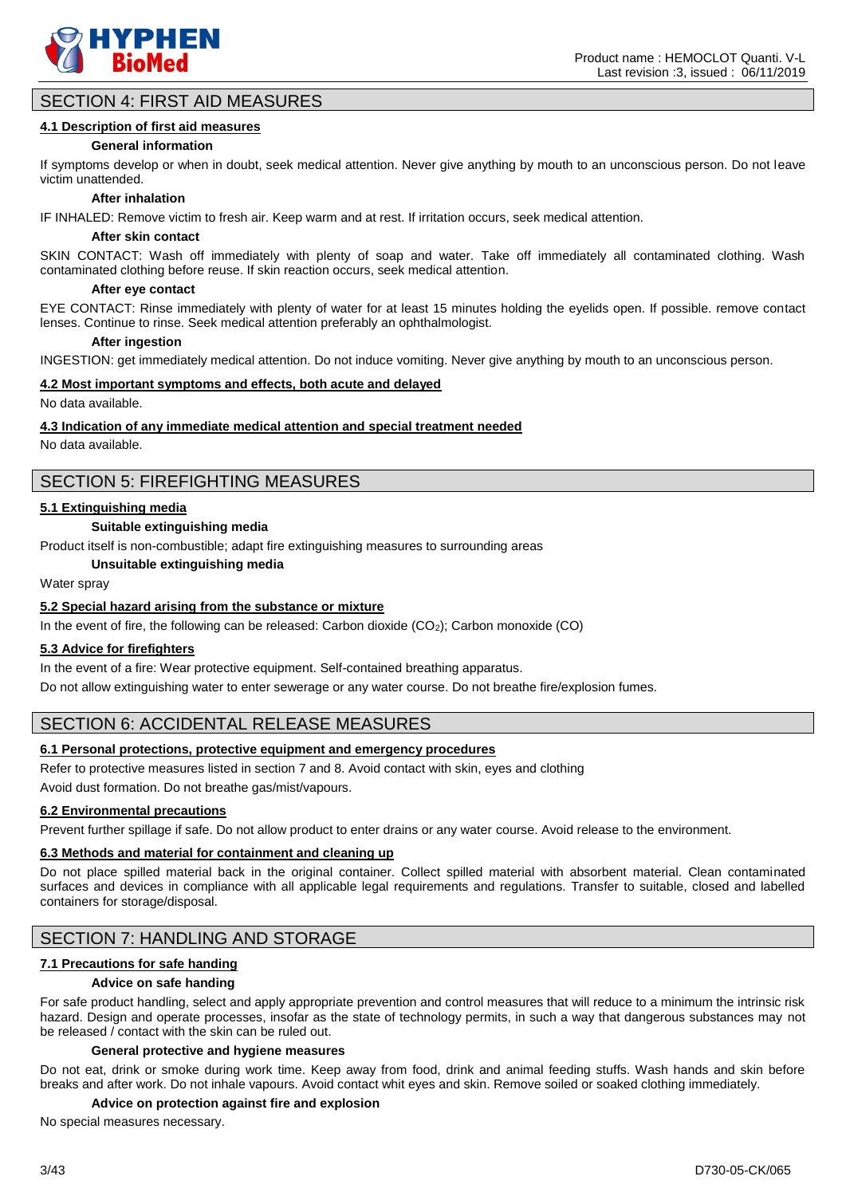## SECTION 4: FIRST AID MEASURES

### 4.1 Description of first aid measures

**General information**

If symptoms develop or when in doubt, seek medical attention. Never give anything by mouth to an unconscious person. Do not leave victim unattended.

**After inhalation**

IF INHALED: Remove victim to fresh air. Keep warm and at rest. If irritation occurs, seek medical attention.

**After skin contact**

SKIN CONTACT: Wash off immediately with plenty of soap and water. Take off immediately all contaminated clothing. Wash contaminated clothing before reuse. If skin reaction occurs, seek medical attention.

**After eye contact**

EYE CONTACT: Rinse immediately with plenty of water for at least 15 minutes holding the eyelids open. If possible. remove contact lenses. Continue to rinse. Seek medical attention preferably an ophthalmologist.

**After ingestion**

INGESTION: get immediately medical attention. Do not induce vomiting. Never give anything by mouth to an unconscious person.

### 4.2 Most important symptoms and effects, both acute and delayed

No data available.

### 4.3 Indication of any immediate medical attention and special treatment needed

No data available.

## SECTION 5: FIREFIGHTING MEASURES

### 5.1 Extinguishing media

**Suitable extinguishing media**

Product itself is non-combustible; adapt fire extinguishing measures to surrounding areas

**Unsuitable extinguishing media**

Water spray

### 5.2 Special hazard arising from the substance or mixture

In the event of fire, the following can be released: Carbon dioxide ($CO_2$); Carbon monoxide (CO)

### 5.3 Advice for firefighters

In the event of a fire: Wear protective equipment. Self-contained breathing apparatus.

Do not allow extinguishing water to enter sewerage or any water course. Do not breathe fire/explosion fumes.

## SECTION 6: ACCIDENTAL RELEASE MEASURES

### 6.1 Personal protections, protective equipment and emergency procedures

Refer to protective measures listed in section 7 and 8. Avoid contact with skin, eyes and clothing

Avoid dust formation. Do not breathe gas/mist/vapours.

### 6.2 Environmental precautions

Prevent further spillage if safe. Do not allow product to enter drains or any water course. Avoid release to the environment.

### 6.3 Methods and material for containment and cleaning up

Do not place spilled material back in the original container. Collect spilled material with absorbent material. Clean contaminated surfaces and devices in compliance with all applicable legal requirements and regulations. Transfer to suitable, closed and labelled containers for storage/disposal.

## SECTION 7: HANDLING AND STORAGE

### 7.1 Precautions for safe handing

**Advice on safe handing**

For safe product handling, select and apply appropriate prevention and control measures that will reduce to a minimum the intrinsic risk hazard. Design and operate processes, insofar as the state of technology permits, in such a way that dangerous substances may not be released / contact with the skin can be ruled out.

**General protective and hygiene measures**

Do not eat, drink or smoke during work time. Keep away from food, drink and animal feeding stuffs. Wash hands and skin before breaks and after work. Do not inhale vapours. Avoid contact whit eyes and skin. Remove soiled or soaked clothing immediately.

**Advice on protection against fire and explosion**

No special measures necessary.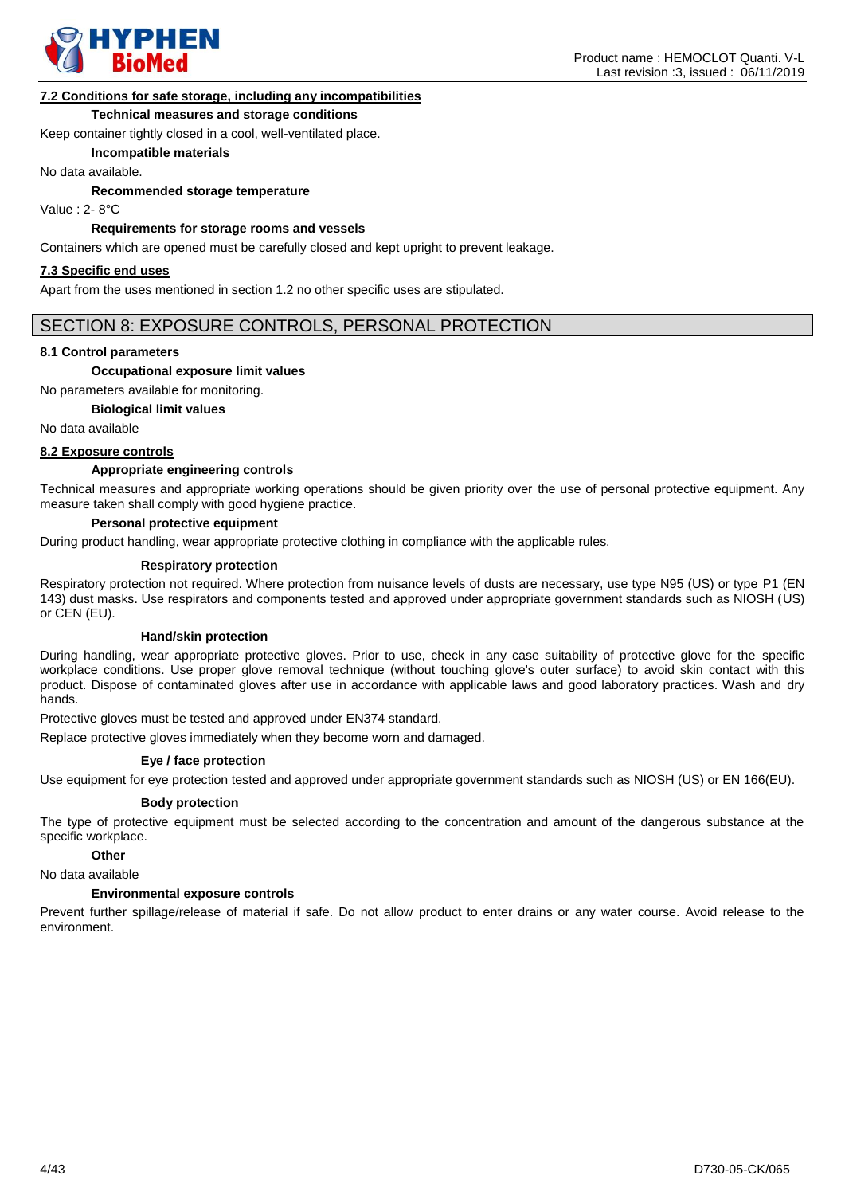### 7.2 Conditions for safe storage, including any incompatibilities

**Technical measures and storage conditions**

Keep container tightly closed in a cool, well-ventilated place.

**Incompatible materials**

No data available.

**Recommended storage temperature**

Value : 2- 8°C

**Requirements for storage rooms and vessels**

Containers which are opened must be carefully closed and kept upright to prevent leakage.

### 7.3 Specific end uses

Apart from the uses mentioned in section 1.2 no other specific uses are stipulated.

## SECTION 8: EXPOSURE CONTROLS, PERSONAL PROTECTION

### 8.1 Control parameters

**Occupational exposure limit values**

No parameters available for monitoring.

**Biological limit values**

No data available

### 8.2 Exposure controls

**Appropriate engineering controls**

Technical measures and appropriate working operations should be given priority over the use of personal protective equipment. Any measure taken shall comply with good hygiene practice.

**Personal protective equipment**

During product handling, wear appropriate protective clothing in compliance with the applicable rules.

**Respiratory protection**

Respiratory protection not required. Where protection from nuisance levels of dusts are necessary, use type N95 (US) or type P1 (EN 143) dust masks. Use respirators and components tested and approved under appropriate government standards such as NIOSH (US) or CEN (EU).

**Hand/skin protection**

During handling, wear appropriate protective gloves. Prior to use, check in any case suitability of protective glove for the specific workplace conditions. Use proper glove removal technique (without touching glove's outer surface) to avoid skin contact with this product. Dispose of contaminated gloves after use in accordance with applicable laws and good laboratory practices. Wash and dry hands.

Protective gloves must be tested and approved under EN374 standard.

Replace protective gloves immediately when they become worn and damaged.

**Eye / face protection**

Use equipment for eye protection tested and approved under appropriate government standards such as NIOSH (US) or EN 166(EU).

**Body protection**

The type of protective equipment must be selected according to the concentration and amount of the dangerous substance at the specific workplace.

**Other**

No data available

**Environmental exposure controls**

Prevent further spillage/release of material if safe. Do not allow product to enter drains or any water course. Avoid release to the environment.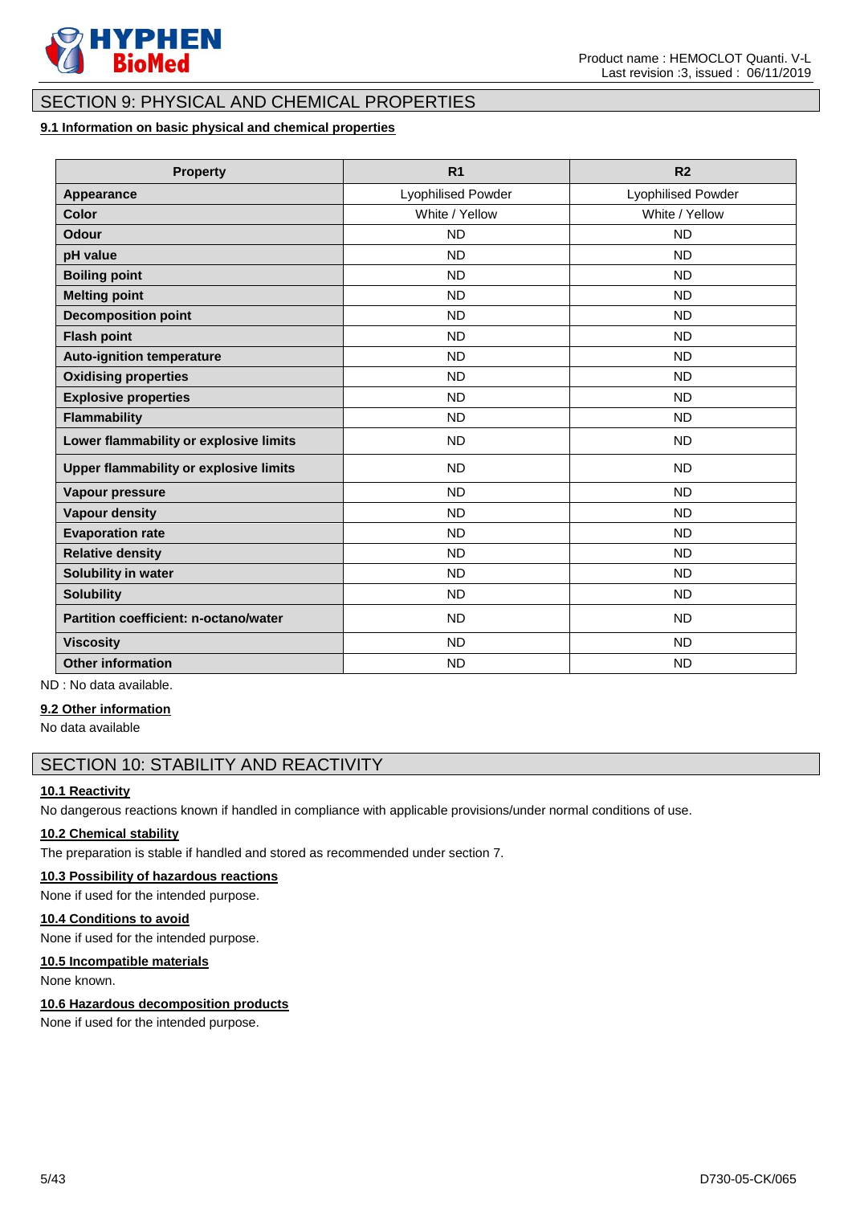## SECTION 9: PHYSICAL AND CHEMICAL PROPERTIES

### 9.1 Information on basic physical and chemical properties

| Property | R1 | R2 |
|---|---|---|
| **Appearance** | Lyophilised Powder | Lyophilised Powder |
| **Color** | White / Yellow | White / Yellow |
| **Odour** | ND | ND |
| **pH value** | ND | ND |
| **Boiling point** | ND | ND |
| **Melting point** | ND | ND |
| **Decomposition point** | ND | ND |
| **Flash point** | ND | ND |
| **Auto-ignition temperature** | ND | ND |
| **Oxidising properties** | ND | ND |
| **Explosive properties** | ND | ND |
| **Flammability** | ND | ND |
| **Lower flammability or explosive limits** | ND | ND |
| **Upper flammability or explosive limits** | ND | ND |
| **Vapour pressure** | ND | ND |
| **Vapour density** | ND | ND |
| **Evaporation rate** | ND | ND |
| **Relative density** | ND | ND |
| **Solubility in water** | ND | ND |
| **Solubility** | ND | ND |
| **Partition coefficient: n-octano/water** | ND | ND |
| **Viscosity** | ND | ND |
| **Other information** | ND | ND |

ND : No data available.

### 9.2 Other information

No data available

## SECTION 10: STABILITY AND REACTIVITY

### 10.1 Reactivity

No dangerous reactions known if handled in compliance with applicable provisions/under normal conditions of use.

### 10.2 Chemical stability

The preparation is stable if handled and stored as recommended under section 7.

### 10.3 Possibility of hazardous reactions

None if used for the intended purpose.

### 10.4 Conditions to avoid

None if used for the intended purpose.

### 10.5 Incompatible materials

None known.

### 10.6 Hazardous decomposition products

None if used for the intended purpose.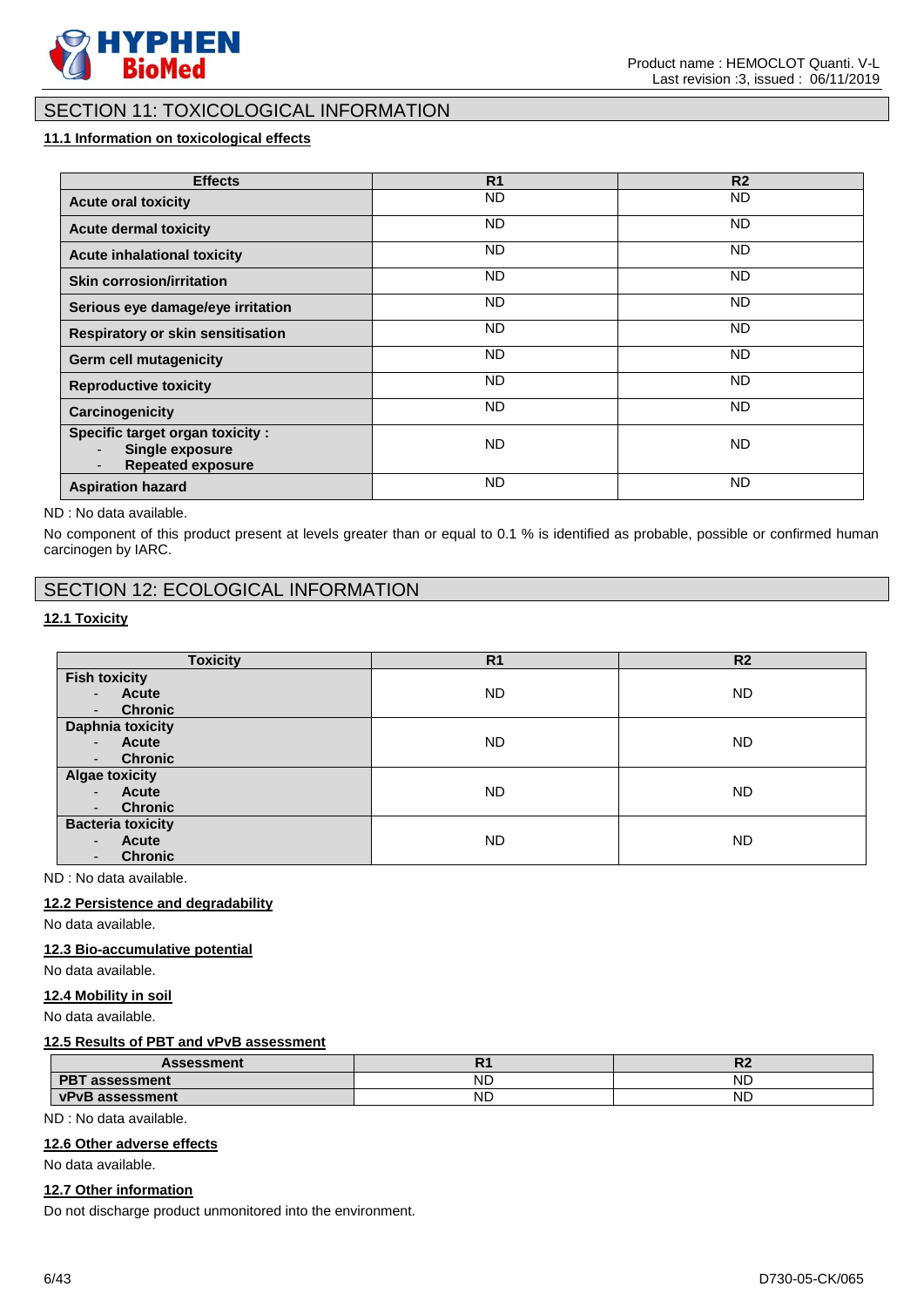## SECTION 11: TOXICOLOGICAL INFORMATION

### 11.1 Information on toxicological effects

| Effects | R1 | R2 |
|---|---|---|
| **Acute oral toxicity** | ND | ND |
| **Acute dermal toxicity** | ND | ND |
| **Acute inhalational toxicity** | ND | ND |
| **Skin corrosion/irritation** | ND | ND |
| **Serious eye damage/eye irritation** | ND | ND |
| **Respiratory or skin sensitisation** | ND | ND |
| **Germ cell mutagenicity** | ND | ND |
| **Reproductive toxicity** | ND | ND |
| **Carcinogenicity** | ND | ND |
| **Specific target organ toxicity :** <br> - **Single exposure** <br> - **Repeated exposure** | ND | ND |
| **Aspiration hazard** | ND | ND |

ND : No data available.

No component of this product present at levels greater than or equal to 0.1 % is identified as probable, possible or confirmed human carcinogen by IARC.

## SECTION 12: ECOLOGICAL INFORMATION

### 12.1 Toxicity

| Toxicity | R1 | R2 |
|---|---|---|
| **Fish toxicity** <br> - **Acute** <br> - **Chronic** | ND | ND |
| **Daphnia toxicity** <br> - **Acute** <br> - **Chronic** | ND | ND |
| **Algae toxicity** <br> - **Acute** <br> - **Chronic** | ND | ND |
| **Bacteria toxicity** <br> - **Acute** <br> - **Chronic** | ND | ND |

ND : No data available.

### 12.2 Persistence and degradability

No data available.

### 12.3 Bio-accumulative potential

No data available.

### 12.4 Mobility in soil

No data available.

### 12.5 Results of PBT and vPvB assessment

| Assessment | R1 | R2 |
|---|---|---|
| **PBT assessment** | ND | ND |
| **vPvB assessment** | ND | ND |

ND : No data available.

### 12.6 Other adverse effects

No data available.

### 12.7 Other information

Do not discharge product unmonitored into the environment.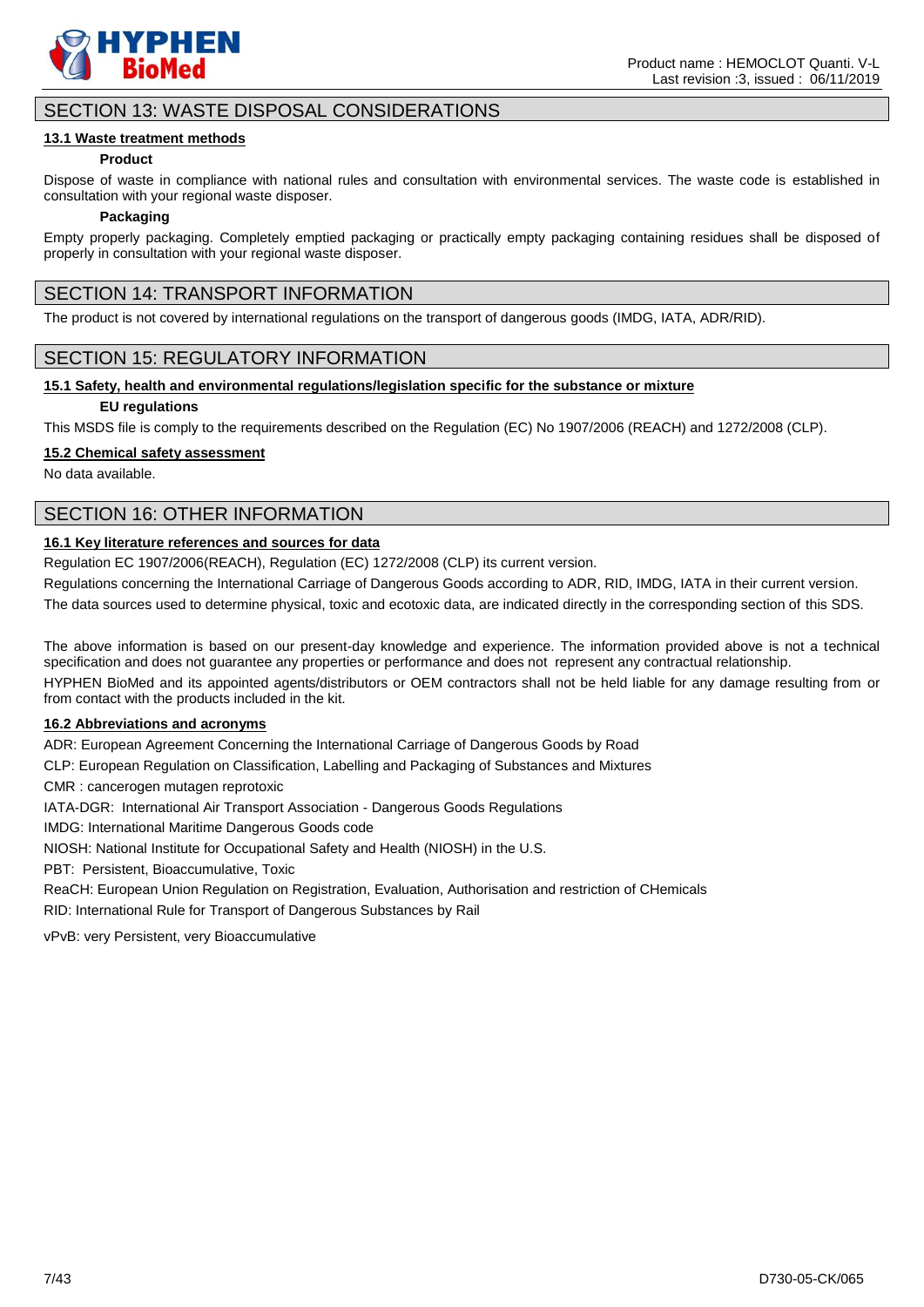## SECTION 13: WASTE DISPOSAL CONSIDERATIONS

### 13.1 Waste treatment methods

**Product**

Dispose of waste in compliance with national rules and consultation with environmental services. The waste code is established in consultation with your regional waste disposer.

**Packaging**

Empty properly packaging. Completely emptied packaging or practically empty packaging containing residues shall be disposed of properly in consultation with your regional waste disposer.

## SECTION 14: TRANSPORT INFORMATION

The product is not covered by international regulations on the transport of dangerous goods (IMDG, IATA, ADR/RID).

## SECTION 15: REGULATORY INFORMATION

### 15.1 Safety, health and environmental regulations/legislation specific for the substance or mixture

**EU regulations**

This MSDS file is comply to the requirements described on the Regulation (EC) No 1907/2006 (REACH) and 1272/2008 (CLP).

### 15.2 Chemical safety assessment

No data available.

## SECTION 16: OTHER INFORMATION

### 16.1 Key literature references and sources for data

Regulation EC 1907/2006(REACH), Regulation (EC) 1272/2008 (CLP) its current version.

Regulations concerning the International Carriage of Dangerous Goods according to ADR, RID, IMDG, IATA in their current version.

The data sources used to determine physical, toxic and ecotoxic data, are indicated directly in the corresponding section of this SDS.

The above information is based on our present-day knowledge and experience. The information provided above is not a technical specification and does not guarantee any properties or performance and does not represent any contractual relationship.

HYPHEN BioMed and its appointed agents/distributors or OEM contractors shall not be held liable for any damage resulting from or from contact with the products included in the kit.

### 16.2 Abbreviations and acronyms

ADR: European Agreement Concerning the International Carriage of Dangerous Goods by Road

CLP: European Regulation on Classification, Labelling and Packaging of Substances and Mixtures

CMR : cancerogen mutagen reprotoxic

IATA-DGR: International Air Transport Association - Dangerous Goods Regulations

IMDG: International Maritime Dangerous Goods code

NIOSH: National Institute for Occupational Safety and Health (NIOSH) in the U.S.

PBT: Persistent, Bioaccumulative, Toxic

ReaCH: European Union Regulation on Registration, Evaluation, Authorisation and restriction of CHemicals

RID: International Rule for Transport of Dangerous Substances by Rail

vPvB: very Persistent, very Bioaccumulative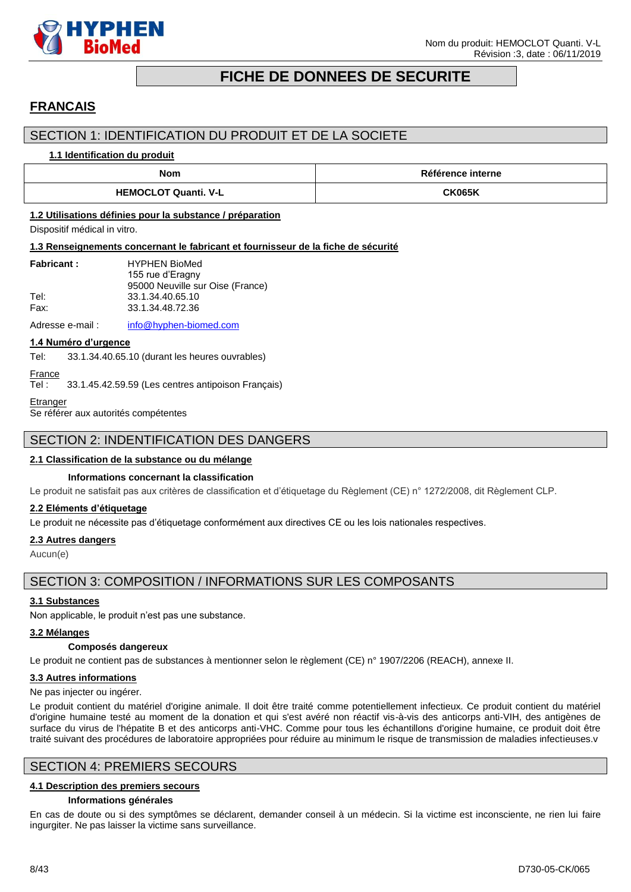# FICHE DE DONNEES DE SECURITE

## FRANCAIS

## SECTION 1: IDENTIFICATION DU PRODUIT ET DE LA SOCIETE

### 1.1 Identification du produit

| Nom | Référence interne |
|---|---|
| **HEMOCLOT Quanti. V-L** | **CK065K** |

### 1.2 Utilisations définies pour la substance / préparation

Dispositif médical in vitro.

### 1.3 Renseignements concernant le fabricant et fournisseur de la fiche de sécurité

**Fabricant :** HYPHEN BioMed
155 rue d'Eragny
95000 Neuville sur Oise (France)

Tel: 33.1.34.40.65.10
Fax: 33.1.34.48.72.36

Adresse e-mail : info@hyphen-biomed.com

### 1.4 Numéro d'urgence

Tel: 33.1.34.40.65.10 (durant les heures ouvrables)

France
Tel : 33.1.45.42.59.59 (Les centres antipoison Français)

Etranger
Se référer aux autorités compétentes

## SECTION 2: INDENTIFICATION DES DANGERS

### 2.1 Classification de la substance ou du mélange

**Informations concernant la classification**

Le produit ne satisfait pas aux critères de classification et d'étiquetage du Règlement (CE) n° 1272/2008, dit Règlement CLP.

### 2.2 Eléments d'étiquetage

Le produit ne nécessite pas d'étiquetage conformément aux directives CE ou les lois nationales respectives.

### 2.3 Autres dangers

Aucun(e)

## SECTION 3: COMPOSITION / INFORMATIONS SUR LES COMPOSANTS

### 3.1 Substances

Non applicable, le produit n'est pas une substance.

### 3.2 Mélanges

**Composés dangereux**

Le produit ne contient pas de substances à mentionner selon le règlement (CE) n° 1907/2206 (REACH), annexe II.

### 3.3 Autres informations

Ne pas injecter ou ingérer.

Le produit contient du matériel d'origine animale. Il doit être traité comme potentiellement infectieux. Ce produit contient du matériel d'origine humaine testé au moment de la donation et qui s'est avéré non réactif vis-à-vis des anticorps anti-VIH, des antigènes de surface du virus de l'hépatite B et des anticorps anti-VHC. Comme pour tous les échantillons d'origine humaine, ce produit doit être traité suivant des procédures de laboratoire appropriées pour réduire au minimum le risque de transmission de maladies infectieuses.v

## SECTION 4: PREMIERS SECOURS

### 4.1 Description des premiers secours

**Informations générales**

En cas de doute ou si des symptômes se déclarent, demander conseil à un médecin. Si la victime est inconsciente, ne rien lui faire ingurgiter. Ne pas laisser la victime sans surveillance.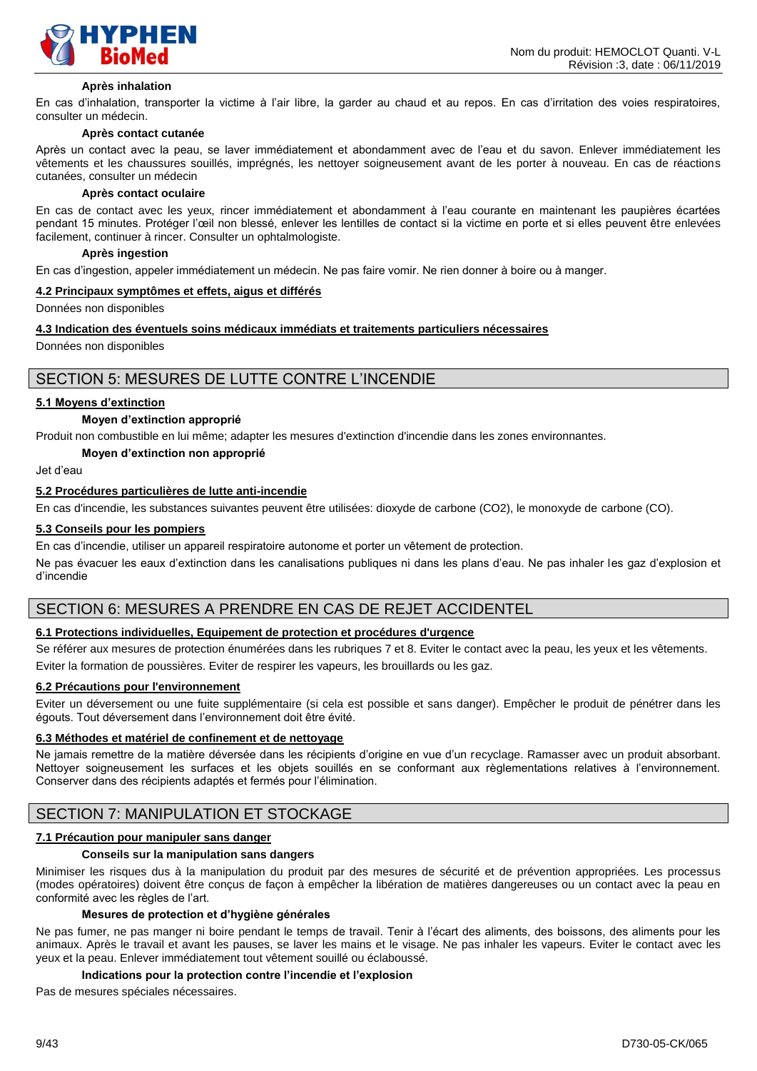#### Après inhalation

En cas d'inhalation, transporter la victime à l'air libre, la garder au chaud et au repos. En cas d'irritation des voies respiratoires, consulter un médecin.

#### Après contact cutanée

Après un contact avec la peau, se laver immédiatement et abondamment avec de l'eau et du savon. Enlever immédiatement les vêtements et les chaussures souillés, imprégnés, les nettoyer soigneusement avant de les porter à nouveau. En cas de réactions cutanées, consulter un médecin

#### Après contact oculaire

En cas de contact avec les yeux, rincer immédiatement et abondamment à l'eau courante en maintenant les paupières écartées pendant 15 minutes. Protéger l'œil non blessé, enlever les lentilles de contact si la victime en porte et si elles peuvent être enlevées facilement, continuer à rincer. Consulter un ophtalmologiste.

#### Après ingestion

En cas d'ingestion, appeler immédiatement un médecin. Ne pas faire vomir. Ne rien donner à boire ou à manger.

### 4.2 Principaux symptômes et effets, aigus et différés

Données non disponibles

### 4.3 Indication des éventuels soins médicaux immédiats et traitements particuliers nécessaires

Données non disponibles

## SECTION 5: MESURES DE LUTTE CONTRE L'INCENDIE

### 5.1 Moyens d'extinction

#### Moyen d'extinction approprié

Produit non combustible en lui même; adapter les mesures d'extinction d'incendie dans les zones environnantes.

#### Moyen d'extinction non approprié

Jet d'eau

### 5.2 Procédures particulières de lutte anti-incendie

En cas d'incendie, les substances suivantes peuvent être utilisées: dioxyde de carbone ($CO_2$), le monoxyde de carbone (CO).

### 5.3 Conseils pour les pompiers

En cas d'incendie, utiliser un appareil respiratoire autonome et porter un vêtement de protection.

Ne pas évacuer les eaux d'extinction dans les canalisations publiques ni dans les plans d'eau. Ne pas inhaler les gaz d'explosion et d'incendie

## SECTION 6: MESURES A PRENDRE EN CAS DE REJET ACCIDENTEL

### 6.1 Protections individuelles, Equipement de protection et procédures d'urgence

Se référer aux mesures de protection énumérées dans les rubriques 7 et 8. Eviter le contact avec la peau, les yeux et les vêtements.

Eviter la formation de poussières. Eviter de respirer les vapeurs, les brouillards ou les gaz.

### 6.2 Précautions pour l'environnement

Eviter un déversement ou une fuite supplémentaire (si cela est possible et sans danger). Empêcher le produit de pénétrer dans les égouts. Tout déversement dans l'environnement doit être évité.

### 6.3 Méthodes et matériel de confinement et de nettoyage

Ne jamais remettre de la matière déversée dans les récipients d'origine en vue d'un recyclage. Ramasser avec un produit absorbant. Nettoyer soigneusement les surfaces et les objets souillés en se conformant aux règlementations relatives à l'environnement. Conserver dans des récipients adaptés et fermés pour l'élimination.

## SECTION 7: MANIPULATION ET STOCKAGE

### 7.1 Précaution pour manipuler sans danger

#### Conseils sur la manipulation sans dangers

Minimiser les risques dus à la manipulation du produit par des mesures de sécurité et de prévention appropriées. Les processus (modes opératoires) doivent être conçus de façon à empêcher la libération de matières dangereuses ou un contact avec la peau en conformité avec les règles de l'art.

#### Mesures de protection et d'hygiène générales

Ne pas fumer, ne pas manger ni boire pendant le temps de travail. Tenir à l'écart des aliments, des boissons, des aliments pour les animaux. Après le travail et avant les pauses, se laver les mains et le visage. Ne pas inhaler les vapeurs. Eviter le contact avec les yeux et la peau. Enlever immédiatement tout vêtement souillé ou éclaboussé.

#### Indications pour la protection contre l'incendie et l'explosion

Pas de mesures spéciales nécessaires.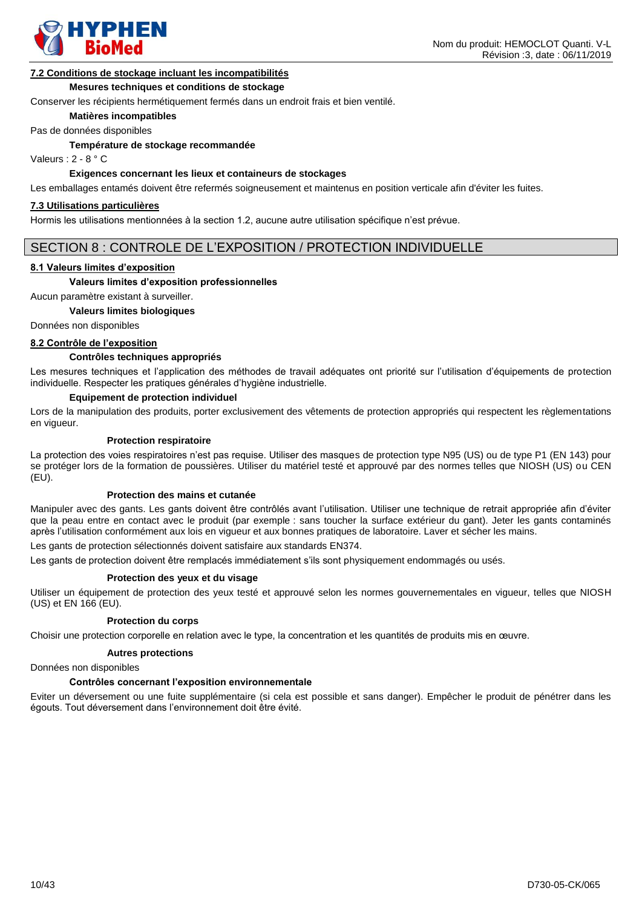### 7.2 Conditions de stockage incluant les incompatibilités

**Mesures techniques et conditions de stockage**

Conserver les récipients hermétiquement fermés dans un endroit frais et bien ventilé.

**Matières incompatibles**

Pas de données disponibles

**Température de stockage recommandée**

Valeurs : 2 - 8 ° C

**Exigences concernant les lieux et containeurs de stockages**

Les emballages entamés doivent être refermés soigneusement et maintenus en position verticale afin d'éviter les fuites.

### 7.3 Utilisations particulières

Hormis les utilisations mentionnées à la section 1.2, aucune autre utilisation spécifique n'est prévue.

## SECTION 8 : CONTROLE DE L'EXPOSITION / PROTECTION INDIVIDUELLE

### 8.1 Valeurs limites d'exposition

**Valeurs limites d'exposition professionnelles**

Aucun paramètre existant à surveiller.

**Valeurs limites biologiques**

Données non disponibles

### 8.2 Contrôle de l'exposition

**Contrôles techniques appropriés**

Les mesures techniques et l'application des méthodes de travail adéquates ont priorité sur l'utilisation d'équipements de protection individuelle. Respecter les pratiques générales d'hygiène industrielle.

**Equipement de protection individuel**

Lors de la manipulation des produits, porter exclusivement des vêtements de protection appropriés qui respectent les règlementations en vigueur.

**Protection respiratoire**

La protection des voies respiratoires n'est pas requise. Utiliser des masques de protection type N95 (US) ou de type P1 (EN 143) pour se protéger lors de la formation de poussières. Utiliser du matériel testé et approuvé par des normes telles que NIOSH (US) ou CEN (EU).

**Protection des mains et cutanée**

Manipuler avec des gants. Les gants doivent être contrôlés avant l'utilisation. Utiliser une technique de retrait appropriée afin d'éviter que la peau entre en contact avec le produit (par exemple : sans toucher la surface extérieur du gant). Jeter les gants contaminés après l'utilisation conformément aux lois en vigueur et aux bonnes pratiques de laboratoire. Laver et sécher les mains.

Les gants de protection sélectionnés doivent satisfaire aux standards EN374.

Les gants de protection doivent être remplacés immédiatement s'ils sont physiquement endommagés ou usés.

**Protection des yeux et du visage**

Utiliser un équipement de protection des yeux testé et approuvé selon les normes gouvernementales en vigueur, telles que NIOSH (US) et EN 166 (EU).

**Protection du corps**

Choisir une protection corporelle en relation avec le type, la concentration et les quantités de produits mis en œuvre.

**Autres protections**

Données non disponibles

**Contrôles concernant l'exposition environnementale**

Eviter un déversement ou une fuite supplémentaire (si cela est possible et sans danger). Empêcher le produit de pénétrer dans les égouts. Tout déversement dans l'environnement doit être évité.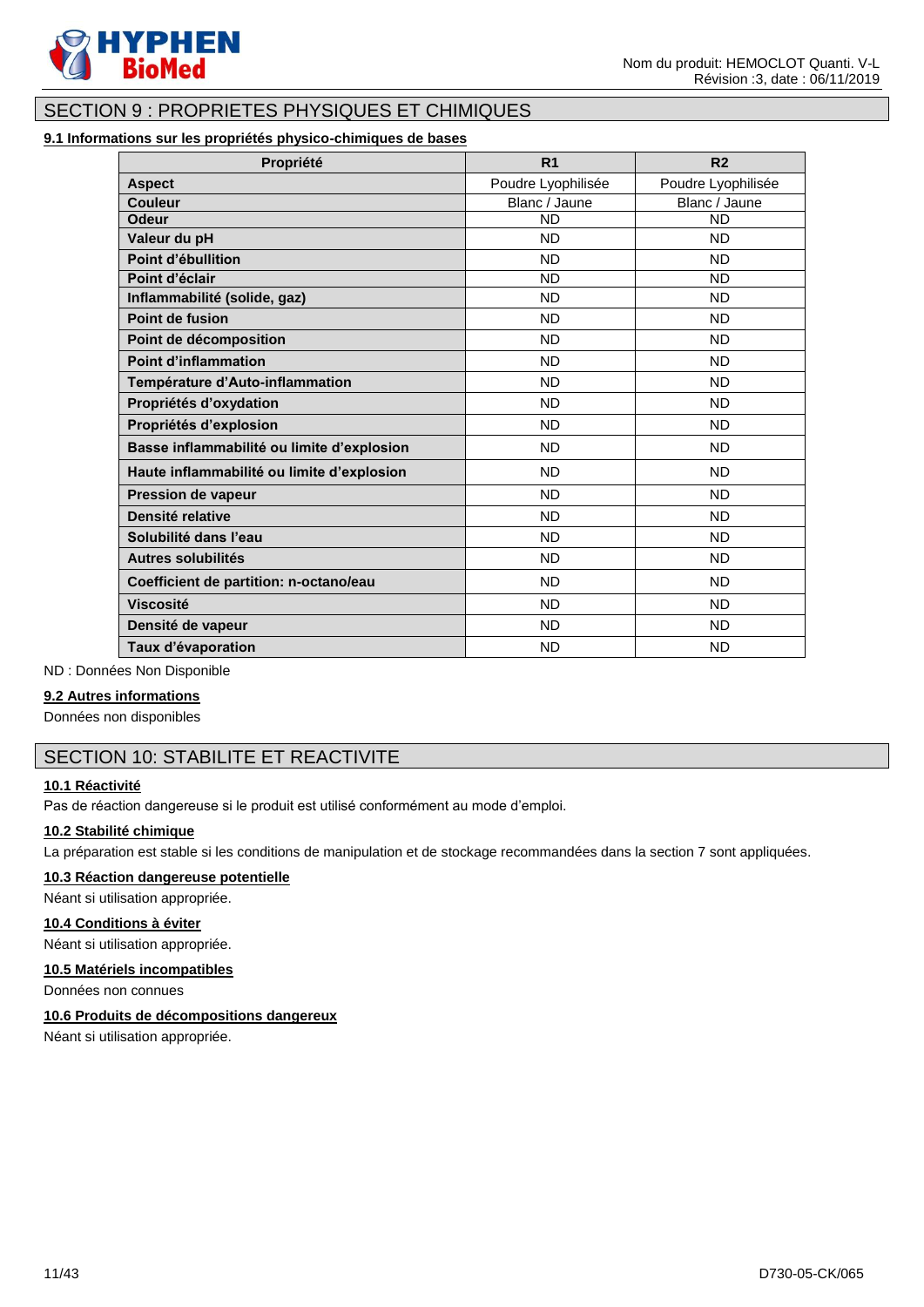## SECTION 9 : PROPRIETES PHYSIQUES ET CHIMIQUES

### 9.1 Informations sur les propriétés physico-chimiques de bases

| Propriété | R1 | R2 |
|---|---|---|
| **Aspect** | Poudre Lyophilisée | Poudre Lyophilisée |
| **Couleur** | Blanc / Jaune | Blanc / Jaune |
| **Odeur** | ND | ND |
| **Valeur du pH** | ND | ND |
| **Point d'ébullition** | ND | ND |
| **Point d'éclair** | ND | ND |
| **Inflammabilité (solide, gaz)** | ND | ND |
| **Point de fusion** | ND | ND |
| **Point de décomposition** | ND | ND |
| **Point d'inflammation** | ND | ND |
| **Température d'Auto-inflammation** | ND | ND |
| **Propriétés d'oxydation** | ND | ND |
| **Propriétés d'explosion** | ND | ND |
| **Basse inflammabilité ou limite d'explosion** | ND | ND |
| **Haute inflammabilité ou limite d'explosion** | ND | ND |
| **Pression de vapeur** | ND | ND |
| **Densité relative** | ND | ND |
| **Solubilité dans l'eau** | ND | ND |
| **Autres solubilités** | ND | ND |
| **Coefficient de partition: n-octano/eau** | ND | ND |
| **Viscosité** | ND | ND |
| **Densité de vapeur** | ND | ND |
| **Taux d'évaporation** | ND | ND |

ND : Données Non Disponible

### 9.2 Autres informations

Données non disponibles

## SECTION 10: STABILITE ET REACTIVITE

### 10.1 Réactivité

Pas de réaction dangereuse si le produit est utilisé conformément au mode d'emploi.

### 10.2 Stabilité chimique

La préparation est stable si les conditions de manipulation et de stockage recommandées dans la section 7 sont appliquées.

### 10.3 Réaction dangereuse potentielle

Néant si utilisation appropriée.

### 10.4 Conditions à éviter

Néant si utilisation appropriée.

### 10.5 Matériels incompatibles

Données non connues

### 10.6 Produits de décompositions dangereux

Néant si utilisation appropriée.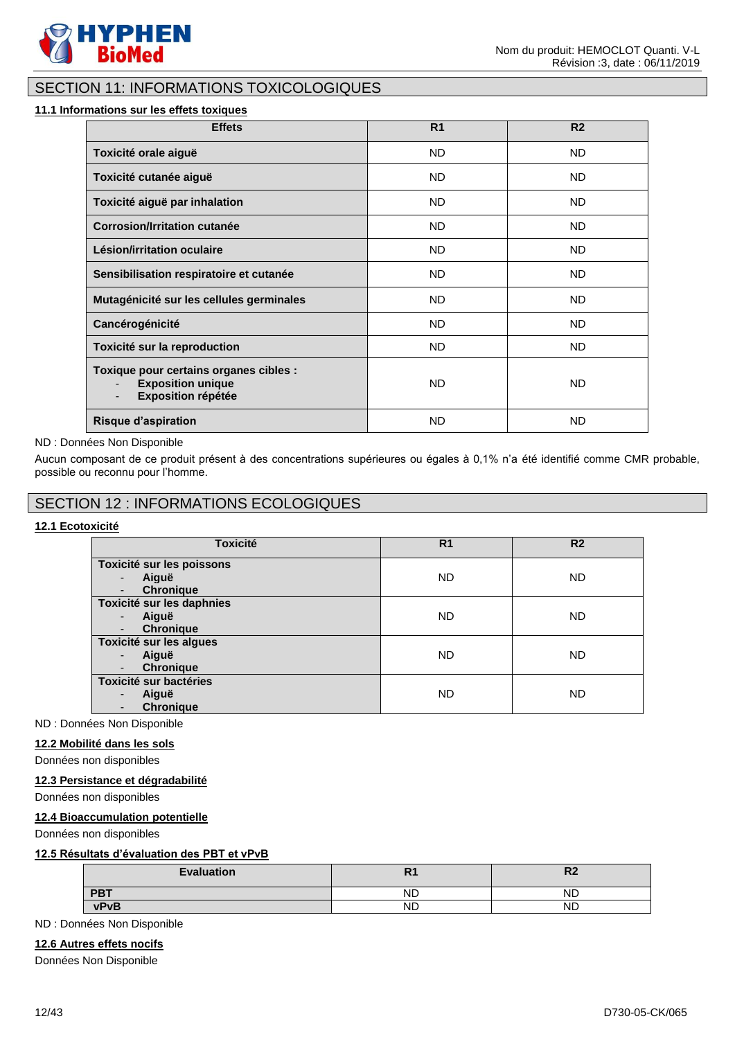## SECTION 11: INFORMATIONS TOXICOLOGIQUES

### 11.1 Informations sur les effets toxiques

| Effets | R1 | R2 |
|---|---|---|
| **Toxicité orale aiguë** | ND | ND |
| **Toxicité cutanée aiguë** | ND | ND |
| **Toxicité aiguë par inhalation** | ND | ND |
| **Corrosion/Irritation cutanée** | ND | ND |
| **Lésion/irritation oculaire** | ND | ND |
| **Sensibilisation respiratoire et cutanée** | ND | ND |
| **Mutagénicité sur les cellules germinales** | ND | ND |
| **Cancérogénicité** | ND | ND |
| **Toxicité sur la reproduction** | ND | ND |
| **Toxique pour certains organes cibles :**<br>- **Exposition unique**<br>- **Exposition répétée** | ND | ND |
| **Risque d'aspiration** | ND | ND |

ND : Données Non Disponible

Aucun composant de ce produit présent à des concentrations supérieures ou égales à 0,1% n'a été identifié comme CMR probable, possible ou reconnu pour l'homme.

## SECTION 12 : INFORMATIONS ECOLOGIQUES

### 12.1 Ecotoxicité

| Toxicité | R1 | R2 |
|---|---|---|
| **Toxicité sur les poissons**<br>- **Aiguë**<br>- **Chronique** | ND | ND |
| **Toxicité sur les daphnies**<br>- **Aiguë**<br>- **Chronique** | ND | ND |
| **Toxicité sur les algues**<br>- **Aiguë**<br>- **Chronique** | ND | ND |
| **Toxicité sur bactéries**<br>- **Aiguë**<br>- **Chronique** | ND | ND |

ND : Données Non Disponible

### 12.2 Mobilité dans les sols

Données non disponibles

### 12.3 Persistance et dégradabilité

Données non disponibles

### 12.4 Bioaccumulation potentielle

Données non disponibles

### 12.5 Résultats d'évaluation des PBT et vPvB

| Evaluation | R1 | R2 |
|---|---|---|
| **PBT** | ND | ND |
| **vPvB** | ND | ND |

ND : Données Non Disponible

### 12.6 Autres effets nocifs

Données Non Disponible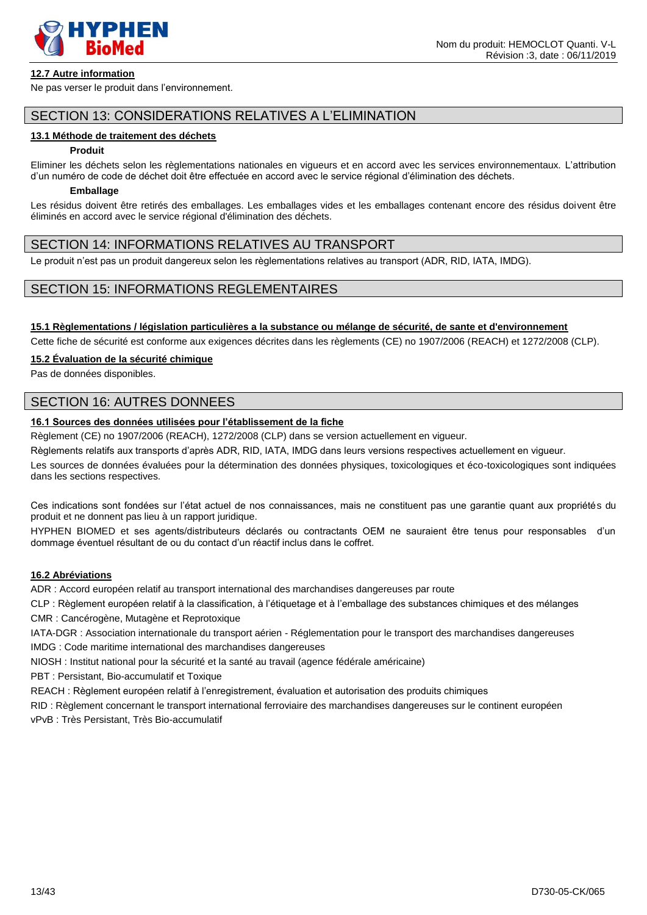**12.7 Autre information**

Ne pas verser le produit dans l'environnement.

## SECTION 13: CONSIDERATIONS RELATIVES A L'ELIMINATION

**13.1 Méthode de traitement des déchets**

**Produit**

Eliminer les déchets selon les règlementations nationales en vigueurs et en accord avec les services environnementaux. L'attribution d'un numéro de code de déchet doit être effectuée en accord avec le service régional d'élimination des déchets.

**Emballage**

Les résidus doivent être retirés des emballages. Les emballages vides et les emballages contenant encore des résidus doivent être éliminés en accord avec le service régional d'élimination des déchets.

## SECTION 14: INFORMATIONS RELATIVES AU TRANSPORT

Le produit n'est pas un produit dangereux selon les règlementations relatives au transport (ADR, RID, IATA, IMDG).

## SECTION 15: INFORMATIONS REGLEMENTAIRES

**15.1 Règlementations / législation particulières a la substance ou mélange de sécurité, de sante et d'environnement**

Cette fiche de sécurité est conforme aux exigences décrites dans les règlements (CE) no 1907/2006 (REACH) et 1272/2008 (CLP).

**15.2 Évaluation de la sécurité chimique**

Pas de données disponibles.

## SECTION 16: AUTRES DONNEES

**16.1 Sources des données utilisées pour l'établissement de la fiche**

Règlement (CE) no 1907/2006 (REACH), 1272/2008 (CLP) dans se version actuellement en vigueur.

Règlements relatifs aux transports d'après ADR, RID, IATA, IMDG dans leurs versions respectives actuellement en vigueur.

Les sources de données évaluées pour la détermination des données physiques, toxicologiques et éco-toxicologiques sont indiquées dans les sections respectives.

Ces indications sont fondées sur l'état actuel de nos connaissances, mais ne constituent pas une garantie quant aux propriétés du produit et ne donnent pas lieu à un rapport juridique.

HYPHEN BIOMED et ses agents/distributeurs déclarés ou contractants OEM ne sauraient être tenus pour responsables d'un dommage éventuel résultant de ou du contact d'un réactif inclus dans le coffret.

**16.2 Abréviations**

ADR : Accord européen relatif au transport international des marchandises dangereuses par route

CLP : Règlement européen relatif à la classification, à l'étiquetage et à l'emballage des substances chimiques et des mélanges

CMR : Cancérogène, Mutagène et Reprotoxique

IATA-DGR : Association internationale du transport aérien - Réglementation pour le transport des marchandises dangereuses

IMDG : Code maritime international des marchandises dangereuses

NIOSH : Institut national pour la sécurité et la santé au travail (agence fédérale américaine)

PBT : Persistant, Bio-accumulatif et Toxique

REACH : Règlement européen relatif à l'enregistrement, évaluation et autorisation des produits chimiques

RID : Règlement concernant le transport international ferroviaire des marchandises dangereuses sur le continent européen

vPvB : Très Persistant, Très Bio-accumulatif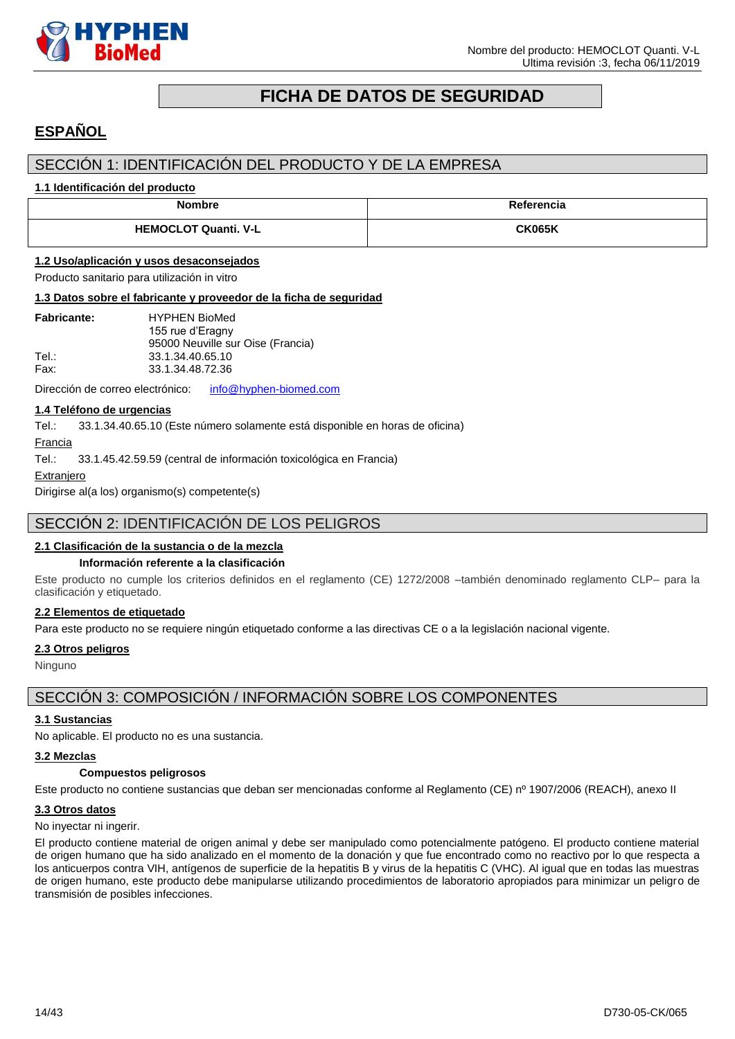# FICHA DE DATOS DE SEGURIDAD

## ESPAÑOL

## SECCIÓN 1: IDENTIFICACIÓN DEL PRODUCTO Y DE LA EMPRESA

### 1.1 Identificación del producto

| Nombre | Referencia |
|---|---|
| **HEMOCLOT Quanti. V-L** | **CK065K** |

### 1.2 Uso/aplicación y usos desaconsejados

Producto sanitario para utilización in vitro

### 1.3 Datos sobre el fabricante y proveedor de la ficha de seguridad

**Fabricante:** HYPHEN BioMed
155 rue d'Eragny
95000 Neuville sur Oise (Francia)
Tel.: 33.1.34.40.65.10
Fax: 33.1.34.48.72.36

Dirección de correo electrónico: info@hyphen-biomed.com

### 1.4 Teléfono de urgencias

Tel.: 33.1.34.40.65.10 (Este número solamente está disponible en horas de oficina)

Francia

Tel.: 33.1.45.42.59.59 (central de información toxicológica en Francia)

Extranjero

Dirigirse al(a los) organismo(s) competente(s)

## SECCIÓN 2: IDENTIFICACIÓN DE LOS PELIGROS

### 2.1 Clasificación de la sustancia o de la mezcla

**Información referente a la clasificación**

Este producto no cumple los criterios definidos en el reglamento (CE) 1272/2008 –también denominado reglamento CLP– para la clasificación y etiquetado.

### 2.2 Elementos de etiquetado

Para este producto no se requiere ningún etiquetado conforme a las directivas CE o a la legislación nacional vigente.

### 2.3 Otros peligros

Ninguno

## SECCIÓN 3: COMPOSICIÓN / INFORMACIÓN SOBRE LOS COMPONENTES

### 3.1 Sustancias

No aplicable. El producto no es una sustancia.

### 3.2 Mezclas

**Compuestos peligrosos**

Este producto no contiene sustancias que deban ser mencionadas conforme al Reglamento (CE) nº 1907/2006 (REACH), anexo II

### 3.3 Otros datos

No inyectar ni ingerir.

El producto contiene material de origen animal y debe ser manipulado como potencialmente patógeno. El producto contiene material de origen humano que ha sido analizado en el momento de la donación y que fue encontrado como no reactivo por lo que respecta a los anticuerpos contra VIH, antígenos de superficie de la hepatitis B y virus de la hepatitis C (VHC). Al igual que en todas las muestras de origen humano, este producto debe manipularse utilizando procedimientos de laboratorio apropiados para minimizar un peligro de transmisión de posibles infecciones.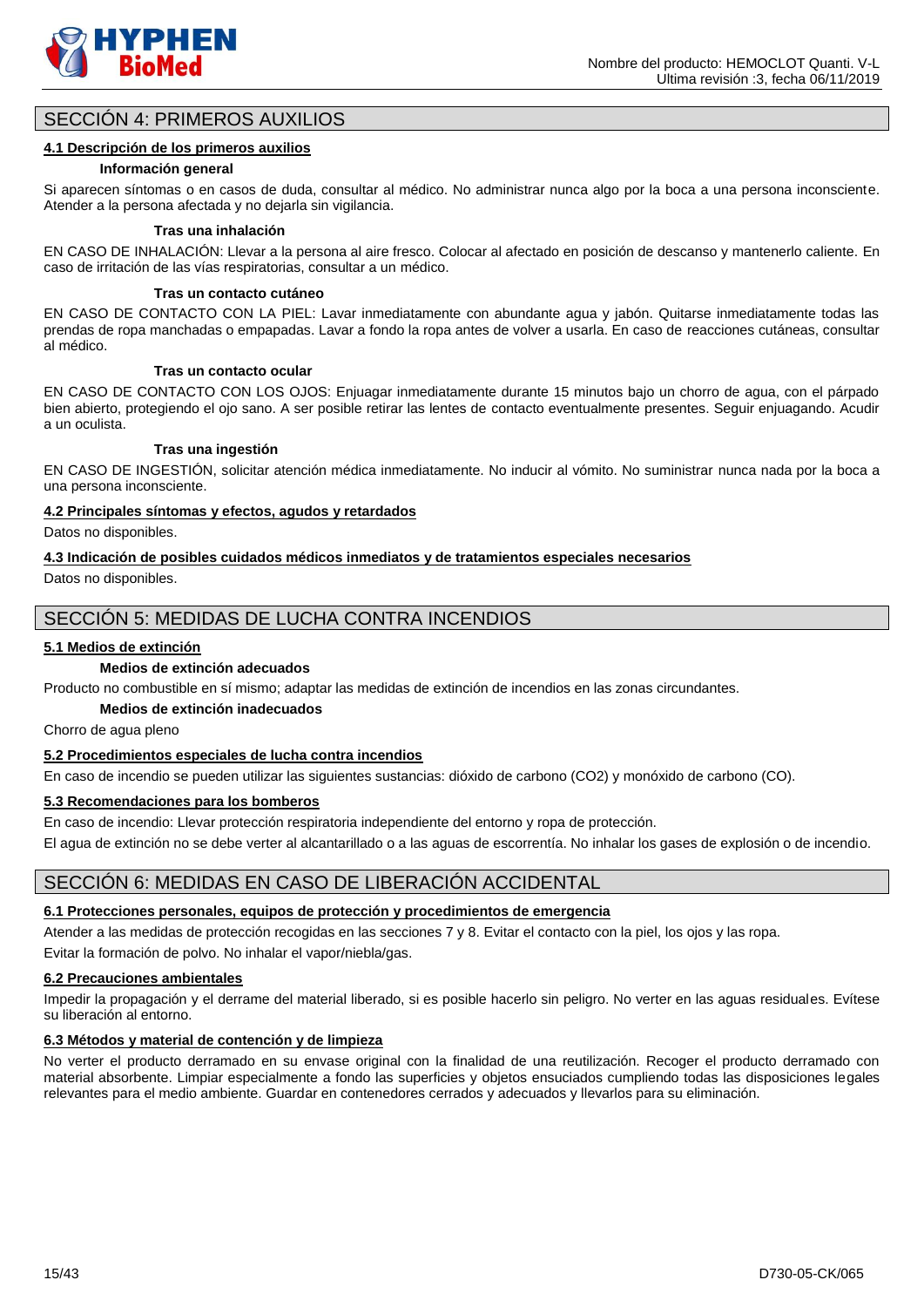## SECCIÓN 4: PRIMEROS AUXILIOS

### 4.1 Descripción de los primeros auxilios

**Información general**

Si aparecen síntomas o en casos de duda, consultar al médico. No administrar nunca algo por la boca a una persona inconsciente. Atender a la persona afectada y no dejarla sin vigilancia.

**Tras una inhalación**

EN CASO DE INHALACIÓN: Llevar a la persona al aire fresco. Colocar al afectado en posición de descanso y mantenerlo caliente. En caso de irritación de las vías respiratorias, consultar a un médico.

**Tras un contacto cutáneo**

EN CASO DE CONTACTO CON LA PIEL: Lavar inmediatamente con abundante agua y jabón. Quitarse inmediatamente todas las prendas de ropa manchadas o empapadas. Lavar a fondo la ropa antes de volver a usarla. En caso de reacciones cutáneas, consultar al médico.

**Tras un contacto ocular**

EN CASO DE CONTACTO CON LOS OJOS: Enjuagar inmediatamente durante 15 minutos bajo un chorro de agua, con el párpado bien abierto, protegiendo el ojo sano. A ser posible retirar las lentes de contacto eventualmente presentes. Seguir enjuagando. Acudir a un oculista.

**Tras una ingestión**

EN CASO DE INGESTIÓN, solicitar atención médica inmediatamente. No inducir al vómito. No suministrar nunca nada por la boca a una persona inconsciente.

### 4.2 Principales síntomas y efectos, agudos y retardados

Datos no disponibles.

### 4.3 Indicación de posibles cuidados médicos inmediatos y de tratamientos especiales necesarios

Datos no disponibles.

## SECCIÓN 5: MEDIDAS DE LUCHA CONTRA INCENDIOS

### 5.1 Medios de extinción

**Medios de extinción adecuados**

Producto no combustible en sí mismo; adaptar las medidas de extinción de incendios en las zonas circundantes.

**Medios de extinción inadecuados**

Chorro de agua pleno

### 5.2 Procedimientos especiales de lucha contra incendios

En caso de incendio se pueden utilizar las siguientes sustancias: dióxido de carbono ($CO_2$) y monóxido de carbono (CO).

### 5.3 Recomendaciones para los bomberos

En caso de incendio: Llevar protección respiratoria independiente del entorno y ropa de protección.

El agua de extinción no se debe verter al alcantarillado o a las aguas de escorrentía. No inhalar los gases de explosión o de incendio.

## SECCIÓN 6: MEDIDAS EN CASO DE LIBERACIÓN ACCIDENTAL

### 6.1 Protecciones personales, equipos de protección y procedimientos de emergencia

Atender a las medidas de protección recogidas en las secciones 7 y 8. Evitar el contacto con la piel, los ojos y las ropa.

Evitar la formación de polvo. No inhalar el vapor/niebla/gas.

### 6.2 Precauciones ambientales

Impedir la propagación y el derrame del material liberado, si es posible hacerlo sin peligro. No verter en las aguas residuales. Evítese su liberación al entorno.

### 6.3 Métodos y material de contención y de limpieza

No verter el producto derramado en su envase original con la finalidad de una reutilización. Recoger el producto derramado con material absorbente. Limpiar especialmente a fondo las superficies y objetos ensuciados cumpliendo todas las disposiciones legales relevantes para el medio ambiente. Guardar en contenedores cerrados y adecuados y llevarlos para su eliminación.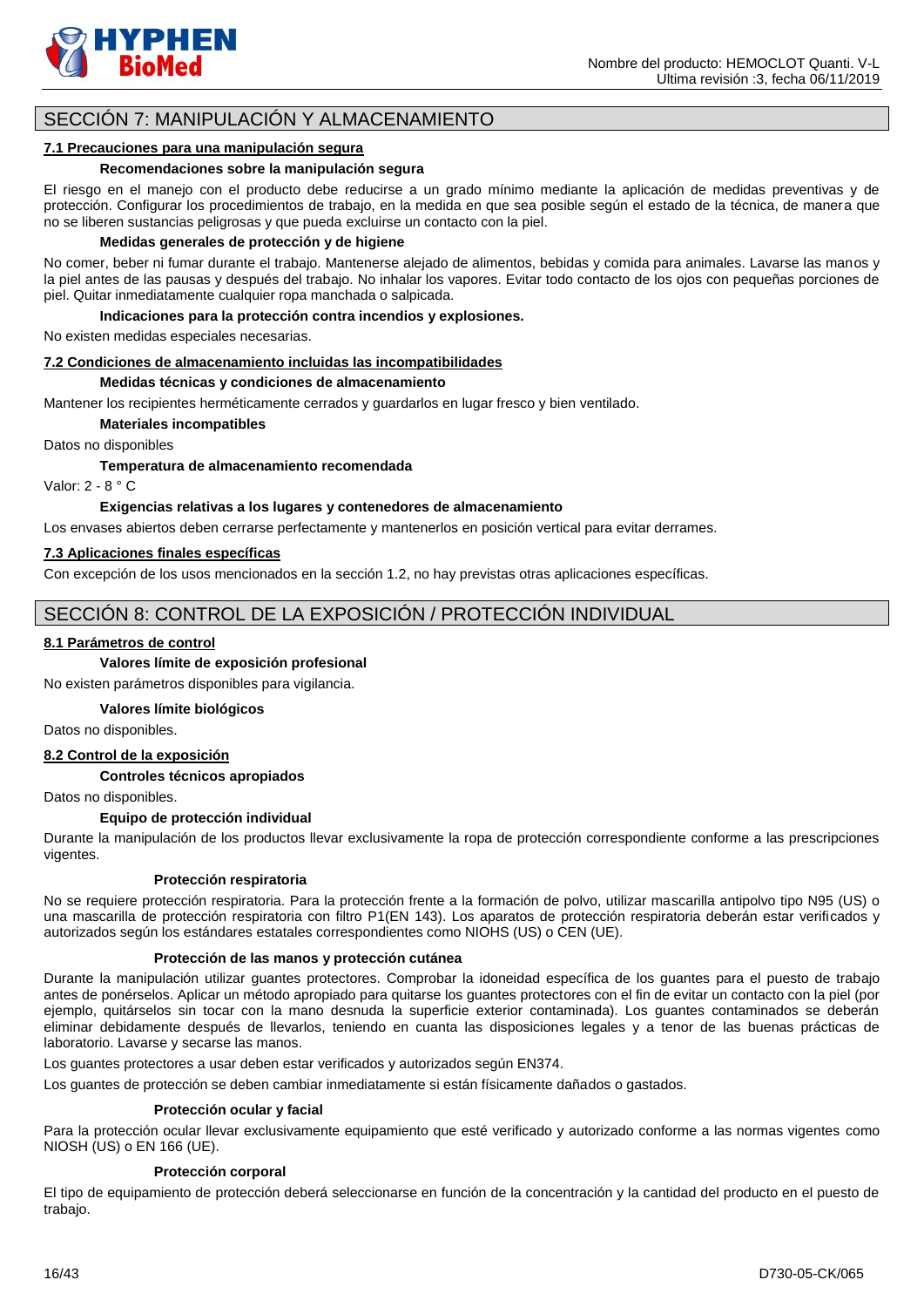## SECCIÓN 7: MANIPULACIÓN Y ALMACENAMIENTO

### 7.1 Precauciones para una manipulación segura

**Recomendaciones sobre la manipulación segura**

El riesgo en el manejo con el producto debe reducirse a un grado mínimo mediante la aplicación de medidas preventivas y de protección. Configurar los procedimientos de trabajo, en la medida en que sea posible según el estado de la técnica, de manera que no se liberen sustancias peligrosas y que pueda excluirse un contacto con la piel.

**Medidas generales de protección y de higiene**

No comer, beber ni fumar durante el trabajo. Mantenerse alejado de alimentos, bebidas y comida para animales. Lavarse las manos y la piel antes de las pausas y después del trabajo. No inhalar los vapores. Evitar todo contacto de los ojos con pequeñas porciones de piel. Quitar inmediatamente cualquier ropa manchada o salpicada.

**Indicaciones para la protección contra incendios y explosiones.**

No existen medidas especiales necesarias.

### 7.2 Condiciones de almacenamiento incluidas las incompatibilidades

**Medidas técnicas y condiciones de almacenamiento**

Mantener los recipientes herméticamente cerrados y guardarlos en lugar fresco y bien ventilado.

**Materiales incompatibles**

Datos no disponibles

**Temperatura de almacenamiento recomendada**

Valor: 2 - 8 ° C

**Exigencias relativas a los lugares y contenedores de almacenamiento**

Los envases abiertos deben cerrarse perfectamente y mantenerlos en posición vertical para evitar derrames.

### 7.3 Aplicaciones finales específicas

Con excepción de los usos mencionados en la sección 1.2, no hay previstas otras aplicaciones específicas.

## SECCIÓN 8: CONTROL DE LA EXPOSICIÓN / PROTECCIÓN INDIVIDUAL

### 8.1 Parámetros de control

**Valores límite de exposición profesional**

No existen parámetros disponibles para vigilancia.

**Valores límite biológicos**

Datos no disponibles.

### 8.2 Control de la exposición

**Controles técnicos apropiados**

Datos no disponibles.

**Equipo de protección individual**

Durante la manipulación de los productos llevar exclusivamente la ropa de protección correspondiente conforme a las prescripciones vigentes.

**Protección respiratoria**

No se requiere protección respiratoria. Para la protección frente a la formación de polvo, utilizar mascarilla antipolvo tipo N95 (US) o una mascarilla de protección respiratoria con filtro P1(EN 143). Los aparatos de protección respiratoria deberán estar verificados y autorizados según los estándares estatales correspondientes como NIOHS (US) o CEN (UE).

**Protección de las manos y protección cutánea**

Durante la manipulación utilizar guantes protectores. Comprobar la idoneidad específica de los guantes para el puesto de trabajo antes de ponérselos. Aplicar un método apropiado para quitarse los guantes protectores con el fin de evitar un contacto con la piel (por ejemplo, quitárselos sin tocar con la mano desnuda la superficie exterior contaminada). Los guantes contaminados se deberán eliminar debidamente después de llevarlos, teniendo en cuanta las disposiciones legales y a tenor de las buenas prácticas de laboratorio. Lavarse y secarse las manos.

Los guantes protectores a usar deben estar verificados y autorizados según EN374.

Los guantes de protección se deben cambiar inmediatamente si están físicamente dañados o gastados.

**Protección ocular y facial**

Para la protección ocular llevar exclusivamente equipamiento que esté verificado y autorizado conforme a las normas vigentes como NIOSH (US) o EN 166 (UE).

**Protección corporal**

El tipo de equipamiento de protección deberá seleccionarse en función de la concentración y la cantidad del producto en el puesto de trabajo.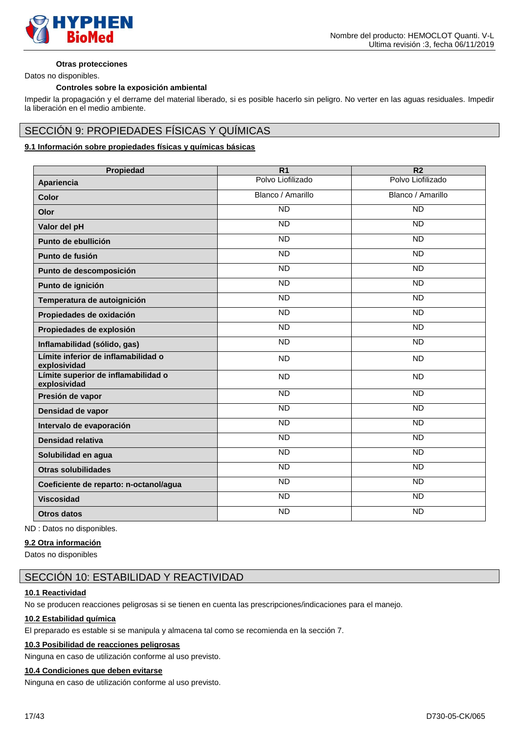#### Otras protecciones

Datos no disponibles.

#### Controles sobre la exposición ambiental

Impedir la propagación y el derrame del material liberado, si es posible hacerlo sin peligro. No verter en las aguas residuales. Impedir la liberación en el medio ambiente.

## SECCIÓN 9: PROPIEDADES FÍSICAS Y QUÍMICAS

### 9.1 Información sobre propiedades físicas y químicas básicas

| Propiedad | R1 | R2 |
|---|---|---|
| **Apariencia** | Polvo Liofilizado | Polvo Liofilizado |
| **Color** | Blanco / Amarillo | Blanco / Amarillo |
| **Olor** | ND | ND |
| **Valor del pH** | ND | ND |
| **Punto de ebullición** | ND | ND |
| **Punto de fusión** | ND | ND |
| **Punto de descomposición** | ND | ND |
| **Punto de ignición** | ND | ND |
| **Temperatura de autoignición** | ND | ND |
| **Propiedades de oxidación** | ND | ND |
| **Propiedades de explosión** | ND | ND |
| **Inflamabilidad (sólido, gas)** | ND | ND |
| **Límite inferior de inflamabilidad o explosividad** | ND | ND |
| **Límite superior de inflamabilidad o explosividad** | ND | ND |
| **Presión de vapor** | ND | ND |
| **Densidad de vapor** | ND | ND |
| **Intervalo de evaporación** | ND | ND |
| **Densidad relativa** | ND | ND |
| **Solubilidad en agua** | ND | ND |
| **Otras solubilidades** | ND | ND |
| **Coeficiente de reparto: n-octanol/agua** | ND | ND |
| **Viscosidad** | ND | ND |
| **Otros datos** | ND | ND |

ND : Datos no disponibles.

### 9.2 Otra información

Datos no disponibles

## SECCIÓN 10: ESTABILIDAD Y REACTIVIDAD

### 10.1 Reactividad

No se producen reacciones peligrosas si se tienen en cuenta las prescripciones/indicaciones para el manejo.

### 10.2 Estabilidad química

El preparado es estable si se manipula y almacena tal como se recomienda en la sección 7.

### 10.3 Posibilidad de reacciones peligrosas

Ninguna en caso de utilización conforme al uso previsto.

### 10.4 Condiciones que deben evitarse

Ninguna en caso de utilización conforme al uso previsto.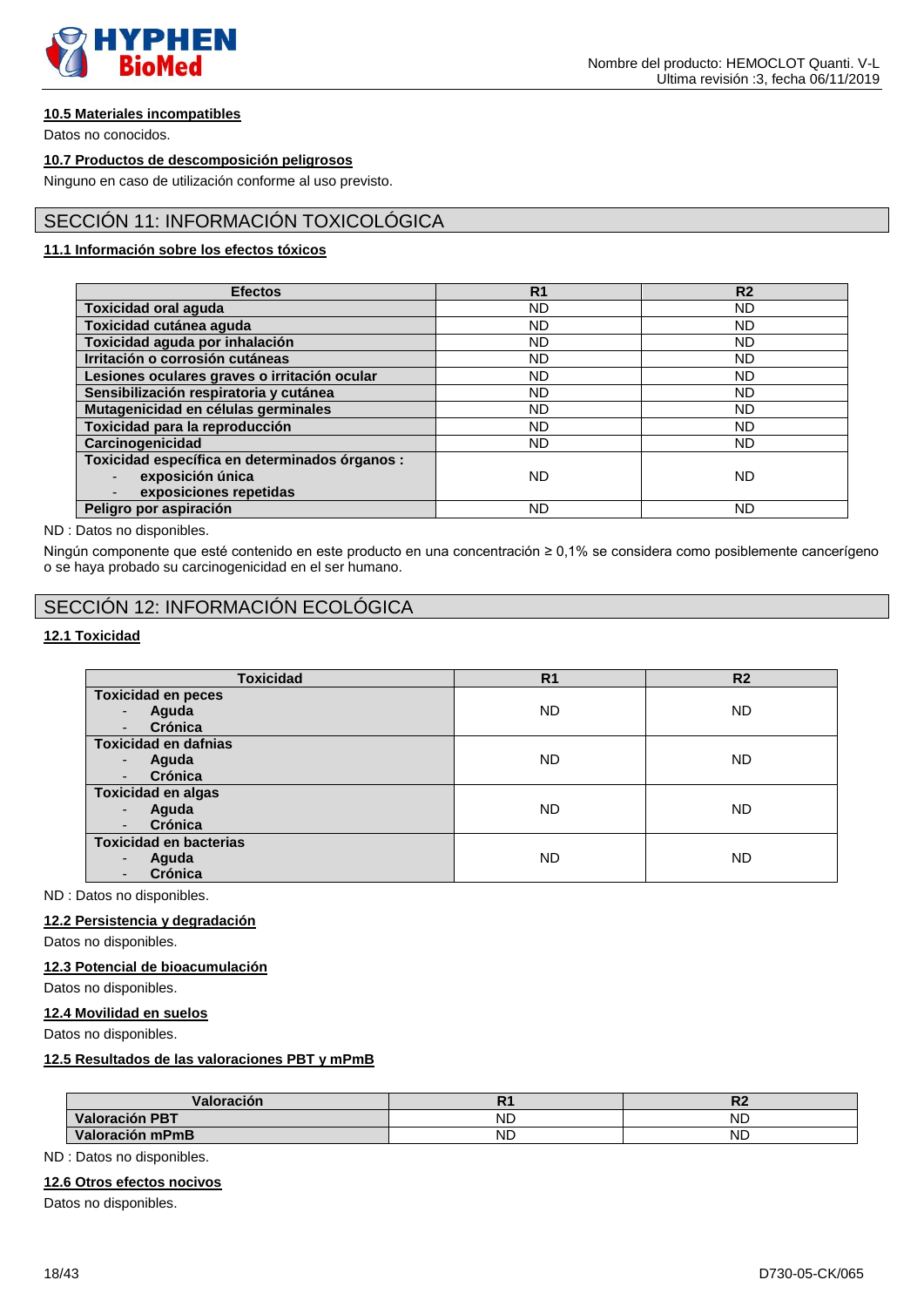### 10.5 Materiales incompatibles

Datos no conocidos.

### 10.7 Productos de descomposición peligrosos

Ninguno en caso de utilización conforme al uso previsto.

## SECCIÓN 11: INFORMACIÓN TOXICOLÓGICA

### 11.1 Información sobre los efectos tóxicos

| Efectos | R1 | R2 |
|---|---|---|
| **Toxicidad oral aguda** | ND | ND |
| **Toxicidad cutánea aguda** | ND | ND |
| **Toxicidad aguda por inhalación** | ND | ND |
| **Irritación o corrosión cutáneas** | ND | ND |
| **Lesiones oculares graves o irritación ocular** | ND | ND |
| **Sensibilización respiratoria y cutánea** | ND | ND |
| **Mutagenicidad en células germinales** | ND | ND |
| **Toxicidad para la reproducción** | ND | ND |
| **Carcinogenicidad** | ND | ND |
| **Toxicidad específica en determinados órganos :**<br>- **exposición única**<br>- **exposiciones repetidas** | ND | ND |
| **Peligro por aspiración** | ND | ND |

ND : Datos no disponibles.

Ningún componente que esté contenido en este producto en una concentración ≥ 0,1% se considera como posiblemente cancerígeno o se haya probado su carcinogenicidad en el ser humano.

## SECCIÓN 12: INFORMACIÓN ECOLÓGICA

### 12.1 Toxicidad

| Toxicidad | R1 | R2 |
|---|---|---|
| **Toxicidad en peces**<br>- **Aguda**<br>- **Crónica** | ND | ND |
| **Toxicidad en dafnias**<br>- **Aguda**<br>- **Crónica** | ND | ND |
| **Toxicidad en algas**<br>- **Aguda**<br>- **Crónica** | ND | ND |
| **Toxicidad en bacterias**<br>- **Aguda**<br>- **Crónica** | ND | ND |

ND : Datos no disponibles.

### 12.2 Persistencia y degradación

Datos no disponibles.

### 12.3 Potencial de bioacumulación

Datos no disponibles.

### 12.4 Movilidad en suelos

Datos no disponibles.

### 12.5 Resultados de las valoraciones PBT y mPmB

| Valoración | R1 | R2 |
|---|---|---|
| **Valoración PBT** | ND | ND |
| **Valoración mPmB** | ND | ND |

ND : Datos no disponibles.

### 12.6 Otros efectos nocivos

Datos no disponibles.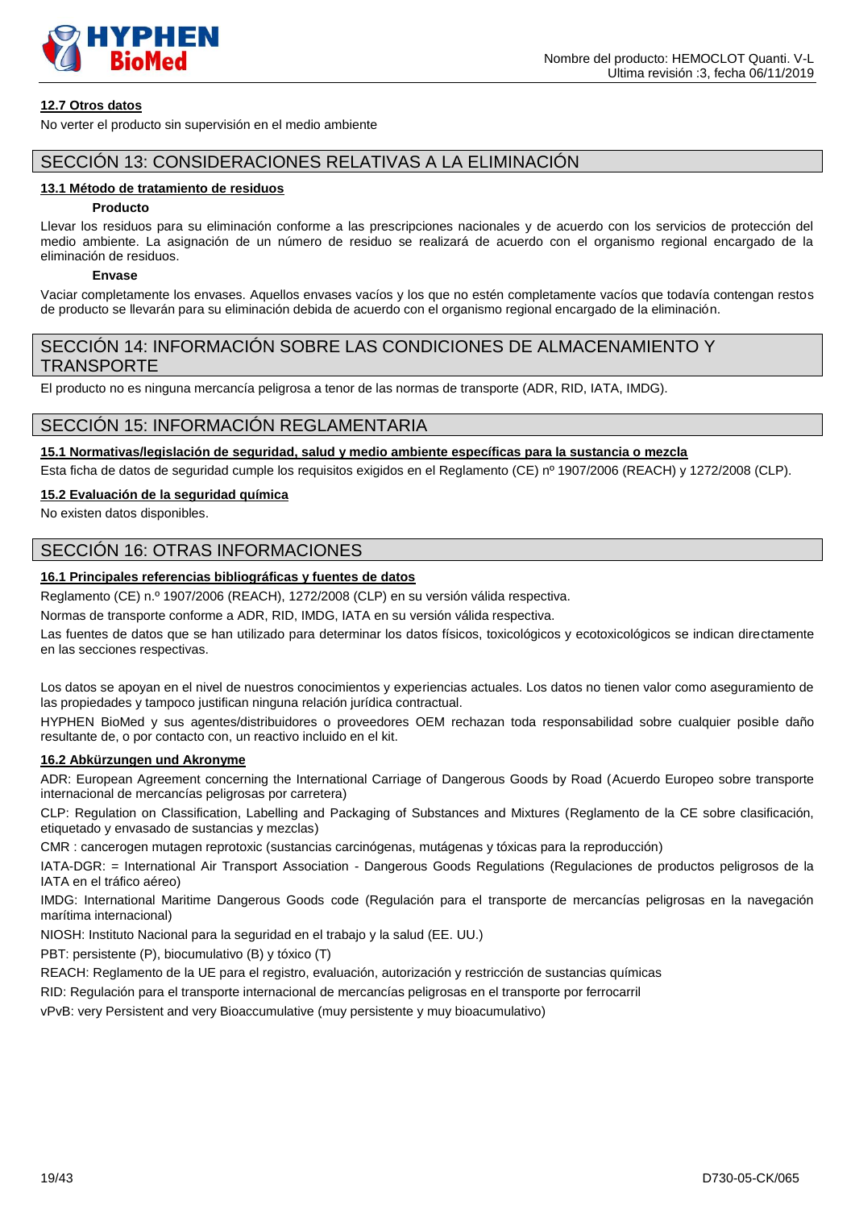#### 12.7 Otros datos

No verter el producto sin supervisión en el medio ambiente

## SECCIÓN 13: CONSIDERACIONES RELATIVAS A LA ELIMINACIÓN

#### 13.1 Método de tratamiento de residuos

**Producto**

Llevar los residuos para su eliminación conforme a las prescripciones nacionales y de acuerdo con los servicios de protección del medio ambiente. La asignación de un número de residuo se realizará de acuerdo con el organismo regional encargado de la eliminación de residuos.

**Envase**

Vaciar completamente los envases. Aquellos envases vacíos y los que no estén completamente vacíos que todavía contengan restos de producto se llevarán para su eliminación debida de acuerdo con el organismo regional encargado de la eliminación.

## SECCIÓN 14: INFORMACIÓN SOBRE LAS CONDICIONES DE ALMACENAMIENTO Y TRANSPORTE

El producto no es ninguna mercancía peligrosa a tenor de las normas de transporte (ADR, RID, IATA, IMDG).

## SECCIÓN 15: INFORMACIÓN REGLAMENTARIA

#### 15.1 Normativas/legislación de seguridad, salud y medio ambiente específicas para la sustancia o mezcla

Esta ficha de datos de seguridad cumple los requisitos exigidos en el Reglamento (CE) nº 1907/2006 (REACH) y 1272/2008 (CLP).

#### 15.2 Evaluación de la seguridad química

No existen datos disponibles.

## SECCIÓN 16: OTRAS INFORMACIONES

#### 16.1 Principales referencias bibliográficas y fuentes de datos

Reglamento (CE) n.º 1907/2006 (REACH), 1272/2008 (CLP) en su versión válida respectiva.

Normas de transporte conforme a ADR, RID, IMDG, IATA en su versión válida respectiva.

Las fuentes de datos que se han utilizado para determinar los datos físicos, toxicológicos y ecotoxicológicos se indican directamente en las secciones respectivas.

Los datos se apoyan en el nivel de nuestros conocimientos y experiencias actuales. Los datos no tienen valor como aseguramiento de las propiedades y tampoco justifican ninguna relación jurídica contractual.

HYPHEN BioMed y sus agentes/distribuidores o proveedores OEM rechazan toda responsabilidad sobre cualquier posible daño resultante de, o por contacto con, un reactivo incluido en el kit.

#### 16.2 Abkürzungen und Akronyme

ADR: European Agreement concerning the International Carriage of Dangerous Goods by Road (Acuerdo Europeo sobre transporte internacional de mercancías peligrosas por carretera)

CLP: Regulation on Classification, Labelling and Packaging of Substances and Mixtures (Reglamento de la CE sobre clasificación, etiquetado y envasado de sustancias y mezclas)

CMR : cancerogen mutagen reprotoxic (sustancias carcinógenas, mutágenas y tóxicas para la reproducción)

IATA-DGR: = International Air Transport Association - Dangerous Goods Regulations (Regulaciones de productos peligrosos de la IATA en el tráfico aéreo)

IMDG: International Maritime Dangerous Goods code (Regulación para el transporte de mercancías peligrosas en la navegación marítima internacional)

NIOSH: Instituto Nacional para la seguridad en el trabajo y la salud (EE. UU.)

PBT: persistente (P), biocumulativo (B) y tóxico (T)

REACH: Reglamento de la UE para el registro, evaluación, autorización y restricción de sustancias químicas

RID: Regulación para el transporte internacional de mercancías peligrosas en el transporte por ferrocarril

vPvB: very Persistent and very Bioaccumulative (muy persistente y muy bioacumulativo)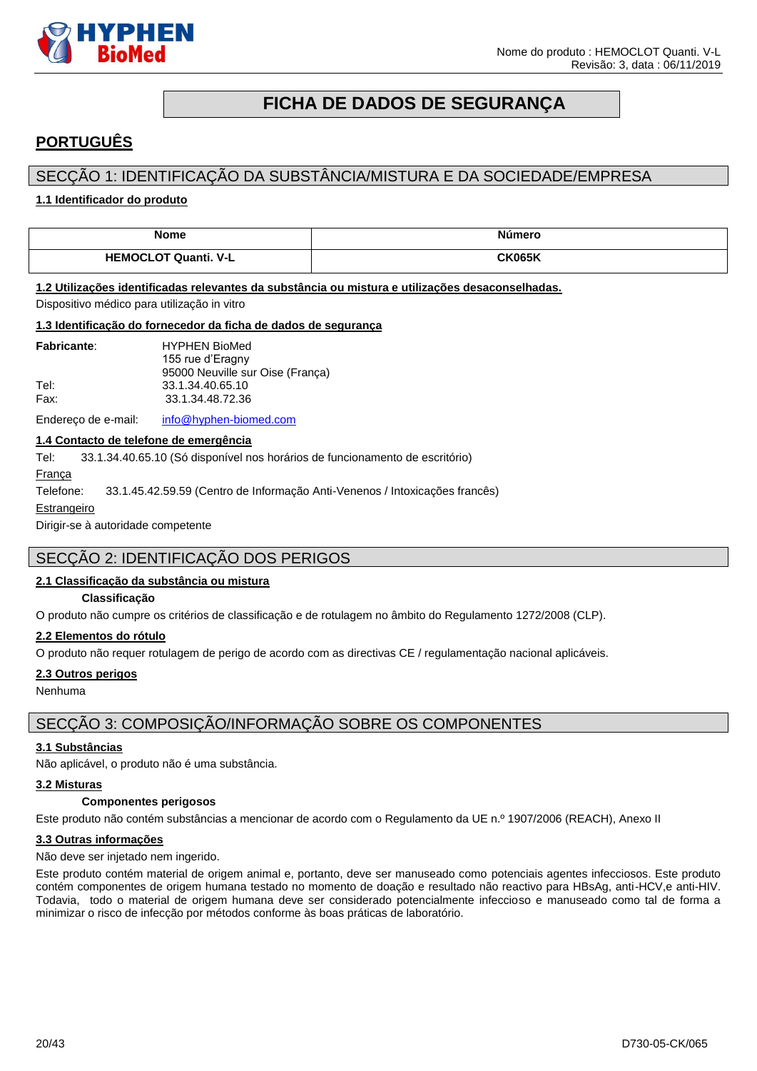# FICHA DE DADOS DE SEGURANÇA

## PORTUGUÊS

## SECÇÃO 1: IDENTIFICAÇÃO DA SUBSTÂNCIA/MISTURA E DA SOCIEDADE/EMPRESA

### 1.1 Identificador do produto

| Nome | Número |
|---|---|
| **HEMOCLOT Quanti. V-L** | **CK065K** |

### 1.2 Utilizações identificadas relevantes da substância ou mistura e utilizações desaconselhadas.

Dispositivo médico para utilização in vitro

### 1.3 Identificação do fornecedor da ficha de dados de segurança

**Fabricante**: HYPHEN BioMed
155 rue d'Eragny
95000 Neuville sur Oise (França)

Tel: 33.1.34.40.65.10
Fax: 33.1.34.48.72.36

Endereço de e-mail: info@hyphen-biomed.com

### 1.4 Contacto de telefone de emergência

Tel: 33.1.34.40.65.10 (Só disponível nos horários de funcionamento de escritório)

França

Telefone: 33.1.45.42.59.59 (Centro de Informação Anti-Venenos / Intoxicações francês)

Estrangeiro

Dirigir-se à autoridade competente

## SECÇÃO 2: IDENTIFICAÇÃO DOS PERIGOS

### 2.1 Classificação da substância ou mistura

**Classificação**

O produto não cumpre os critérios de classificação e de rotulagem no âmbito do Regulamento 1272/2008 (CLP).

### 2.2 Elementos do rótulo

O produto não requer rotulagem de perigo de acordo com as directivas CE / regulamentação nacional aplicáveis.

### 2.3 Outros perigos

Nenhuma

## SECÇÃO 3: COMPOSIÇÃO/INFORMAÇÃO SOBRE OS COMPONENTES

### 3.1 Substâncias

Não aplicável, o produto não é uma substância.

### 3.2 Misturas

**Componentes perigosos**

Este produto não contém substâncias a mencionar de acordo com o Regulamento da UE n.º 1907/2006 (REACH), Anexo II

### 3.3 Outras informações

Não deve ser injetado nem ingerido.

Este produto contém material de origem animal e, portanto, deve ser manuseado como potenciais agentes infecciosos. Este produto contém componentes de origem humana testado no momento de doação e resultado não reactivo para HBsAg, anti-HCV,e anti-HIV. Todavia, todo o material de origem humana deve ser considerado potencialmente infeccioso e manuseado como tal de forma a minimizar o risco de infecção por métodos conforme às boas práticas de laboratório.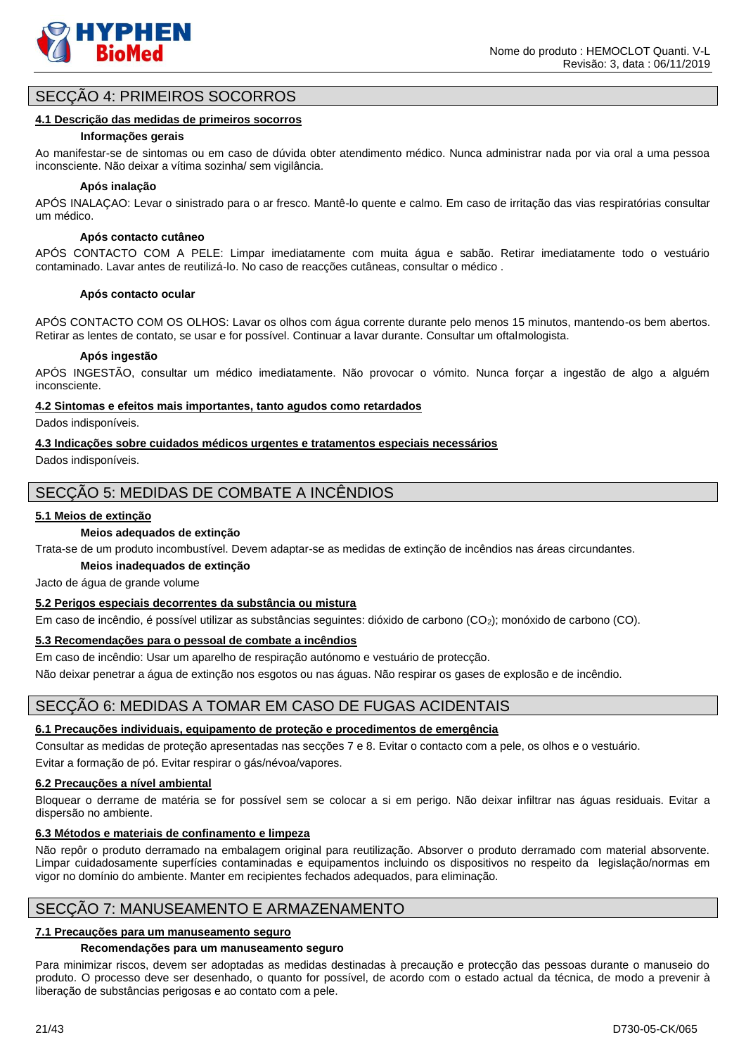## SECÇÃO 4: PRIMEIROS SOCORROS

### 4.1 Descrição das medidas de primeiros socorros

**Informações gerais**

Ao manifestar-se de sintomas ou em caso de dúvida obter atendimento médico. Nunca administrar nada por via oral a uma pessoa inconsciente. Não deixar a vítima sozinha/ sem vigilância.

**Após inalação**

APÓS INALAÇAO: Levar o sinistrado para o ar fresco. Mantê-lo quente e calmo. Em caso de irritação das vias respiratórias consultar um médico.

**Após contacto cutâneo**

APÓS CONTACTO COM A PELE: Limpar imediatamente com muita água e sabão. Retirar imediatamente todo o vestuário contaminado. Lavar antes de reutilizá-lo. No caso de reacções cutâneas, consultar o médico .

**Após contacto ocular**

APÓS CONTACTO COM OS OLHOS: Lavar os olhos com água corrente durante pelo menos 15 minutos, mantendo-os bem abertos. Retirar as lentes de contato, se usar e for possível. Continuar a lavar durante. Consultar um oftalmologista.

**Após ingestão**

APÓS INGESTÃO, consultar um médico imediatamente. Não provocar o vómito. Nunca forçar a ingestão de algo a alguém inconsciente.

### 4.2 Sintomas e efeitos mais importantes, tanto agudos como retardados

Dados indisponíveis.

### 4.3 Indicações sobre cuidados médicos urgentes e tratamentos especiais necessários

Dados indisponíveis.

## SECÇÃO 5: MEDIDAS DE COMBATE A INCÊNDIOS

### 5.1 Meios de extinção

**Meios adequados de extinção**

Trata-se de um produto incombustível. Devem adaptar-se as medidas de extinção de incêndios nas áreas circundantes.

**Meios inadequados de extinção**

Jacto de água de grande volume

### 5.2 Perigos especiais decorrentes da substância ou mistura

Em caso de incêndio, é possível utilizar as substâncias seguintes: dióxido de carbono ($CO_2$); monóxido de carbono (CO).

### 5.3 Recomendações para o pessoal de combate a incêndios

Em caso de incêndio: Usar um aparelho de respiração autónomo e vestuário de protecção.

Não deixar penetrar a água de extinção nos esgotos ou nas águas. Não respirar os gases de explosão e de incêndio.

## SECÇÃO 6: MEDIDAS A TOMAR EM CASO DE FUGAS ACIDENTAIS

### 6.1 Precauções individuais, equipamento de proteção e procedimentos de emergência

Consultar as medidas de proteção apresentadas nas secções 7 e 8. Evitar o contacto com a pele, os olhos e o vestuário.

Evitar a formação de pó. Evitar respirar o gás/névoa/vapores.

### 6.2 Precauções a nível ambiental

Bloquear o derrame de matéria se for possível sem se colocar a si em perigo. Não deixar infiltrar nas águas residuais. Evitar a dispersão no ambiente.

### 6.3 Métodos e materiais de confinamento e limpeza

Não repôr o produto derramado na embalagem original para reutilização. Absorver o produto derramado com material absorvente. Limpar cuidadosamente superfícies contaminadas e equipamentos incluindo os dispositivos no respeito da legislação/normas em vigor no domínio do ambiente. Manter em recipientes fechados adequados, para eliminação.

## SECÇÃO 7: MANUSEAMENTO E ARMAZENAMENTO

### 7.1 Precauções para um manuseamento seguro

**Recomendações para um manuseamento seguro**

Para minimizar riscos, devem ser adoptadas as medidas destinadas à precaução e protecção das pessoas durante o manuseio do produto. O processo deve ser desenhado, o quanto for possível, de acordo com o estado actual da técnica, de modo a prevenir à liberação de substâncias perigosas e ao contato com a pele.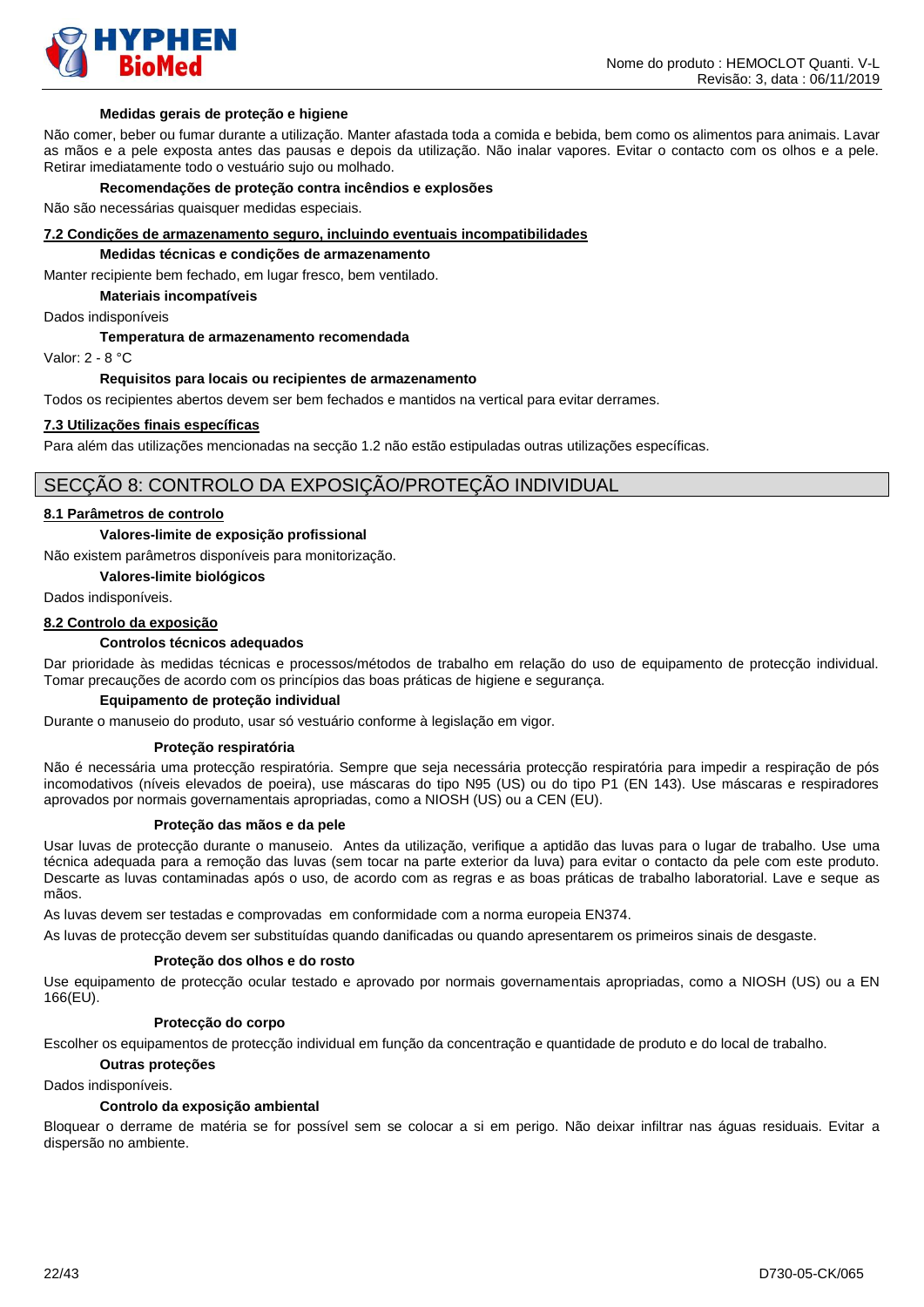**Medidas gerais de proteção e higiene**

Não comer, beber ou fumar durante a utilização. Manter afastada toda a comida e bebida, bem como os alimentos para animais. Lavar as mãos e a pele exposta antes das pausas e depois da utilização. Não inalar vapores. Evitar o contacto com os olhos e a pele. Retirar imediatamente todo o vestuário sujo ou molhado.

**Recomendações de proteção contra incêndios e explosões**

Não são necessárias quaisquer medidas especiais.

### 7.2 Condições de armazenamento seguro, incluindo eventuais incompatibilidades

**Medidas técnicas e condições de armazenamento**

Manter recipiente bem fechado, em lugar fresco, bem ventilado.

**Materiais incompatíveis**

Dados indisponíveis

**Temperatura de armazenamento recomendada**

Valor: 2 - 8 °C

**Requisitos para locais ou recipientes de armazenamento**

Todos os recipientes abertos devem ser bem fechados e mantidos na vertical para evitar derrames.

### 7.3 Utilizações finais específicas

Para além das utilizações mencionadas na secção 1.2 não estão estipuladas outras utilizações específicas.

## SECÇÃO 8: CONTROLO DA EXPOSIÇÃO/PROTEÇÃO INDIVIDUAL

### 8.1 Parâmetros de controlo

**Valores-limite de exposição profissional**

Não existem parâmetros disponíveis para monitorização.

**Valores-limite biológicos**

Dados indisponíveis.

### 8.2 Controlo da exposição

**Controlos técnicos adequados**

Dar prioridade às medidas técnicas e processos/métodos de trabalho em relação do uso de equipamento de protecção individual. Tomar precauções de acordo com os princípios das boas práticas de higiene e segurança.

**Equipamento de proteção individual**

Durante o manuseio do produto, usar só vestuário conforme à legislação em vigor.

**Proteção respiratória**

Não é necessária uma protecção respiratória. Sempre que seja necessária protecção respiratória para impedir a respiração de pós incomodativos (níveis elevados de poeira), use máscaras do tipo N95 (US) ou do tipo P1 (EN 143). Use máscaras e respiradores aprovados por normais governamentais apropriadas, como a NIOSH (US) ou a CEN (EU).

**Proteção das mãos e da pele**

Usar luvas de protecção durante o manuseio. Antes da utilização, verifique a aptidão das luvas para o lugar de trabalho. Use uma técnica adequada para a remoção das luvas (sem tocar na parte exterior da luva) para evitar o contacto da pele com este produto. Descarte as luvas contaminadas após o uso, de acordo com as regras e as boas práticas de trabalho laboratorial. Lave e seque as mãos.

As luvas devem ser testadas e comprovadas em conformidade com a norma europeia EN374.

As luvas de protecção devem ser substituídas quando danificadas ou quando apresentarem os primeiros sinais de desgaste.

**Proteção dos olhos e do rosto**

Use equipamento de protecção ocular testado e aprovado por normais governamentais apropriadas, como a NIOSH (US) ou a EN 166(EU).

**Protecção do corpo**

Escolher os equipamentos de protecção individual em função da concentração e quantidade de produto e do local de trabalho.

**Outras proteções**

Dados indisponíveis.

**Controlo da exposição ambiental**

Bloquear o derrame de matéria se for possível sem se colocar a si em perigo. Não deixar infiltrar nas águas residuais. Evitar a dispersão no ambiente.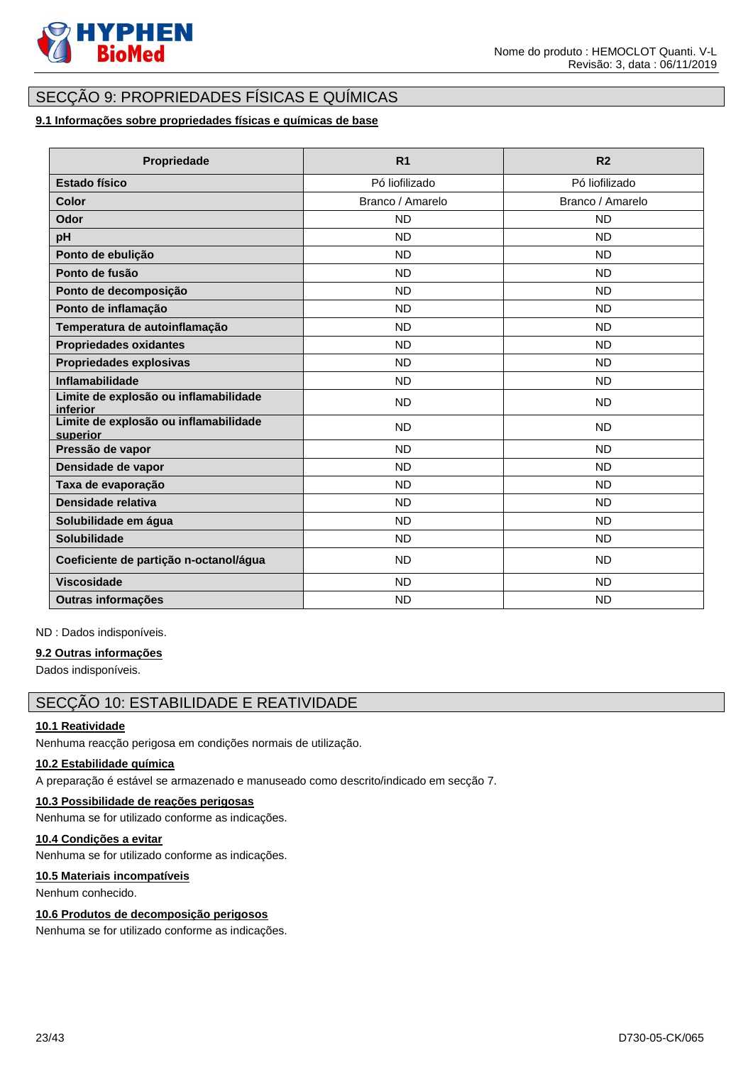## SECÇÃO 9: PROPRIEDADES FÍSICAS E QUÍMICAS

### 9.1 Informações sobre propriedades físicas e químicas de base

| Propriedade | R1 | R2 |
|---|---|---|
| **Estado físico** | Pó liofilizado | Pó liofilizado |
| **Color** | Branco / Amarelo | Branco / Amarelo |
| **Odor** | ND | ND |
| **pH** | ND | ND |
| **Ponto de ebulição** | ND | ND |
| **Ponto de fusão** | ND | ND |
| **Ponto de decomposição** | ND | ND |
| **Ponto de inflamação** | ND | ND |
| **Temperatura de autoinflamação** | ND | ND |
| **Propriedades oxidantes** | ND | ND |
| **Propriedades explosivas** | ND | ND |
| **Inflamabilidade** | ND | ND |
| **Limite de explosão ou inflamabilidade inferior** | ND | ND |
| **Limite de explosão ou inflamabilidade superior** | ND | ND |
| **Pressão de vapor** | ND | ND |
| **Densidade de vapor** | ND | ND |
| **Taxa de evaporação** | ND | ND |
| **Densidade relativa** | ND | ND |
| **Solubilidade em água** | ND | ND |
| **Solubilidade** | ND | ND |
| **Coeficiente de partição n-octanol/água** | ND | ND |
| **Viscosidade** | ND | ND |
| **Outras informações** | ND | ND |

ND : Dados indisponíveis.

### 9.2 Outras informações

Dados indisponíveis.

## SECÇÃO 10: ESTABILIDADE E REATIVIDADE

### 10.1 Reatividade

Nenhuma reacção perigosa em condições normais de utilização.

### 10.2 Estabilidade química

A preparação é estável se armazenado e manuseado como descrito/indicado em secção 7.

### 10.3 Possibilidade de reações perigosas

Nenhuma se for utilizado conforme as indicações.

### 10.4 Condições a evitar

Nenhuma se for utilizado conforme as indicações.

### 10.5 Materiais incompatíveis

Nenhum conhecido.

### 10.6 Produtos de decomposição perigosos

Nenhuma se for utilizado conforme as indicações.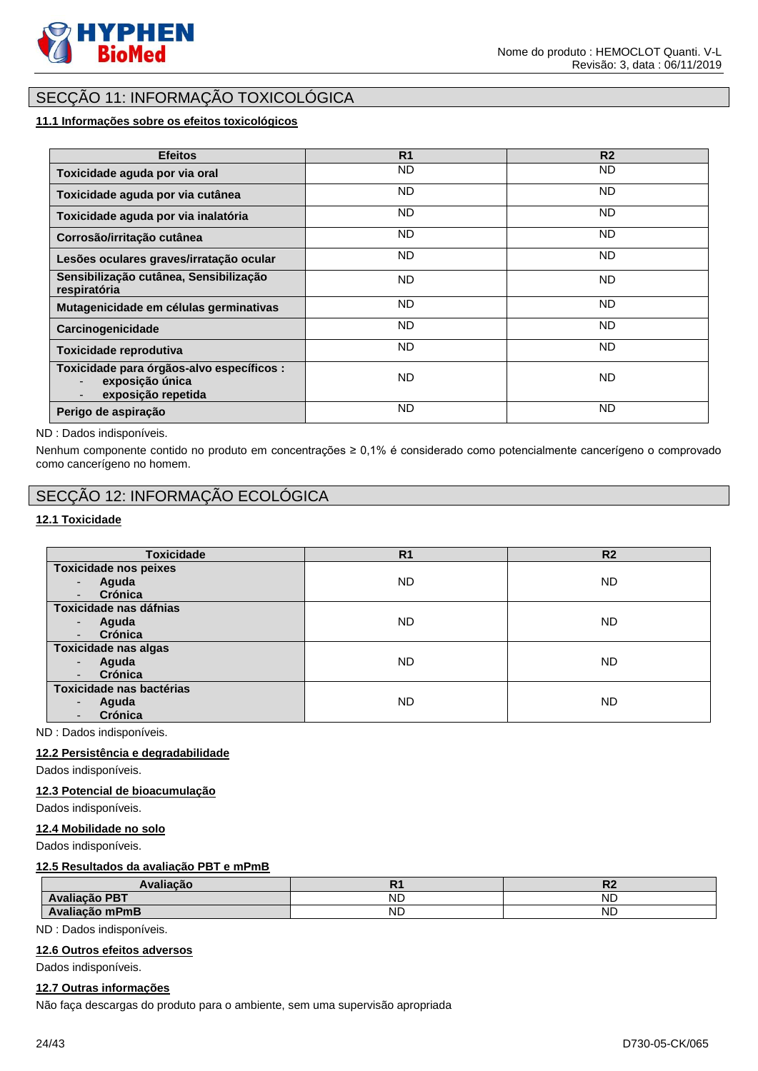## SECÇÃO 11: INFORMAÇÃO TOXICOLÓGICA

**11.1 Informações sobre os efeitos toxicológicos**

| Efeitos | R1 | R2 |
|---|---|---|
| **Toxicidade aguda por via oral** | ND | ND |
| **Toxicidade aguda por via cutânea** | ND | ND |
| **Toxicidade aguda por via inalatória** | ND | ND |
| **Corrosão/irritação cutânea** | ND | ND |
| **Lesões oculares graves/irratação ocular** | ND | ND |
| **Sensibilização cutânea, Sensibilização respiratória** | ND | ND |
| **Mutagenicidade em células germinativas** | ND | ND |
| **Carcinogenicidade** | ND | ND |
| **Toxicidade reprodutiva** | ND | ND |
| **Toxicidade para órgãos-alvo específicos :** - **exposição única** - **exposição repetida** | ND | ND |
| **Perigo de aspiração** | ND | ND |

ND : Dados indisponíveis.

Nenhum componente contido no produto em concentrações ≥ 0,1% é considerado como potencialmente cancerígeno o comprovado como cancerígeno no homem.

## SECÇÃO 12: INFORMAÇÃO ECOLÓGICA

**12.1 Toxicidade**

| Toxicidade | R1 | R2 |
|---|---|---|
| **Toxicidade nos peixes** - **Aguda** - **Crónica** | ND | ND |
| **Toxicidade nas dáfnias** - **Aguda** - **Crónica** | ND | ND |
| **Toxicidade nas algas** - **Aguda** - **Crónica** | ND | ND |
| **Toxicidade nas bactérias** - **Aguda** - **Crónica** | ND | ND |

ND : Dados indisponíveis.

**12.2 Persistência e degradabilidade**

Dados indisponíveis.

**12.3 Potencial de bioacumulação**

Dados indisponíveis.

**12.4 Mobilidade no solo**

Dados indisponíveis.

**12.5 Resultados da avaliação PBT e mPmB**

| Avaliação | R1 | R2 |
|---|---|---|
| **Avaliação PBT** | ND | ND |
| **Avaliação mPmB** | ND | ND |

ND : Dados indisponíveis.

**12.6 Outros efeitos adversos**

Dados indisponíveis.

**12.7 Outras informações**

Não faça descargas do produto para o ambiente, sem uma supervisão apropriada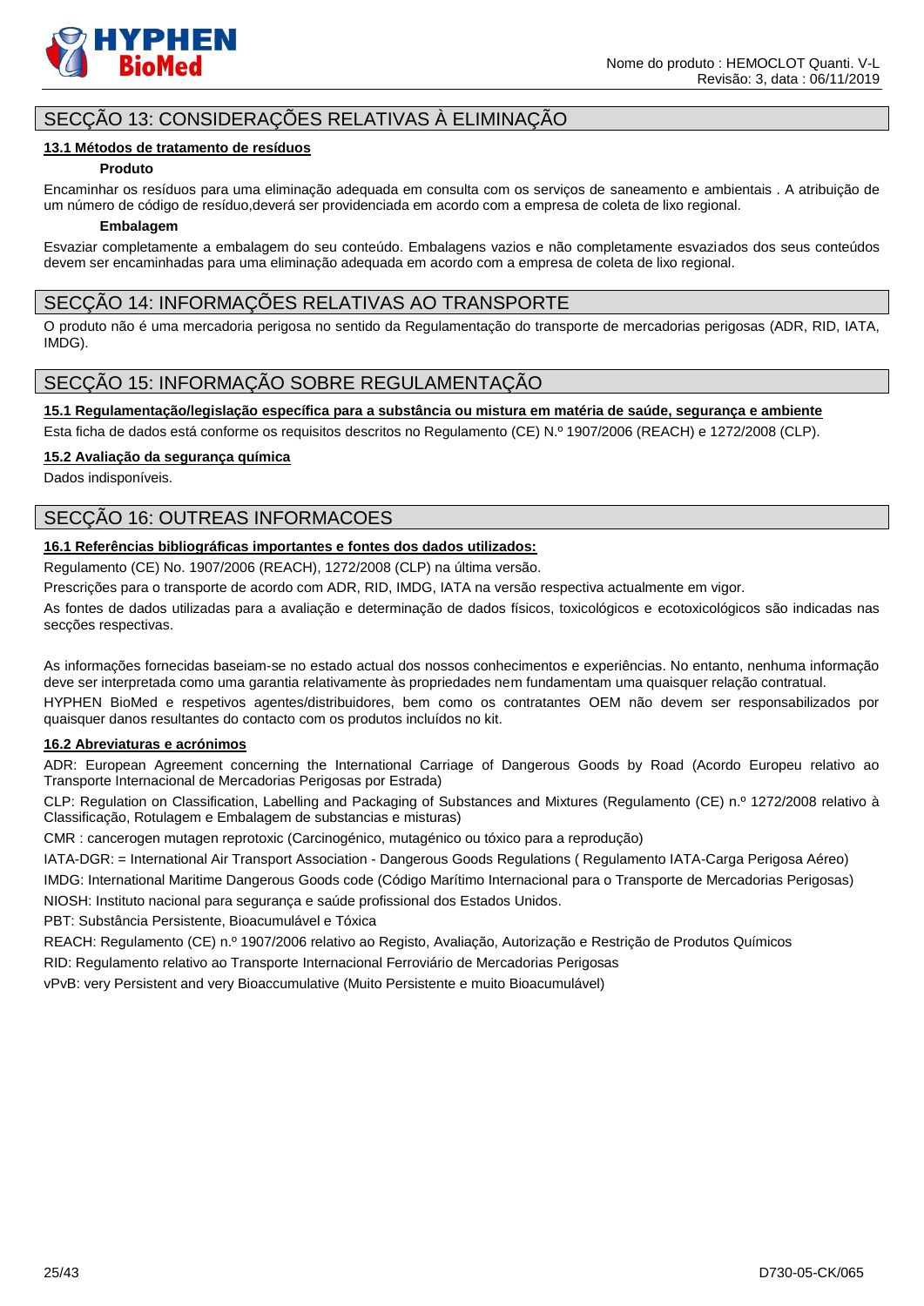## SECÇÃO 13: CONSIDERAÇÕES RELATIVAS À ELIMINAÇÃO

### 13.1 Métodos de tratamento de resíduos

**Produto**

Encaminhar os resíduos para uma eliminação adequada em consulta com os serviços de saneamento e ambientais . A atribuição de um número de código de resíduo,deverá ser providenciada em acordo com a empresa de coleta de lixo regional.

**Embalagem**

Esvaziar completamente a embalagem do seu conteúdo. Embalagens vazios e não completamente esvaziados dos seus conteúdos devem ser encaminhadas para uma eliminação adequada em acordo com a empresa de coleta de lixo regional.

## SECÇÃO 14: INFORMAÇÕES RELATIVAS AO TRANSPORTE

O produto não é uma mercadoria perigosa no sentido da Regulamentação do transporte de mercadorias perigosas (ADR, RID, IATA, IMDG).

## SECÇÃO 15: INFORMAÇÃO SOBRE REGULAMENTAÇÃO

### 15.1 Regulamentação/legislação específica para a substância ou mistura em matéria de saúde, segurança e ambiente

Esta ficha de dados está conforme os requisitos descritos no Regulamento (CE) N.º 1907/2006 (REACH) e 1272/2008 (CLP).

### 15.2 Avaliação da segurança química

Dados indisponíveis.

## SECÇÃO 16: OUTREAS INFORMACOES

### 16.1 Referências bibliográficas importantes e fontes dos dados utilizados:

Regulamento (CE) No. 1907/2006 (REACH), 1272/2008 (CLP) na última versão.

Prescrições para o transporte de acordo com ADR, RID, IMDG, IATA na versão respectiva actualmente em vigor.

As fontes de dados utilizadas para a avaliação e determinação de dados físicos, toxicológicos e ecotoxicológicos são indicadas nas secções respectivas.

As informações fornecidas baseiam-se no estado actual dos nossos conhecimentos e experiências. No entanto, nenhuma informação deve ser interpretada como uma garantia relativamente às propriedades nem fundamentam uma quaisquer relação contratual.

HYPHEN BioMed e respetivos agentes/distribuidores, bem como os contratantes OEM não devem ser responsabilizados por quaisquer danos resultantes do contacto com os produtos incluídos no kit.

### 16.2 Abreviaturas e acrónimos

ADR: European Agreement concerning the International Carriage of Dangerous Goods by Road (Acordo Europeu relativo ao Transporte Internacional de Mercadorias Perigosas por Estrada)

CLP: Regulation on Classification, Labelling and Packaging of Substances and Mixtures (Regulamento (CE) n.º 1272/2008 relativo à Classificação, Rotulagem e Embalagem de substancias e misturas)

CMR : cancerogen mutagen reprotoxic (Carcinogénico, mutagénico ou tóxico para a reprodução)

IATA-DGR: = International Air Transport Association - Dangerous Goods Regulations ( Regulamento IATA-Carga Perigosa Aéreo)

IMDG: International Maritime Dangerous Goods code (Código Marítimo Internacional para o Transporte de Mercadorias Perigosas)

NIOSH: Instituto nacional para segurança e saúde profissional dos Estados Unidos.

PBT: Substância Persistente, Bioacumulável e Tóxica

REACH: Regulamento (CE) n.º 1907/2006 relativo ao Registo, Avaliação, Autorização e Restrição de Produtos Químicos

RID: Regulamento relativo ao Transporte Internacional Ferroviário de Mercadorias Perigosas

vPvB: very Persistent and very Bioaccumulative (Muito Persistente e muito Bioacumulável)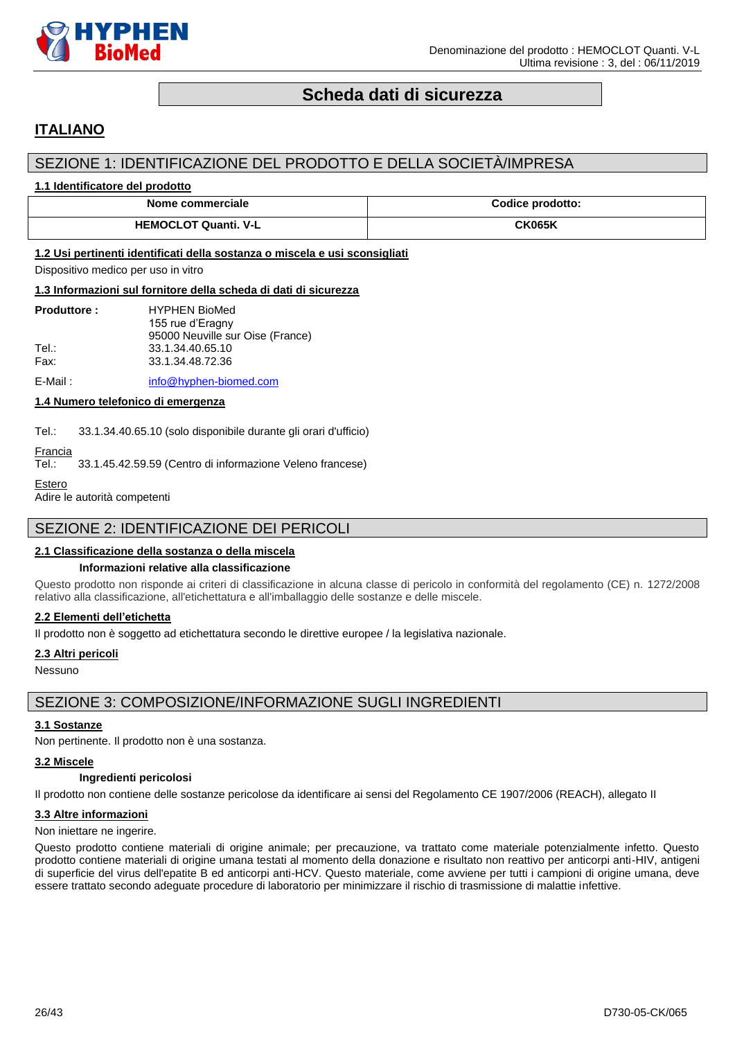# Scheda dati di sicurezza

## ITALIANO

## SEZIONE 1: IDENTIFICAZIONE DEL PRODOTTO E DELLA SOCIETÀ/IMPRESA

### 1.1 Identificatore del prodotto

| Nome commerciale | Codice prodotto: |
|---|---|
| HEMOCLOT Quanti. V-L | CK065K |

### 1.2 Usi pertinenti identificati della sostanza o miscela e usi sconsigliati

Dispositivo medico per uso in vitro

### 1.3 Informazioni sul fornitore della scheda di dati di sicurezza

**Produttore :** HYPHEN BioMed
155 rue d'Eragny
95000 Neuville sur Oise (France)

Tel.: 33.1.34.40.65.10
Fax: 33.1.34.48.72.36

E-Mail : info@hyphen-biomed.com

### 1.4 Numero telefonico di emergenza

Tel.: 33.1.34.40.65.10 (solo disponibile durante gli orari d'ufficio)

Francia
Tel.: 33.1.45.42.59.59 (Centro di informazione Veleno francese)

Estero
Adire le autorità competenti

## SEZIONE 2: IDENTIFICAZIONE DEI PERICOLI

### 2.1 Classificazione della sostanza o della miscela

**Informazioni relative alla classificazione**

Questo prodotto non risponde ai criteri di classificazione in alcuna classe di pericolo in conformità del regolamento (CE) n. 1272/2008 relativo alla classificazione, all'etichettatura e all'imballaggio delle sostanze e delle miscele.

### 2.2 Elementi dell'etichetta

Il prodotto non è soggetto ad etichettatura secondo le direttive europee / la legislativa nazionale.

### 2.3 Altri pericoli

Nessuno

## SEZIONE 3: COMPOSIZIONE/INFORMAZIONE SUGLI INGREDIENTI

### 3.1 Sostanze

Non pertinente. Il prodotto non è una sostanza.

### 3.2 Miscele

**Ingredienti pericolosi**

Il prodotto non contiene delle sostanze pericolose da identificare ai sensi del Regolamento CE 1907/2006 (REACH), allegato II

### 3.3 Altre informazioni

Non iniettare ne ingerire.

Questo prodotto contiene materiali di origine animale; per precauzione, va trattato come materiale potenzialmente infetto. Questo prodotto contiene materiali di origine umana testati al momento della donazione e risultato non reattivo per anticorpi anti-HIV, antigeni di superficie del virus dell'epatite B ed anticorpi anti-HCV. Questo materiale, come avviene per tutti i campioni di origine umana, deve essere trattato secondo adeguate procedure di laboratorio per minimizzare il rischio di trasmissione di malattie infettive.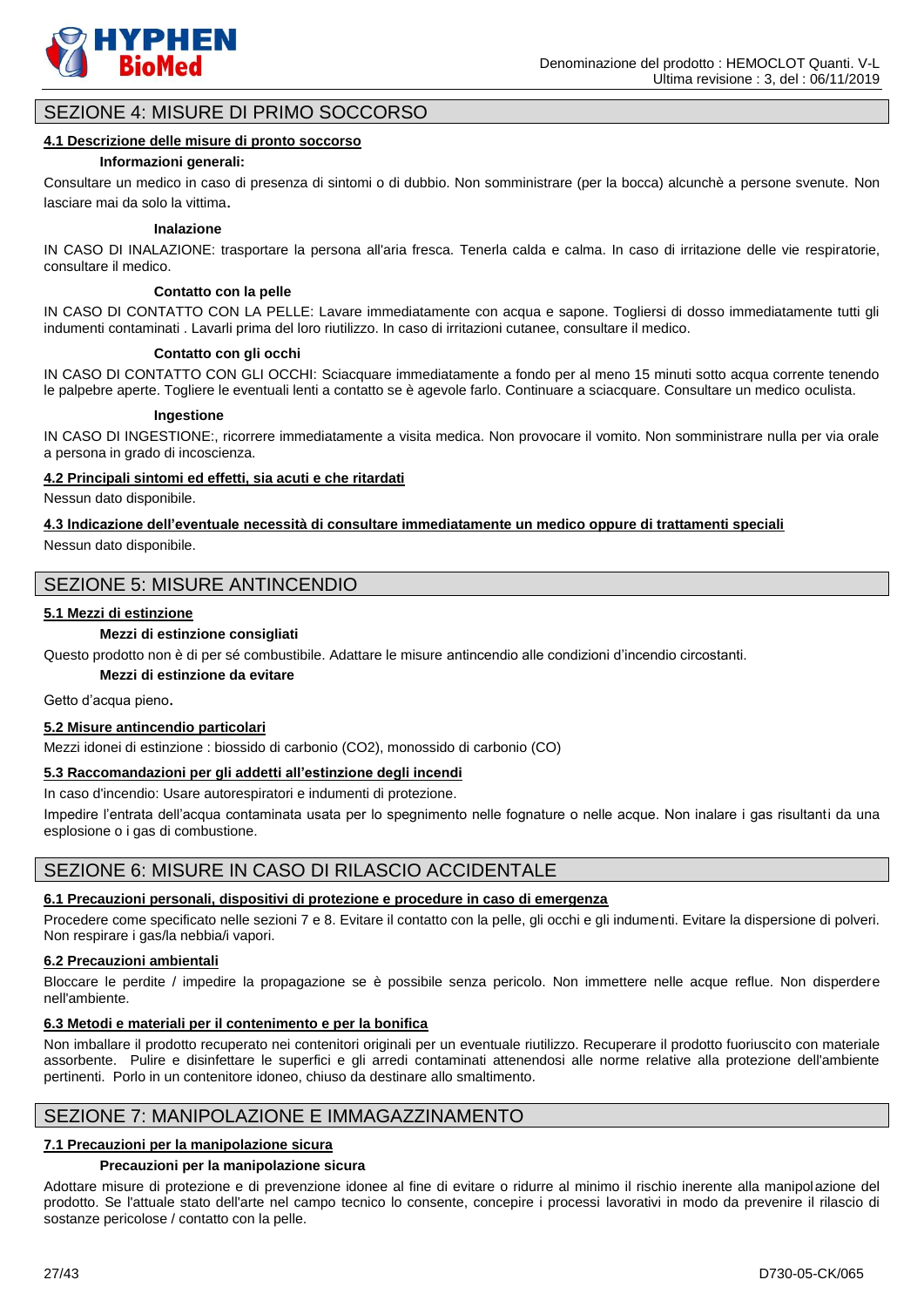## SEZIONE 4: MISURE DI PRIMO SOCCORSO

### 4.1 Descrizione delle misure di pronto soccorso

**Informazioni generali:**

Consultare un medico in caso di presenza di sintomi o di dubbio. Non somministrare (per la bocca) alcunchè a persone svenute. Non lasciare mai da solo la vittima.

**Inalazione**

IN CASO DI INALAZIONE: trasportare la persona all'aria fresca. Tenerla calda e calma. In caso di irritazione delle vie respiratorie, consultare il medico.

**Contatto con la pelle**

IN CASO DI CONTATTO CON LA PELLE: Lavare immediatamente con acqua e sapone. Togliersi di dosso immediatamente tutti gli indumenti contaminati . Lavarli prima del loro riutilizzo. In caso di irritazioni cutanee, consultare il medico.

**Contatto con gli occhi**

IN CASO DI CONTATTO CON GLI OCCHI: Sciacquare immediatamente a fondo per al meno 15 minuti sotto acqua corrente tenendo le palpebre aperte. Togliere le eventuali lenti a contatto se è agevole farlo. Continuare a sciacquare. Consultare un medico oculista.

**Ingestione**

IN CASO DI INGESTIONE:, ricorrere immediatamente a visita medica. Non provocare il vomito. Non somministrare nulla per via orale a persona in grado di incoscienza.

### 4.2 Principali sintomi ed effetti, sia acuti e che ritardati

Nessun dato disponibile.

### 4.3 Indicazione dell'eventuale necessità di consultare immediatamente un medico oppure di trattamenti speciali

Nessun dato disponibile.

## SEZIONE 5: MISURE ANTINCENDIO

### 5.1 Mezzi di estinzione

**Mezzi di estinzione consigliati**

Questo prodotto non è di per sé combustibile. Adattare le misure antincendio alle condizioni d'incendio circostanti.

**Mezzi di estinzione da evitare**

Getto d'acqua pieno.

### 5.2 Misure antincendio particolari

Mezzi idonei di estinzione : biossido di carbonio ($CO_2$), monossido di carbonio (CO)

### 5.3 Raccomandazioni per gli addetti all'estinzione degli incendi

In caso d'incendio: Usare autorespiratori e indumenti di protezione.

Impedire l'entrata dell'acqua contaminata usata per lo spegnimento nelle fognature o nelle acque. Non inalare i gas risultanti da una esplosione o i gas di combustione.

## SEZIONE 6: MISURE IN CASO DI RILASCIO ACCIDENTALE

### 6.1 Precauzioni personali, dispositivi di protezione e procedure in caso di emergenza

Procedere come specificato nelle sezioni 7 e 8. Evitare il contatto con la pelle, gli occhi e gli indumenti. Evitare la dispersione di polveri. Non respirare i gas/la nebbia/i vapori.

### 6.2 Precauzioni ambientali

Bloccare le perdite / impedire la propagazione se è possibile senza pericolo. Non immettere nelle acque reflue. Non disperdere nell'ambiente.

### 6.3 Metodi e materiali per il contenimento e per la bonifica

Non imballare il prodotto recuperato nei contenitori originali per un eventuale riutilizzo. Recuperare il prodotto fuoriuscito con materiale assorbente. Pulire e disinfettare le superfici e gli arredi contaminati attenendosi alle norme relative alla protezione dell'ambiente pertinenti. Porlo in un contenitore idoneo, chiuso da destinare allo smaltimento.

## SEZIONE 7: MANIPOLAZIONE E IMMAGAZZINAMENTO

### 7.1 Precauzioni per la manipolazione sicura

**Precauzioni per la manipolazione sicura**

Adottare misure di protezione e di prevenzione idonee al fine di evitare o ridurre al minimo il rischio inerente alla manipolazione del prodotto. Se l'attuale stato dell'arte nel campo tecnico lo consente, concepire i processi lavorativi in modo da prevenire il rilascio di sostanze pericolose / contatto con la pelle.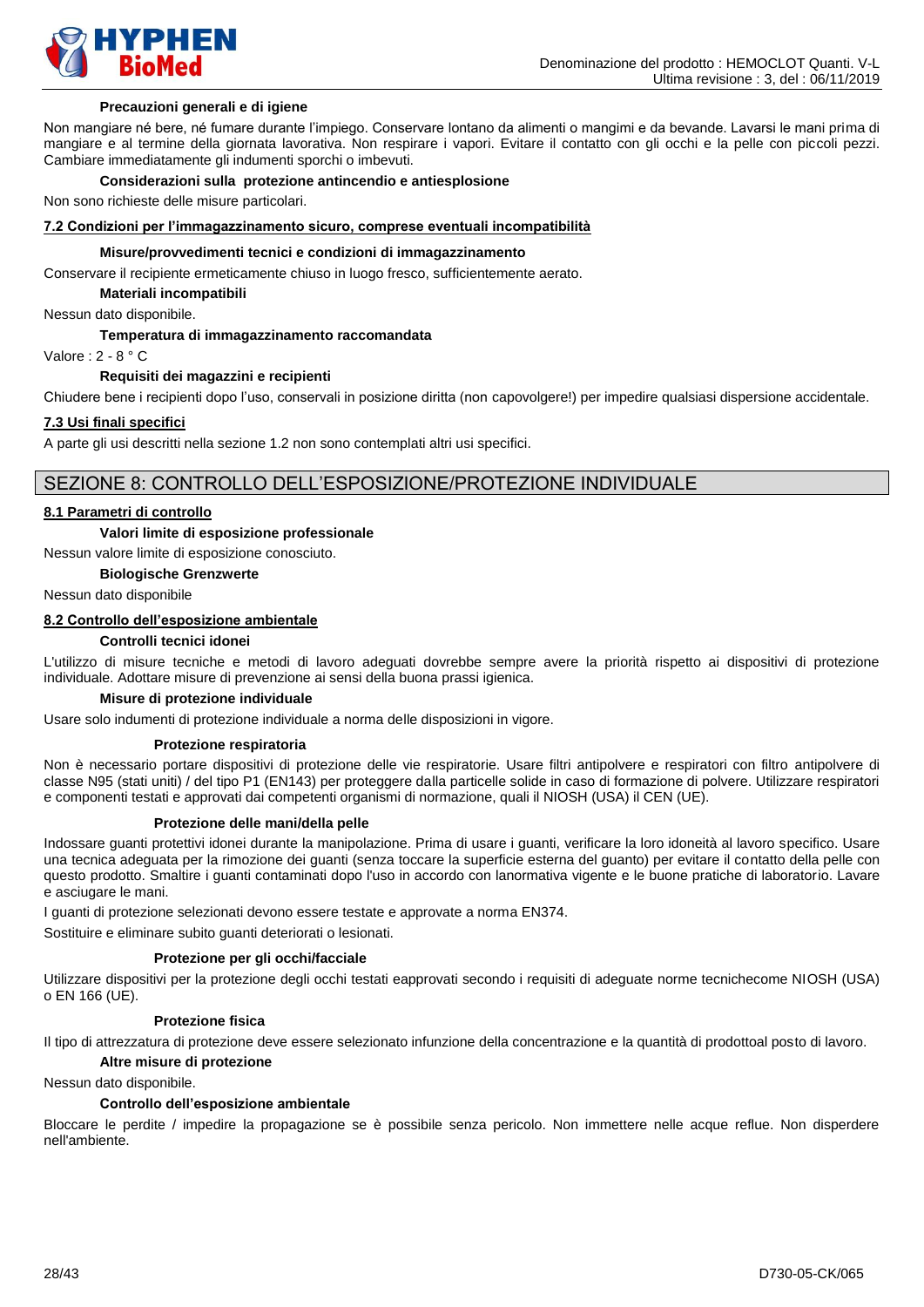#### Precauzioni generali e di igiene

Non mangiare né bere, né fumare durante l'impiego. Conservare lontano da alimenti o mangimi e da bevande. Lavarsi le mani prima di mangiare e al termine della giornata lavorativa. Non respirare i vapori. Evitare il contatto con gli occhi e la pelle con piccoli pezzi. Cambiare immediatamente gli indumenti sporchi o imbevuti.

#### Considerazioni sulla protezione antincendio e antiesplosione

Non sono richieste delle misure particolari.

### 7.2 Condizioni per l'immagazzinamento sicuro, comprese eventuali incompatibilità

#### Misure/provvedimenti tecnici e condizioni di immagazzinamento

Conservare il recipiente ermeticamente chiuso in luogo fresco, sufficientemente aerato.

#### Materiali incompatibili

Nessun dato disponibile.

#### Temperatura di immagazzinamento raccomandata

Valore : 2 - 8 ° C

#### Requisiti dei magazzini e recipienti

Chiudere bene i recipienti dopo l'uso, conservali in posizione diritta (non capovolgere!) per impedire qualsiasi dispersione accidentale.

### 7.3 Usi finali specifici

A parte gli usi descritti nella sezione 1.2 non sono contemplati altri usi specifici.

## SEZIONE 8: CONTROLLO DELL'ESPOSIZIONE/PROTEZIONE INDIVIDUALE

### 8.1 Parametri di controllo

#### Valori limite di esposizione professionale

Nessun valore limite di esposizione conosciuto.

#### Biologische Grenzwerte

Nessun dato disponibile

### 8.2 Controllo dell'esposizione ambientale

#### Controlli tecnici idonei

L'utilizzo di misure tecniche e metodi di lavoro adeguati dovrebbe sempre avere la priorità rispetto ai dispositivi di protezione individuale. Adottare misure di prevenzione ai sensi della buona prassi igienica.

#### Misure di protezione individuale

Usare solo indumenti di protezione individuale a norma delle disposizioni in vigore.

##### Protezione respiratoria

Non è necessario portare dispositivi di protezione delle vie respiratorie. Usare filtri antipolvere e respiratori con filtro antipolvere di classe N95 (stati uniti) / del tipo P1 (EN143) per proteggere dalla particelle solide in caso di formazione di polvere. Utilizzare respiratori e componenti testati e approvati dai competenti organismi di normazione, quali il NIOSH (USA) il CEN (UE).

##### Protezione delle mani/della pelle

Indossare guanti protettivi idonei durante la manipolazione. Prima di usare i guanti, verificare la loro idoneità al lavoro specifico. Usare una tecnica adeguata per la rimozione dei guanti (senza toccare la superficie esterna del guanto) per evitare il contatto della pelle con questo prodotto. Smaltire i guanti contaminati dopo l'uso in accordo con lanormativa vigente e le buone pratiche di laboratorio. Lavare e asciugare le mani.

I guanti di protezione selezionati devono essere testate e approvate a norma EN374.

Sostituire e eliminare subito guanti deteriorati o lesionati.

##### Protezione per gli occhi/facciale

Utilizzare dispositivi per la protezione degli occhi testati eapprovati secondo i requisiti di adeguate norme tecnichecome NIOSH (USA) o EN 166 (UE).

##### Protezione fisica

Il tipo di attrezzatura di protezione deve essere selezionato infunzione della concentrazione e la quantità di prodottoal posto di lavoro.

#### Altre misure di protezione

Nessun dato disponibile.

#### Controllo dell'esposizione ambientale

Bloccare le perdite / impedire la propagazione se è possibile senza pericolo. Non immettere nelle acque reflue. Non disperdere nell'ambiente.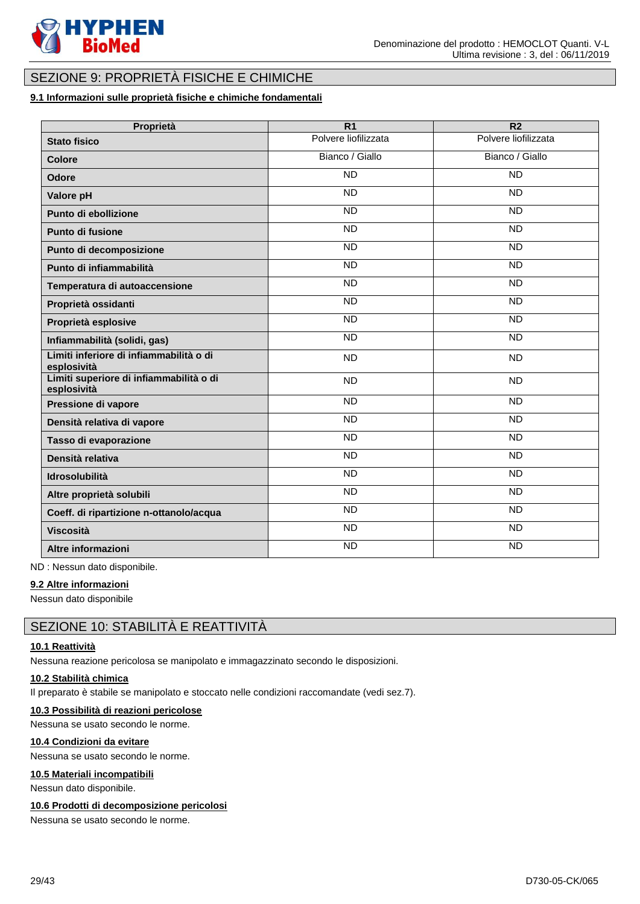## SEZIONE 9: PROPRIETÀ FISICHE E CHIMICHE

### 9.1 Informazioni sulle proprietà fisiche e chimiche fondamentali

| Proprietà | R1 | R2 |
|---|---|---|
| **Stato fisico** | Polvere liofilizzata | Polvere liofilizzata |
| **Colore** | Bianco / Giallo | Bianco / Giallo |
| **Odore** | ND | ND |
| **Valore pH** | ND | ND |
| **Punto di ebollizione** | ND | ND |
| **Punto di fusione** | ND | ND |
| **Punto di decomposizione** | ND | ND |
| **Punto di infiammabilità** | ND | ND |
| **Temperatura di autoaccensione** | ND | ND |
| **Proprietà ossidanti** | ND | ND |
| **Proprietà esplosive** | ND | ND |
| **Infiammabilità (solidi, gas)** | ND | ND |
| **Limiti inferiore di infiammabilità o di esplosività** | ND | ND |
| **Limiti superiore di infiammabilità o di esplosività** | ND | ND |
| **Pressione di vapore** | ND | ND |
| **Densità relativa di vapore** | ND | ND |
| **Tasso di evaporazione** | ND | ND |
| **Densità relativa** | ND | ND |
| **Idrosolubilità** | ND | ND |
| **Altre proprietà solubili** | ND | ND |
| **Coeff. di ripartizione n-ottanolo/acqua** | ND | ND |
| **Viscosità** | ND | ND |
| **Altre informazioni** | ND | ND |

ND : Nessun dato disponibile.

### 9.2 Altre informazioni

Nessun dato disponibile

## SEZIONE 10: STABILITÀ E REATTIVITÀ

### 10.1 Reattività

Nessuna reazione pericolosa se manipolato e immagazzinato secondo le disposizioni.

### 10.2 Stabilità chimica

Il preparato è stabile se manipolato e stoccato nelle condizioni raccomandate (vedi sez.7).

### 10.3 Possibilità di reazioni pericolose

Nessuna se usato secondo le norme.

### 10.4 Condizioni da evitare

Nessuna se usato secondo le norme.

### 10.5 Materiali incompatibili

Nessun dato disponibile.

### 10.6 Prodotti di decomposizione pericolosi

Nessuna se usato secondo le norme.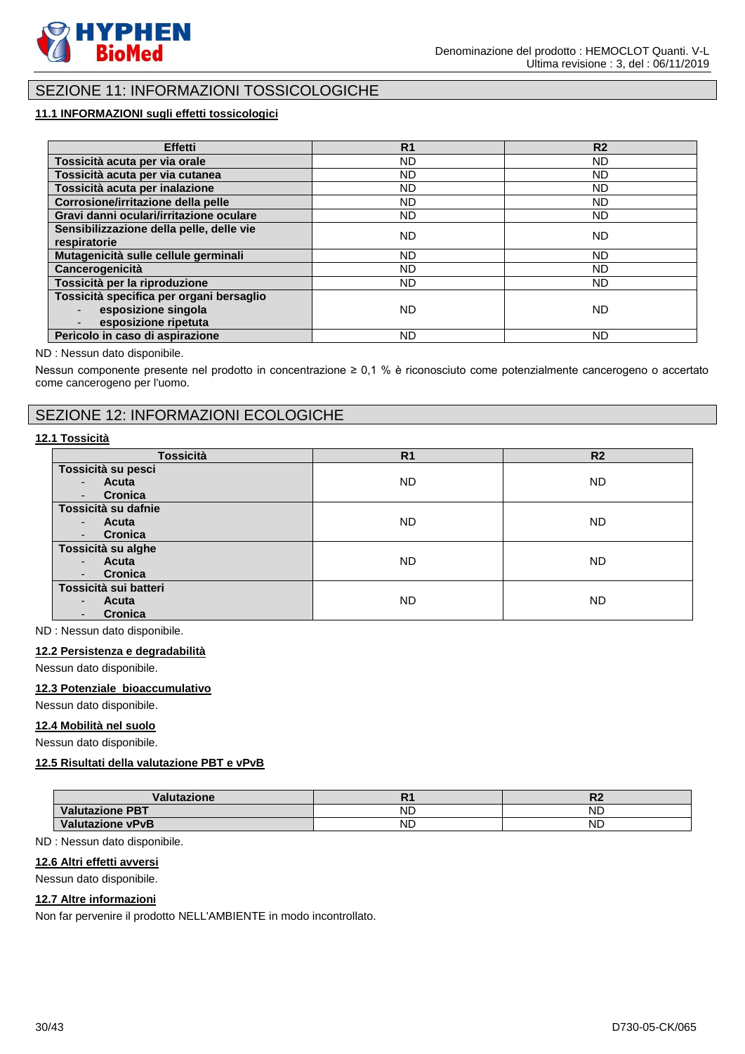## SEZIONE 11: INFORMAZIONI TOSSICOLOGICHE

### 11.1 INFORMAZIONI sugli effetti tossicologici

| Effetti | R1 | R2 |
|---|---|---|
| **Tossicità acuta per via orale** | ND | ND |
| **Tossicità acuta per via cutanea** | ND | ND |
| **Tossicità acuta per inalazione** | ND | ND |
| **Corrosione/irritazione della pelle** | ND | ND |
| **Gravi danni oculari/irritazione oculare** | ND | ND |
| **Sensibilizzazione della pelle, delle vie respiratorie** | ND | ND |
| **Mutagenicità sulle cellule germinali** | ND | ND |
| **Cancerogenicità** | ND | ND |
| **Tossicità per la riproduzione** | ND | ND |
| **Tossicità specifica per organi bersaglio** <br> - **esposizione singola** <br> - **esposizione ripetuta** | ND | ND |
| **Pericolo in caso di aspirazione** | ND | ND |

ND : Nessun dato disponibile.

Nessun componente presente nel prodotto in concentrazione ≥ 0,1 % è riconosciuto come potenzialmente cancerogeno o accertato come cancerogeno per l'uomo.

## SEZIONE 12: INFORMAZIONI ECOLOGICHE

### 12.1 Tossicità

| Tossicità | R1 | R2 |
|---|---|---|
| **Tossicità su pesci** <br> - **Acuta** <br> - **Cronica** | ND | ND |
| **Tossicità su dafnie** <br> - **Acuta** <br> - **Cronica** | ND | ND |
| **Tossicità su alghe** <br> - **Acuta** <br> - **Cronica** | ND | ND |
| **Tossicità sui batteri** <br> - **Acuta** <br> - **Cronica** | ND | ND |

ND : Nessun dato disponibile.

### 12.2 Persistenza e degradabilità

Nessun dato disponibile.

### 12.3 Potenziale bioaccumulativo

Nessun dato disponibile.

### 12.4 Mobilità nel suolo

Nessun dato disponibile.

### 12.5 Risultati della valutazione PBT e vPvB

| Valutazione | R1 | R2 |
|---|---|---|
| **Valutazione PBT** | ND | ND |
| **Valutazione vPvB** | ND | ND |

ND : Nessun dato disponibile.

### 12.6 Altri effetti avversi

Nessun dato disponibile.

### 12.7 Altre informazioni

Non far pervenire il prodotto NELL'AMBIENTE in modo incontrollato.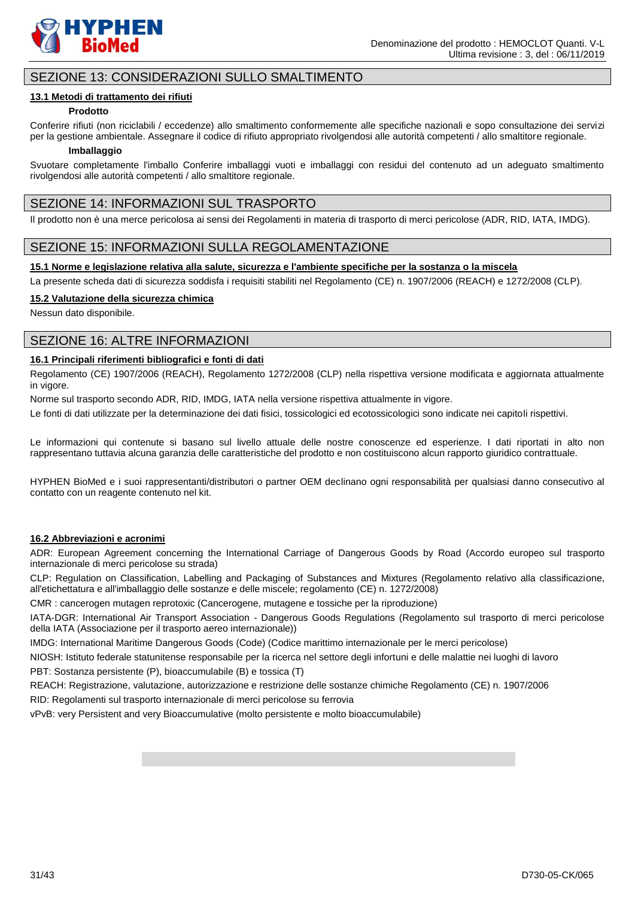## SEZIONE 13: CONSIDERAZIONI SULLO SMALTIMENTO

### 13.1 Metodi di trattamento dei rifiuti

**Prodotto**

Conferire rifiuti (non riciclabili / eccedenze) allo smaltimento conformemente alle specifiche nazionali e sopo consultazione dei servizi per la gestione ambientale. Assegnare il codice di rifiuto appropriato rivolgendosi alle autorità competenti / allo smaltitore regionale.

**Imballaggio**

Svuotare completamente l'imballo Conferire imballaggi vuoti e imballaggi con residui del contenuto ad un adeguato smaltimento rivolgendosi alle autorità competenti / allo smaltitore regionale.

## SEZIONE 14: INFORMAZIONI SUL TRASPORTO

Il prodotto non è una merce pericolosa ai sensi dei Regolamenti in materia di trasporto di merci pericolose (ADR, RID, IATA, IMDG).

## SEZIONE 15: INFORMAZIONI SULLA REGOLAMENTAZIONE

### 15.1 Norme e legislazione relativa alla salute, sicurezza e l'ambiente specifiche per la sostanza o la miscela

La presente scheda dati di sicurezza soddisfa i requisiti stabiliti nel Regolamento (CE) n. 1907/2006 (REACH) e 1272/2008 (CLP).

### 15.2 Valutazione della sicurezza chimica

Nessun dato disponibile.

## SEZIONE 16: ALTRE INFORMAZIONI

### 16.1 Principali riferimenti bibliografici e fonti di dati

Regolamento (CE) 1907/2006 (REACH), Regolamento 1272/2008 (CLP) nella rispettiva versione modificata e aggiornata attualmente in vigore.

Norme sul trasporto secondo ADR, RID, IMDG, IATA nella versione rispettiva attualmente in vigore.

Le fonti di dati utilizzate per la determinazione dei dati fisici, tossicologici ed ecotossicologici sono indicate nei capitoli rispettivi.

Le informazioni qui contenute si basano sul livello attuale delle nostre conoscenze ed esperienze. I dati riportati in alto non rappresentano tuttavia alcuna garanzia delle caratteristiche del prodotto e non costituiscono alcun rapporto giuridico contrattuale.

HYPHEN BioMed e i suoi rappresentanti/distributori o partner OEM declinano ogni responsabilità per qualsiasi danno consecutivo al contatto con un reagente contenuto nel kit.

### 16.2 Abbreviazioni e acronimi

ADR: European Agreement concerning the International Carriage of Dangerous Goods by Road (Accordo europeo sul trasporto internazionale di merci pericolose su strada)

CLP: Regulation on Classification, Labelling and Packaging of Substances and Mixtures (Regolamento relativo alla classificazione, all'etichettatura e all'imballaggio delle sostanze e delle miscele; regolamento (CE) n. 1272/2008)

CMR : cancerogen mutagen reprotoxic (Cancerogene, mutagene e tossiche per la riproduzione)

IATA-DGR: International Air Transport Association - Dangerous Goods Regulations (Regolamento sul trasporto di merci pericolose della IATA (Associazione per il trasporto aereo internazionale))

IMDG: International Maritime Dangerous Goods (Code) (Codice marittimo internazionale per le merci pericolose)

NIOSH: Istituto federale statunitense responsabile per la ricerca nel settore degli infortuni e delle malattie nei luoghi di lavoro

PBT: Sostanza persistente (P), bioaccumulabile (B) e tossica (T)

REACH: Registrazione, valutazione, autorizzazione e restrizione delle sostanze chimiche Regolamento (CE) n. 1907/2006

RID: Regolamenti sul trasporto internazionale di merci pericolose su ferrovia

vPvB: very Persistent and very Bioaccumulative (molto persistente e molto bioaccumulabile)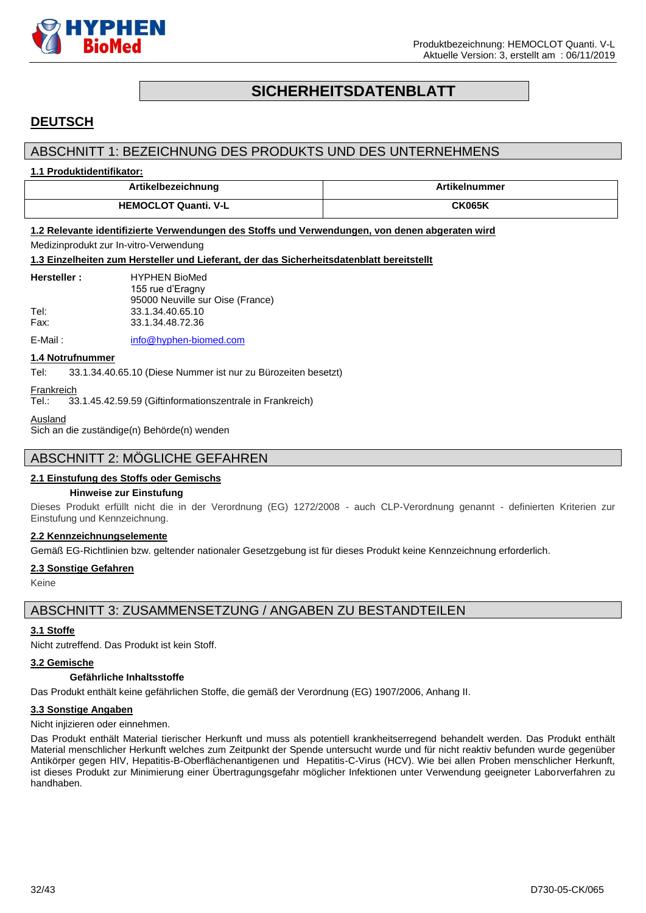# SICHERHEITSDATENBLATT

## DEUTSCH

## ABSCHNITT 1: BEZEICHNUNG DES PRODUKTS UND DES UNTERNEHMENS

### 1.1 Produktidentifikator:

| Artikelbezeichnung | Artikelnummer |
|---|---|
| **HEMOCLOT Quanti. V-L** | **CK065K** |

### 1.2 Relevante identifizierte Verwendungen des Stoffs und Verwendungen, von denen abgeraten wird

Medizinprodukt zur In-vitro-Verwendung

### 1.3 Einzelheiten zum Hersteller und Lieferant, der das Sicherheitsdatenblatt bereitstellt

**Hersteller :** HYPHEN BioMed
155 rue d'Eragny
95000 Neuville sur Oise (France)

Tel: 33.1.34.40.65.10
Fax: 33.1.34.48.72.36

E-Mail : info@hyphen-biomed.com

### 1.4 Notrufnummer

Tel: 33.1.34.40.65.10 (Diese Nummer ist nur zu Bürozeiten besetzt)

Frankreich
Tel.: 33.1.45.42.59.59 (Giftinformationszentrale in Frankreich)

Ausland
Sich an die zuständige(n) Behörde(n) wenden

## ABSCHNITT 2: MÖGLICHE GEFAHREN

### 2.1 Einstufung des Stoffs oder Gemischs

**Hinweise zur Einstufung**

Dieses Produkt erfüllt nicht die in der Verordnung (EG) 1272/2008 - auch CLP-Verordnung genannt - definierten Kriterien zur Einstufung und Kennzeichnung.

### 2.2 Kennzeichnungselemente

Gemäß EG-Richtlinien bzw. geltender nationaler Gesetzgebung ist für dieses Produkt keine Kennzeichnung erforderlich.

### 2.3 Sonstige Gefahren

Keine

## ABSCHNITT 3: ZUSAMMENSETZUNG / ANGABEN ZU BESTANDTEILEN

### 3.1 Stoffe

Nicht zutreffend. Das Produkt ist kein Stoff.

### 3.2 Gemische

**Gefährliche Inhaltsstoffe**

Das Produkt enthält keine gefährlichen Stoffe, die gemäß der Verordnung (EG) 1907/2006, Anhang II.

### 3.3 Sonstige Angaben

Nicht injizieren oder einnehmen.

Das Produkt enthält Material tierischer Herkunft und muss als potentiell krankheitserregend behandelt werden. Das Produkt enthält Material menschlicher Herkunft welches zum Zeitpunkt der Spende untersucht wurde und für nicht reaktiv befunden wurde gegenüber Antikörper gegen HIV, Hepatitis-B-Oberflächenantigenen und Hepatitis-C-Virus (HCV). Wie bei allen Proben menschlicher Herkunft, ist dieses Produkt zur Minimierung einer Übertragungsgefahr möglicher Infektionen unter Verwendung geeigneter Laborverfahren zu handhaben.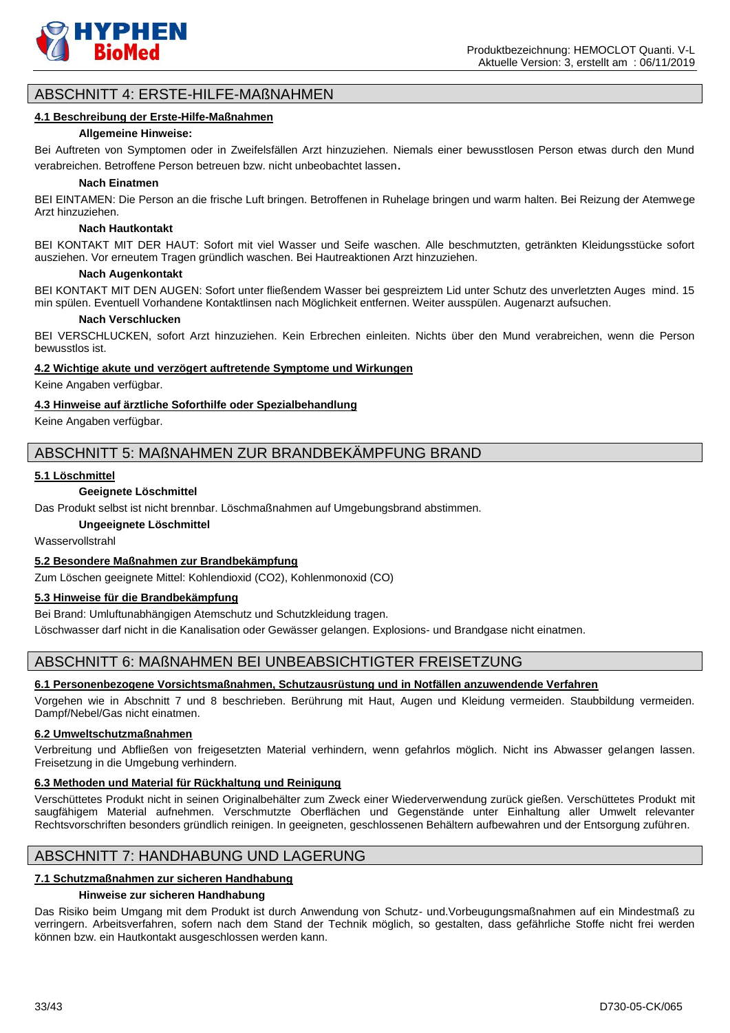## ABSCHNITT 4: ERSTE-HILFE-MAßNAHMEN

### 4.1 Beschreibung der Erste-Hilfe-Maßnahmen

**Allgemeine Hinweise:**

Bei Auftreten von Symptomen oder in Zweifelsfällen Arzt hinzuziehen. Niemals einer bewusstlosen Person etwas durch den Mund verabreichen. Betroffene Person betreuen bzw. nicht unbeobachtet lassen.

**Nach Einatmen**

BEI EINTAMEN: Die Person an die frische Luft bringen. Betroffenen in Ruhelage bringen und warm halten. Bei Reizung der Atemwege Arzt hinzuziehen.

**Nach Hautkontakt**

BEI KONTAKT MIT DER HAUT: Sofort mit viel Wasser und Seife waschen. Alle beschmutzten, getränkten Kleidungsstücke sofort ausziehen. Vor erneutem Tragen gründlich waschen. Bei Hautreaktionen Arzt hinzuziehen.

**Nach Augenkontakt**

BEI KONTAKT MIT DEN AUGEN: Sofort unter fließendem Wasser bei gespreiztem Lid unter Schutz des unverletzten Auges mind. 15 min spülen. Eventuell Vorhandene Kontaktlinsen nach Möglichkeit entfernen. Weiter ausspülen. Augenarzt aufsuchen.

**Nach Verschlucken**

BEI VERSCHLUCKEN, sofort Arzt hinzuziehen. Kein Erbrechen einleiten. Nichts über den Mund verabreichen, wenn die Person bewusstlos ist.

### 4.2 Wichtige akute und verzögert auftretende Symptome und Wirkungen

Keine Angaben verfügbar.

### 4.3 Hinweise auf ärztliche Soforthilfe oder Spezialbehandlung

Keine Angaben verfügbar.

## ABSCHNITT 5: MAßNAHMEN ZUR BRANDBEKÄMPFUNG BRAND

### 5.1 Löschmittel

**Geeignete Löschmittel**

Das Produkt selbst ist nicht brennbar. Löschmaßnahmen auf Umgebungsbrand abstimmen.

**Ungeeignete Löschmittel**

Wasservollstrahl

### 5.2 Besondere Maßnahmen zur Brandbekämpfung

Zum Löschen geeignete Mittel: Kohlendioxid ($CO_2$), Kohlenmonoxid (CO)

### 5.3 Hinweise für die Brandbekämpfung

Bei Brand: Umluftunabhängigen Atemschutz und Schutzkleidung tragen.

Löschwasser darf nicht in die Kanalisation oder Gewässer gelangen. Explosions- und Brandgase nicht einatmen.

## ABSCHNITT 6: MAßNAHMEN BEI UNBEABSICHTIGTER FREISETZUNG

### 6.1 Personenbezogene Vorsichtsmaßnahmen, Schutzausrüstung und in Notfällen anzuwendende Verfahren

Vorgehen wie in Abschnitt 7 und 8 beschrieben. Berührung mit Haut, Augen und Kleidung vermeiden. Staubbildung vermeiden. Dampf/Nebel/Gas nicht einatmen.

### 6.2 Umweltschutzmaßnahmen

Verbreitung und Abfließen von freigesetzten Material verhindern, wenn gefahrlos möglich. Nicht ins Abwasser gelangen lassen. Freisetzung in die Umgebung verhindern.

### 6.3 Methoden und Material für Rückhaltung und Reinigung

Verschüttetes Produkt nicht in seinen Originalbehälter zum Zweck einer Wiederverwendung zurück gießen. Verschüttetes Produkt mit saugfähigem Material aufnehmen. Verschmutzte Oberflächen und Gegenstände unter Einhaltung aller Umwelt relevanter Rechtsvorschriften besonders gründlich reinigen. In geeigneten, geschlossenen Behältern aufbewahren und der Entsorgung zuführen.

## ABSCHNITT 7: HANDHABUNG UND LAGERUNG

### 7.1 Schutzmaßnahmen zur sicheren Handhabung

**Hinweise zur sicheren Handhabung**

Das Risiko beim Umgang mit dem Produkt ist durch Anwendung von Schutz- und.Vorbeugungsmaßnahmen auf ein Mindestmaß zu verringern. Arbeitsverfahren, sofern nach dem Stand der Technik möglich, so gestalten, dass gefährliche Stoffe nicht frei werden können bzw. ein Hautkontakt ausgeschlossen werden kann.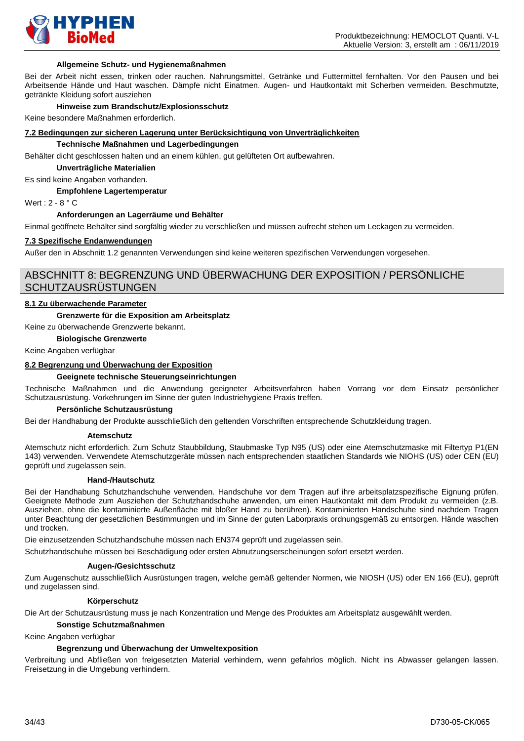**Allgemeine Schutz- und Hygienemaßnahmen**

Bei der Arbeit nicht essen, trinken oder rauchen. Nahrungsmittel, Getränke und Futtermittel fernhalten. Vor den Pausen und bei Arbeitsende Hände und Haut waschen. Dämpfe nicht Einatmen. Augen- und Hautkontakt mit Scherben vermeiden. Beschmutzte, getränkte Kleidung sofort ausziehen

**Hinweise zum Brandschutz/Explosionsschutz**

Keine besondere Maßnahmen erforderlich.

### 7.2 Bedingungen zur sicheren Lagerung unter Berücksichtigung von Unverträglichkeiten

**Technische Maßnahmen und Lagerbedingungen**

Behälter dicht geschlossen halten und an einem kühlen, gut gelüfteten Ort aufbewahren.

**Unverträgliche Materialien**

Es sind keine Angaben vorhanden.

**Empfohlene Lagertemperatur**

Wert : 2 - 8 ° C

**Anforderungen an Lagerräume und Behälter**

Einmal geöffnete Behälter sind sorgfältig wieder zu verschließen und müssen aufrecht stehen um Leckagen zu vermeiden.

### 7.3 Spezifische Endanwendungen

Außer den in Abschnitt 1.2 genannten Verwendungen sind keine weiteren spezifischen Verwendungen vorgesehen.

## ABSCHNITT 8: BEGRENZUNG UND ÜBERWACHUNG DER EXPOSITION / PERSÖNLICHE SCHUTZAUSRÜSTUNGEN

### 8.1 Zu überwachende Parameter

**Grenzwerte für die Exposition am Arbeitsplatz**

Keine zu überwachende Grenzwerte bekannt.

**Biologische Grenzwerte**

Keine Angaben verfügbar

### 8.2 Begrenzung und Überwachung der Exposition

**Geeignete technische Steuerungseinrichtungen**

Technische Maßnahmen und die Anwendung geeigneter Arbeitsverfahren haben Vorrang vor dem Einsatz persönlicher Schutzausrüstung. Vorkehrungen im Sinne der guten Industriehygiene Praxis treffen.

**Persönliche Schutzausrüstung**

Bei der Handhabung der Produkte ausschließlich den geltenden Vorschriften entsprechende Schutzkleidung tragen.

**Atemschutz**

Atemschutz nicht erforderlich. Zum Schutz Staubbildung, Staubmaske Typ N95 (US) oder eine Atemschutzmaske mit Filtertyp P1(EN 143) verwenden. Verwendete Atemschutzgeräte müssen nach entsprechenden staatlichen Standards wie NIOHS (US) oder CEN (EU) geprüft und zugelassen sein.

**Hand-/Hautschutz**

Bei der Handhabung Schutzhandschuhe verwenden. Handschuhe vor dem Tragen auf ihre arbeitsplatzspezifische Eignung prüfen. Geeignete Methode zum Ausziehen der Schutzhandschuhe anwenden, um einen Hautkontakt mit dem Produkt zu vermeiden (z.B. Ausziehen, ohne die kontaminierte Außenfläche mit bloßer Hand zu berühren). Kontaminierten Handschuhe sind nachdem Tragen unter Beachtung der gesetzlichen Bestimmungen und im Sinne der guten Laborpraxis ordnungsgemäß zu entsorgen. Hände waschen und trocken.

Die einzusetzenden Schutzhandschuhe müssen nach EN374 geprüft und zugelassen sein.

Schutzhandschuhe müssen bei Beschädigung oder ersten Abnutzungserscheinungen sofort ersetzt werden.

**Augen-/Gesichtsschutz**

Zum Augenschutz ausschließlich Ausrüstungen tragen, welche gemäß geltender Normen, wie NIOSH (US) oder EN 166 (EU), geprüft und zugelassen sind.

**Körperschutz**

Die Art der Schutzausrüstung muss je nach Konzentration und Menge des Produktes am Arbeitsplatz ausgewählt werden.

**Sonstige Schutzmaßnahmen**

Keine Angaben verfügbar

**Begrenzung und Überwachung der Umweltexposition**

Verbreitung und Abfließen von freigesetzten Material verhindern, wenn gefahrlos möglich. Nicht ins Abwasser gelangen lassen. Freisetzung in die Umgebung verhindern.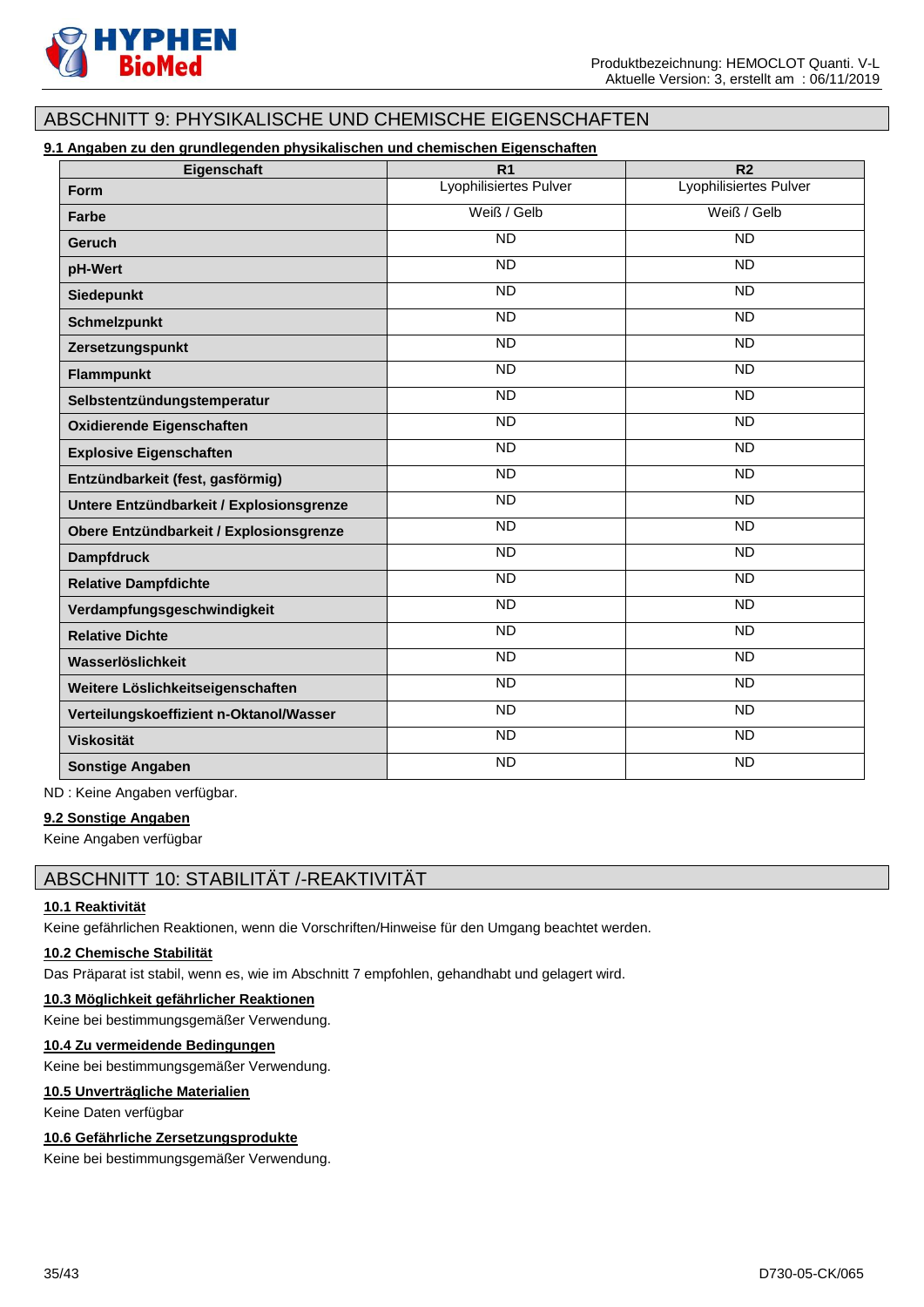## ABSCHNITT 9: PHYSIKALISCHE UND CHEMISCHE EIGENSCHAFTEN

### 9.1 Angaben zu den grundlegenden physikalischen und chemischen Eigenschaften

| Eigenschaft | R1 | R2 |
|---|---|---|
| **Form** | Lyophilisiertes Pulver | Lyophilisiertes Pulver |
| **Farbe** | Weiß / Gelb | Weiß / Gelb |
| **Geruch** | ND | ND |
| **pH-Wert** | ND | ND |
| **Siedepunkt** | ND | ND |
| **Schmelzpunkt** | ND | ND |
| **Zersetzungspunkt** | ND | ND |
| **Flammpunkt** | ND | ND |
| **Selbstentzündungstemperatur** | ND | ND |
| **Oxidierende Eigenschaften** | ND | ND |
| **Explosive Eigenschaften** | ND | ND |
| **Entzündbarkeit (fest, gasförmig)** | ND | ND |
| **Untere Entzündbarkeit / Explosionsgrenze** | ND | ND |
| **Obere Entzündbarkeit / Explosionsgrenze** | ND | ND |
| **Dampfdruck** | ND | ND |
| **Relative Dampfdichte** | ND | ND |
| **Verdampfungsgeschwindigkeit** | ND | ND |
| **Relative Dichte** | ND | ND |
| **Wasserlöslichkeit** | ND | ND |
| **Weitere Löslichkeitseigenschaften** | ND | ND |
| **Verteilungskoeffizient n-Oktanol/Wasser** | ND | ND |
| **Viskosität** | ND | ND |
| **Sonstige Angaben** | ND | ND |

ND : Keine Angaben verfügbar.

### 9.2 Sonstige Angaben

Keine Angaben verfügbar

## ABSCHNITT 10: STABILITÄT /-REAKTIVITÄT

### 10.1 Reaktivität

Keine gefährlichen Reaktionen, wenn die Vorschriften/Hinweise für den Umgang beachtet werden.

### 10.2 Chemische Stabilität

Das Präparat ist stabil, wenn es, wie im Abschnitt 7 empfohlen, gehandhabt und gelagert wird.

### 10.3 Möglichkeit gefährlicher Reaktionen

Keine bei bestimmungsgemäßer Verwendung.

### 10.4 Zu vermeidende Bedingungen

Keine bei bestimmungsgemäßer Verwendung.

### 10.5 Unverträgliche Materialien

Keine Daten verfügbar

### 10.6 Gefährliche Zersetzungsprodukte

Keine bei bestimmungsgemäßer Verwendung.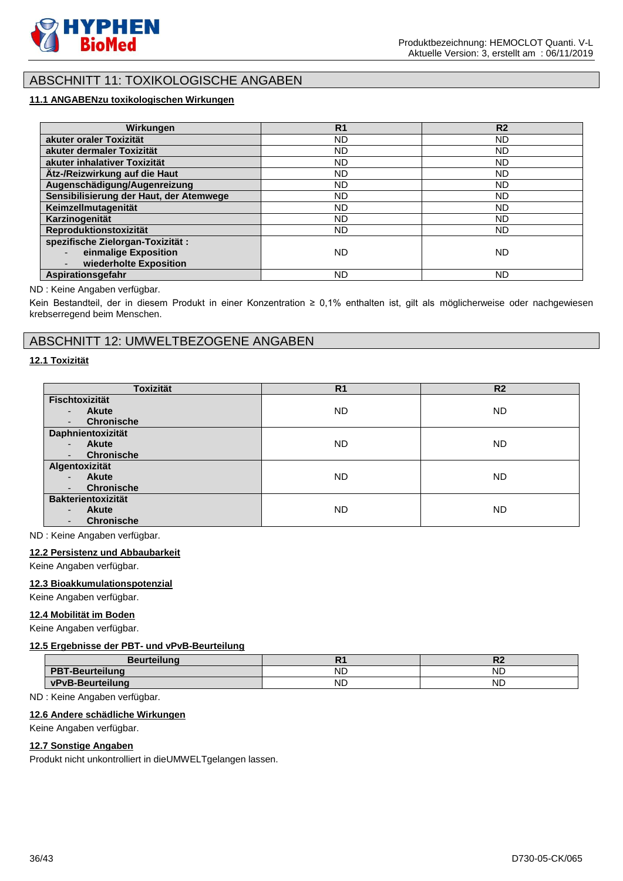# ABSCHNITT 11: TOXIKOLOGISCHE ANGABEN

**11.1 ANGABENzu toxikologischen Wirkungen**

| Wirkungen | R1 | R2 |
|---|---|---|
| **akuter oraler Toxizität** | ND | ND |
| **akuter dermaler Toxizität** | ND | ND |
| **akuter inhalativer Toxizität** | ND | ND |
| **Ätz-/Reizwirkung auf die Haut** | ND | ND |
| **Augenschädigung/Augenreizung** | ND | ND |
| **Sensibilisierung der Haut, der Atemwege** | ND | ND |
| **Keimzellmutagenität** | ND | ND |
| **Karzinogenität** | ND | ND |
| **Reproduktionstoxizität** | ND | ND |
| **spezifische Zielorgan-Toxizität :** - **einmalige Exposition** - **wiederholte Exposition** | ND | ND |
| **Aspirationsgefahr** | ND | ND |

ND : Keine Angaben verfügbar.

Kein Bestandteil, der in diesem Produkt in einer Konzentration ≥ 0,1% enthalten ist, gilt als möglicherweise oder nachgewiesen krebserregend beim Menschen.

# ABSCHNITT 12: UMWELTBEZOGENE ANGABEN

**12.1 Toxizität**

| Toxizität | R1 | R2 |
|---|---|---|
| **Fischtoxizität** - **Akute** - **Chronische** | ND | ND |
| **Daphnientoxizität** - **Akute** - **Chronische** | ND | ND |
| **Algentoxizität** - **Akute** - **Chronische** | ND | ND |
| **Bakterientoxizität** - **Akute** - **Chronische** | ND | ND |

ND : Keine Angaben verfügbar.

**12.2 Persistenz und Abbaubarkeit**

Keine Angaben verfügbar.

**12.3 Bioakkumulationspotenzial**

Keine Angaben verfügbar.

**12.4 Mobilität im Boden**

Keine Angaben verfügbar.

**12.5 Ergebnisse der PBT- und vPvB-Beurteilung**

| Beurteilung | R1 | R2 |
|---|---|---|
| **PBT-Beurteilung** | ND | ND |
| **vPvB-Beurteilung** | ND | ND |

ND : Keine Angaben verfügbar.

**12.6 Andere schädliche Wirkungen**

Keine Angaben verfügbar.

**12.7 Sonstige Angaben**

Produkt nicht unkontrolliert in dieUMWELTgelangen lassen.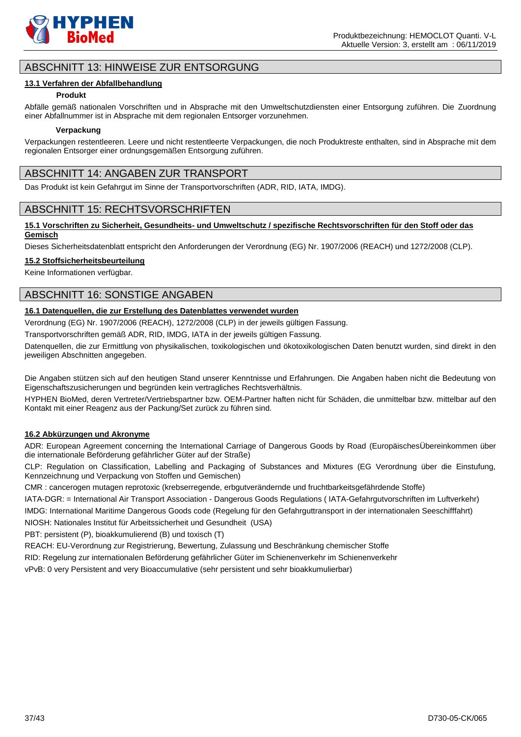## ABSCHNITT 13: HINWEISE ZUR ENTSORGUNG

### 13.1 Verfahren der Abfallbehandlung

**Produkt**

Abfälle gemäß nationalen Vorschriften und in Absprache mit den Umweltschutzdiensten einer Entsorgung zuführen. Die Zuordnung einer Abfallnummer ist in Absprache mit dem regionalen Entsorger vorzunehmen.

**Verpackung**

Verpackungen restentleeren. Leere und nicht restentleerte Verpackungen, die noch Produktreste enthalten, sind in Absprache mit dem regionalen Entsorger einer ordnungsgemäßen Entsorgung zuführen.

## ABSCHNITT 14: ANGABEN ZUR TRANSPORT

Das Produkt ist kein Gefahrgut im Sinne der Transportvorschriften (ADR, RID, IATA, IMDG).

## ABSCHNITT 15: RECHTSVORSCHRIFTEN

### 15.1 Vorschriften zu Sicherheit, Gesundheits- und Umweltschutz / spezifische Rechtsvorschriften für den Stoff oder das Gemisch

Dieses Sicherheitsdatenblatt entspricht den Anforderungen der Verordnung (EG) Nr. 1907/2006 (REACH) und 1272/2008 (CLP).

### 15.2 Stoffsicherheitsbeurteilung

Keine Informationen verfügbar.

## ABSCHNITT 16: SONSTIGE ANGABEN

### 16.1 Datenquellen, die zur Erstellung des Datenblattes verwendet wurden

Verordnung (EG) Nr. 1907/2006 (REACH), 1272/2008 (CLP) in der jeweils gültigen Fassung.

Transportvorschriften gemäß ADR, RID, IMDG, IATA in der jeweils gültigen Fassung.

Datenquellen, die zur Ermittlung von physikalischen, toxikologischen und ökotoxikologischen Daten benutzt wurden, sind direkt in den jeweiligen Abschnitten angegeben.

Die Angaben stützen sich auf den heutigen Stand unserer Kenntnisse und Erfahrungen. Die Angaben haben nicht die Bedeutung von Eigenschaftszusicherungen und begründen kein vertragliches Rechtsverhältnis.

HYPHEN BioMed, deren Vertreter/Vertriebspartner bzw. OEM-Partner haften nicht für Schäden, die unmittelbar bzw. mittelbar auf den Kontakt mit einer Reagenz aus der Packung/Set zurück zu führen sind.

### 16.2 Abkürzungen und Akronyme

ADR: European Agreement concerning the International Carriage of Dangerous Goods by Road (EuropäischesÜbereinkommen über die internationale Beförderung gefährlicher Güter auf der Straße)

CLP: Regulation on Classification, Labelling and Packaging of Substances and Mixtures (EG Verordnung über die Einstufung, Kennzeichnung und Verpackung von Stoffen und Gemischen)

CMR : cancerogen mutagen reprotoxic (krebserregende, erbgutverändernde und fruchtbarkeitsgefährdende Stoffe)

IATA-DGR: = International Air Transport Association - Dangerous Goods Regulations ( IATA-Gefahrgutvorschriften im Luftverkehr)

IMDG: International Maritime Dangerous Goods code (Regelung für den Gefahrguttransport in der internationalen Seeschifffahrt)

NIOSH: Nationales Institut für Arbeitssicherheit und Gesundheit (USA)

PBT: persistent (P), bioakkumulierend (B) und toxisch (T)

REACH: EU-Verordnung zur Registrierung, Bewertung, Zulassung und Beschränkung chemischer Stoffe

RID: Regelung zur internationalen Beförderung gefährlicher Güter im Schienenverkehr im Schienenverkehr

vPvB: 0 very Persistent and very Bioaccumulative (sehr persistent und sehr bioakkumulierbar)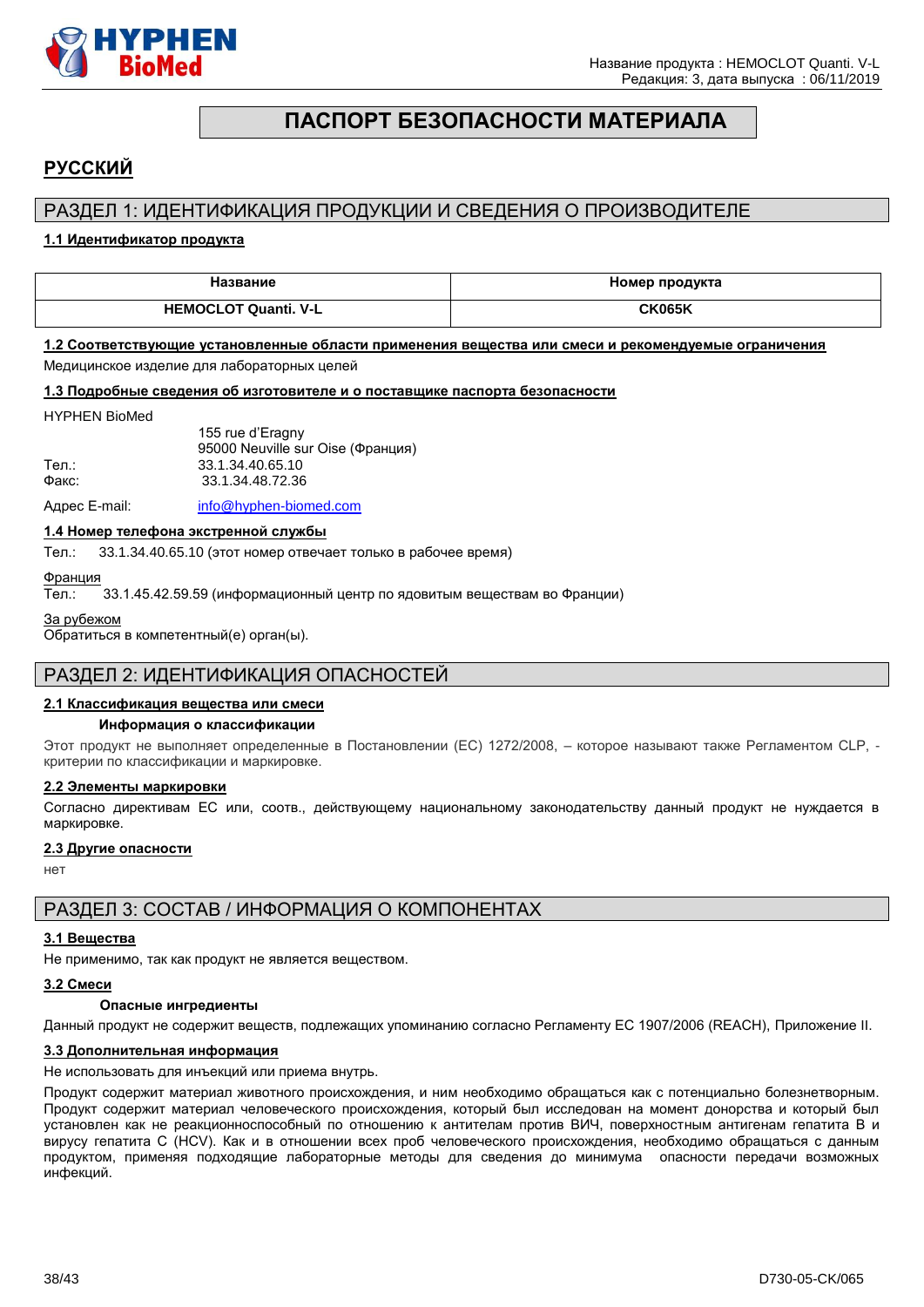# ПАСПОРТ БЕЗОПАСНОСТИ МАТЕРИАЛА

## РУССКИЙ

## РАЗДЕЛ 1: ИДЕНТИФИКАЦИЯ ПРОДУКЦИИ И СВЕДЕНИЯ О ПРОИЗВОДИТЕЛЕ

### 1.1 Идентификатор продукта

| Название | Номер продукта |
|---|---|
| HEMOCLOT Quanti. V-L | CK065K |

### 1.2 Соответствующие установленные области применения вещества или смеси и рекомендуемые ограничения

Медицинское изделие для лабораторных целей

### 1.3 Подробные сведения об изготовителе и о поставщике паспорта безопасности

HYPHEN BioMed

155 rue d'Eragny
95000 Neuville sur Oise (Франция)

Тел.: 33.1.34.40.65.10
Факс: 33.1.34.48.72.36

Адрес E-mail: info@hyphen-biomed.com

### 1.4 Номер телефона экстренной службы

Тел.: 33.1.34.40.65.10 (этот номер отвечает только в рабочее время)

Франция
Тел.: 33.1.45.42.59.59 (информационный центр по ядовитым веществам во Франции)

За рубежом
Обратиться в компетентный(е) орган(ы).

## РАЗДЕЛ 2: ИДЕНТИФИКАЦИЯ ОПАСНОСТЕЙ

### 2.1 Классификация вещества или смеси

**Информация о классификации**

Этот продукт не выполняет определенные в Постановлении (ЕС) 1272/2008, – которое называют также Регламентом CLP, - критерии по классификации и маркировке.

### 2.2 Элементы маркировки

Согласно директивам ЕС или, соотв., действующему национальному законодательству данный продукт не нуждается в маркировке.

### 2.3 Другие опасности

нет

## РАЗДЕЛ 3: СОСТАВ / ИНФОРМАЦИЯ О КОМПОНЕНТАХ

### 3.1 Вещества

Не применимо, так как продукт не является веществом.

### 3.2 Смеси

**Опасные ингредиенты**

Данный продукт не содержит веществ, подлежащих упоминанию согласно Регламенту ЕС 1907/2006 (REACH), Приложение II.

### 3.3 Дополнительная информация

Не использовать для инъекций или приема внутрь.

Продукт содержит материал животного происхождения, и ним необходимо обращаться как с потенциально болезнетворным. Продукт содержит материал человеческого происхождения, который был исследован на момент донорства и который был установлен как не реакционноспособный по отношению к антителам против ВИЧ, поверхностным антигенам гепатита B и вирусу гепатита C (HCV). Как и в отношении всех проб человеческого происхождения, необходимо обращаться с данным продуктом, применяя подходящие лабораторные методы для сведения до минимума опасности передачи возможных инфекций.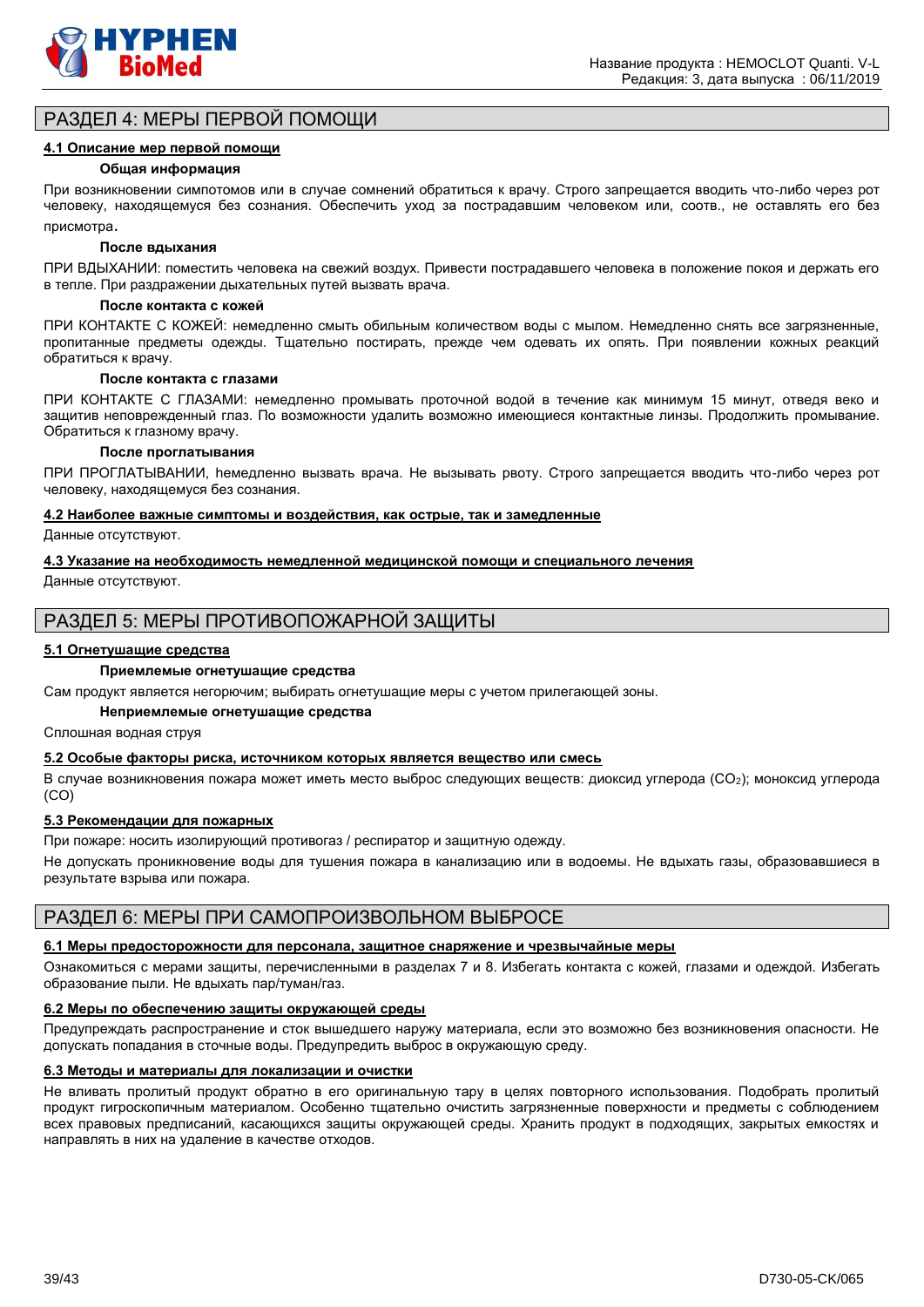## РАЗДЕЛ 4: МЕРЫ ПЕРВОЙ ПОМОЩИ

### 4.1 Описание мер первой помощи

**Общая информация**

При возникновении симпотомов или в случае сомнений обратиться к врачу. Строго запрещается вводить что-либо через рот человеку, находящемуся без сознания. Обеспечить уход за пострадавшим человеком или, соотв., не оставлять его без присмотра.

**После вдыхания**

ПРИ ВДЫХАНИИ: поместить человека на свежий воздух. Привести пострадавшего человека в положение покоя и держать его в тепле. При раздражении дыхательных путей вызвать врача.

**После контакта с кожей**

ПРИ КОНТАКТЕ С КОЖЕЙ: немедленно смыть обильным количеством воды с мылом. Немедленно снять все загрязненные, пропитанные предметы одежды. Тщательно постирать, прежде чем одевать их опять. При появлении кожных реакций обратиться к врачу.

**После контакта с глазами**

ПРИ КОНТАКТЕ С ГЛАЗАМИ: немедленно промывать проточной водой в течение как минимум 15 минут, отведя веко и защитив неповрежденный глаз. По возможности удалить возможно имеющиеся контактные линзы. Продолжить промывание. Обратиться к глазному врачу.

**После проглатывания**

ПРИ ПРОГЛАТЫВАНИИ, hемедленно вызвать врача. Не вызывать рвоту. Строго запрещается вводить что-либо через рот человеку, находящемуся без сознания.

### 4.2 Наиболее важные симптомы и воздействия, как острые, так и замедленные

Данные отсутствуют.

### 4.3 Указание на необходимость немедленной медицинской помощи и специального лечения

Данные отсутствуют.

## РАЗДЕЛ 5: МЕРЫ ПРОТИВОПОЖАРНОЙ ЗАЩИТЫ

### 5.1 Огнетушащие средства

**Приемлемые огнетушащие средства**

Сам продукт является негорючим; выбирать огнетушащие меры с учетом прилегающей зоны.

**Неприемлемые огнетушащие средства**

Сплошная водная струя

### 5.2 Особые факторы риска, источником которых является вещество или смесь

В случае возникновения пожара может иметь место выброс следующих веществ: диоксид углерода ($CO_2$); моноксид углерода (CO)

### 5.3 Рекомендации для пожарных

При пожаре: носить изолирующий противогаз / респиратор и защитную одежду.

Не допускать проникновение воды для тушения пожара в канализацию или в водоемы. Не вдыхать газы, образовавшиеся в результате взрыва или пожара.

## РАЗДЕЛ 6: МЕРЫ ПРИ САМОПРОИЗВОЛЬНОМ ВЫБРОСЕ

### 6.1 Меры предосторожности для персонала, защитное снаряжение и чрезвычайные меры

Ознакомиться с мерами защиты, перечисленными в разделах 7 и 8. Избегать контакта с кожей, глазами и одеждой. Избегать образование пыли. Не вдыхать пар/туман/газ.

### 6.2 Меры по обеспечению защиты окружающей среды

Предупреждать распространение и сток вышедшего наружу материала, если это возможно без возникновения опасности. Не допускать попадания в сточные воды. Предупредить выброс в окружающую среду.

### 6.3 Методы и материалы для локализации и очистки

Не вливать пролитый продукт обратно в его оригинальную тару в целях повторного использования. Подобрать пролитый продукт гигроскопичным материалом. Особенно тщательно очистить загрязненные поверхности и предметы с соблюдением всех правовых предписаний, касающихся защиты окружающей среды. Хранить продукт в подходящих, закрытых емкостях и направлять в них на удаление в качестве отходов.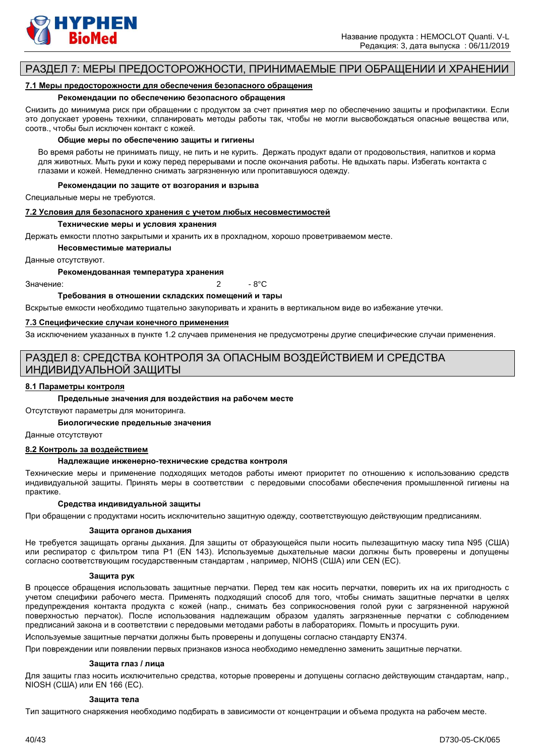## РАЗДЕЛ 7: МЕРЫ ПРЕДОСТОРОЖНОСТИ, ПРИНИМАЕМЫЕ ПРИ ОБРАЩЕНИИ И ХРАНЕНИИ

### 7.1 Меры предосторожности для обеспечения безопасного обращения

**Рекомендации по обеспечению безопасного обращения**

Снизить до минимума риск при обращении с продуктом за счет принятия мер по обеспечению защиты и профилактики. Если это допускает уровень техники, спланировать методы работы так, чтобы не могли высвобождаться опасные вещества или, соотв., чтобы был исключен контакт с кожей.

**Общие меры по обеспечению защиты и гигиены**

Во время работы не принимать пищу, не пить и не курить. Держать продукт вдали от продовольствия, напитков и корма для животных. Мыть руки и кожу перед перерывами и после окончания работы. Не вдыхать пары. Избегать контакта с глазами и кожей. Немедленно снимать загрязненную или пропитавшуюся одежду.

**Рекомендации по защите от возгорания и взрыва**

Специальные меры не требуются.

### 7.2 Условия для безопасного хранения с учетом любых несовместимостей

**Технические меры и условия хранения**

Держать емкости плотно закрытыми и хранить их в прохладном, хорошо проветриваемом месте.

**Несовместимые материалы**

Данные отсутствуют.

**Рекомендованная температура хранения**

Значение: 2 - 8°C

**Требования в отношении складских помещений и тары**

Вскрытые емкости необходимо тщательно закупоривать и хранить в вертикальном виде во избежание утечки.

### 7.3 Специфические случаи конечного применения

За исключением указанных в пункте 1.2 случаев применения не предусмотрены другие специфические случаи применения.

## РАЗДЕЛ 8: СРЕДСТВА КОНТРОЛЯ ЗА ОПАСНЫМ ВОЗДЕЙСТВИЕМ И СРЕДСТВА ИНДИВИДУАЛЬНОЙ ЗАЩИТЫ

### 8.1 Параметры контроля

**Предельные значения для воздействия на рабочем месте**

Отсутствуют параметры для мониторинга.

**Биологические предельные значения**

Данные отсутствуют

### 8.2 Контроль за воздействием

**Надлежащие инженерно-технические средства контроля**

Технические меры и применение подходящих методов работы имеют приоритет по отношению к использованию средств индивидуальной защиты. Принять меры в соответствии с передовыми способами обеспечения промышленной гигиены на практике.

**Средства индивидуальной защиты**

При обращении с продуктами носить исключительно защитную одежду, соответствующую действующим предписаниям.

**Защита органов дыхания**

Не требуется защищать органы дыхания. Для защиты от образующейся пыли носить пылезащитную маску типа N95 (США) или респиратор с фильтром типа P1 (EN 143). Используемые дыхательные маски должны быть проверены и допущены согласно соответствующим государственным стандартам , например, NIOHS (США) или CEN (ЕС).

**Защита рук**

В процессе обращения использовать защитные перчатки. Перед тем как носить перчатки, поверить их на их пригодность с учетом специфики рабочего места. Применять подходящий способ для того, чтобы снимать защитные перчатки в целях предупреждения контакта продукта с кожей (напр., снимать без соприкосновения голой руки с загрязненной наружной поверхностью перчаток). После использования надлежащим образом удалять загрязненные перчатки с соблюдением предписаний закона и в соответствии с передовыми методами работы в лабораториях. Помыть и просушить руки.

Используемые защитные перчатки должны быть проверены и допущены согласно стандарту EN374.

При повреждении или появлении первых признаков износа необходимо немедленно заменить защитные перчатки.

**Защита глаз / лица**

Для защиты глаз носить исключительно средства, которые проверены и допущены согласно действующим стандартам, напр., NIOSH (США) или EN 166 (ЕС).

**Защита тела**

Тип защитного снаряжения необходимо подбирать в зависимости от концентрации и объема продукта на рабочем месте.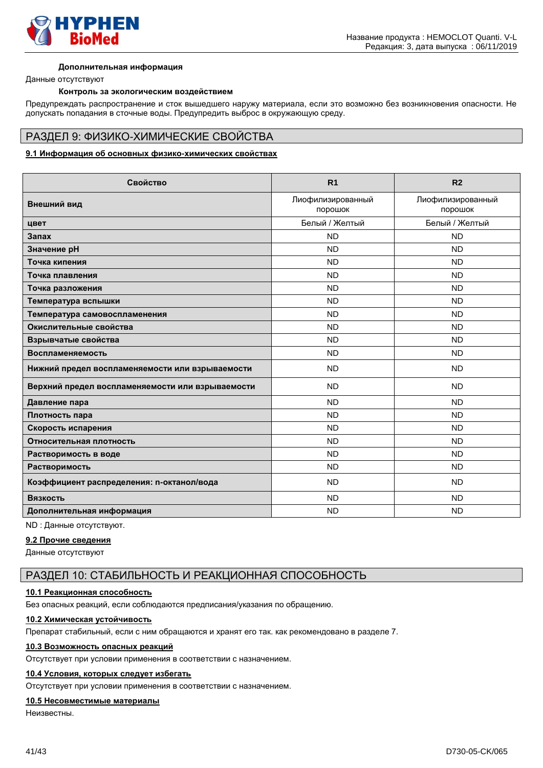#### Дополнительная информация

Данные отсутствуют

#### Контроль за экологическим воздействием

Предупреждать распространение и сток вышедшего наружу материала, если это возможно без возникновения опасности. Не допускать попадания в сточные воды. Предупредить выброс в окружающую среду.

## РАЗДЕЛ 9: ФИЗИКО-ХИМИЧЕСКИЕ СВОЙСТВА

### 9.1 Информация об основных физико-химических свойствах

| Свойство | R1 | R2 |
|---|---|---|
| **Внешний вид** | Лиофилизированный порошок | Лиофилизированный порошок |
| **цвет** | Белый / Желтый | Белый / Желтый |
| **Запах** | ND | ND |
| **Значение pH** | ND | ND |
| **Точка кипения** | ND | ND |
| **Точка плавления** | ND | ND |
| **Точка разложения** | ND | ND |
| **Температура вспышки** | ND | ND |
| **Температура самовоспламенения** | ND | ND |
| **Окислительные свойства** | ND | ND |
| **Взрывчатые свойства** | ND | ND |
| **Воспламеняемость** | ND | ND |
| **Нижний предел воспламеняемости или взрываемости** | ND | ND |
| **Верхний предел воспламеняемости или взрываемости** | ND | ND |
| **Давление пара** | ND | ND |
| **Плотность пара** | ND | ND |
| **Скорость испарения** | ND | ND |
| **Относительная плотность** | ND | ND |
| **Растворимость в воде** | ND | ND |
| **Растворимость** | ND | ND |
| **Коэффициент распределения: n-октанол/вода** | ND | ND |
| **Вязкость** | ND | ND |
| **Дополнительная информация** | ND | ND |

ND : Данные отсутствуют.

### 9.2 Прочие сведения

Данные отсутствуют

## РАЗДЕЛ 10: СТАБИЛЬНОСТЬ И РЕАКЦИОННАЯ СПОСОБНОСТЬ

### 10.1 Реакционная способность

Без опасных реакций, если соблюдаются предписания/указания по обращению.

### 10.2 Химическая устойчивость

Препарат стабильный, если с ним обращаются и хранят его так. как рекомендовано в разделе 7.

### 10.3 Возможность опасных реакций

Отсутствует при условии применения в соответствии с назначением.

### 10.4 Условия, которых следует избегать

Отсутствует при условии применения в соответствии с назначением.

### 10.5 Несовместимые материалы

Неизвестны.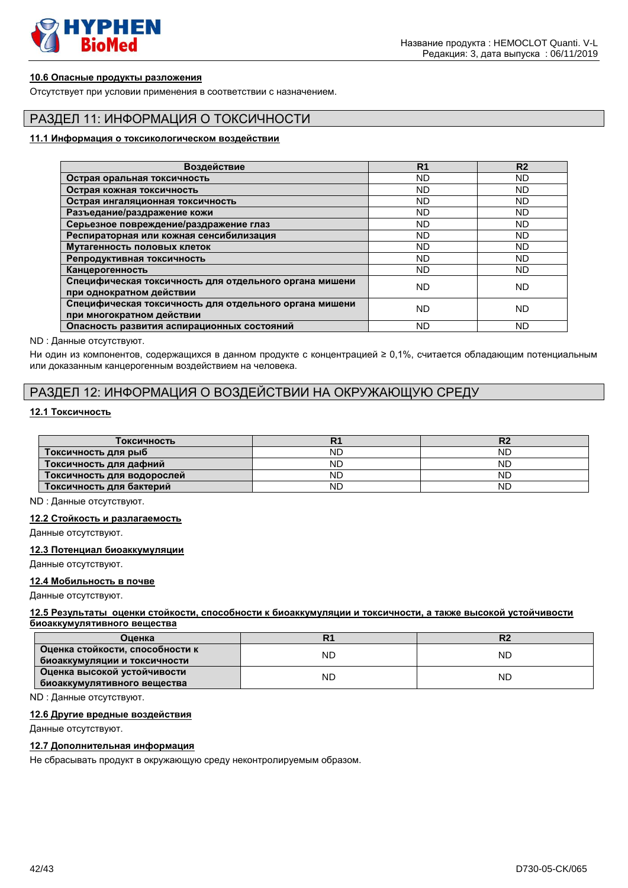### 10.6 Опасные продукты разложения

Отсутствует при условии применения в соответствии с назначением.

## РАЗДЕЛ 11: ИНФОРМАЦИЯ О ТОКСИЧНОСТИ

### 11.1 Информация о токсикологическом воздействии

| Воздействие | R1 | R2 |
|---|---|---|
| **Острая оральная токсичность** | ND | ND |
| **Острая кожная токсичность** | ND | ND |
| **Острая ингаляционная токсичность** | ND | ND |
| **Разъедание/раздражение кожи** | ND | ND |
| **Серьезное повреждение/раздражение глаз** | ND | ND |
| **Респираторная или кожная сенсибилизация** | ND | ND |
| **Мутагенность половых клеток** | ND | ND |
| **Репродуктивная токсичность** | ND | ND |
| **Канцерогенность** | ND | ND |
| **Специфическая токсичность для отдельного органа мишени при однократном действии** | ND | ND |
| **Специфическая токсичность для отдельного органа мишени при многократном действии** | ND | ND |
| **Опасность развития аспирационных состояний** | ND | ND |

ND : Данные отсутствуют.

Ни один из компонентов, содержащихся в данном продукте с концентрацией ≥ 0,1%, считается обладающим потенциальным или доказанным канцерогенным воздействием на человека.

## РАЗДЕЛ 12: ИНФОРМАЦИЯ О ВОЗДЕЙСТВИИ НА ОКРУЖАЮЩУЮ СРЕДУ

### 12.1 Токсичность

| Токсичность | R1 | R2 |
|---|---|---|
| **Токсичность для рыб** | ND | ND |
| **Токсичность для дафний** | ND | ND |
| **Токсичность для водорослей** | ND | ND |
| **Токсичность для бактерий** | ND | ND |

ND : Данные отсутствуют.

### 12.2 Стойкость и разлагаемость

Данные отсутствуют.

### 12.3 Потенциал биоаккумуляции

Данные отсутствуют.

### 12.4 Мобильность в почве

Данные отсутствуют.

### 12.5 Результаты оценки стойкости, способности к биоаккумуляции и токсичности, а также высокой устойчивости биоаккумулятивного вещества

| Оценка | R1 | R2 |
|---|---|---|
| **Оценка стойкости, способности к биоаккумуляции и токсичности** | ND | ND |
| **Оценка высокой устойчивости биоаккумулятивного вещества** | ND | ND |

ND : Данные отсутствуют.

### 12.6 Другие вредные воздействия

Данные отсутствуют.

### 12.7 Дополнительная информация

Не сбрасывать продукт в окружающую среду неконтролируемым образом.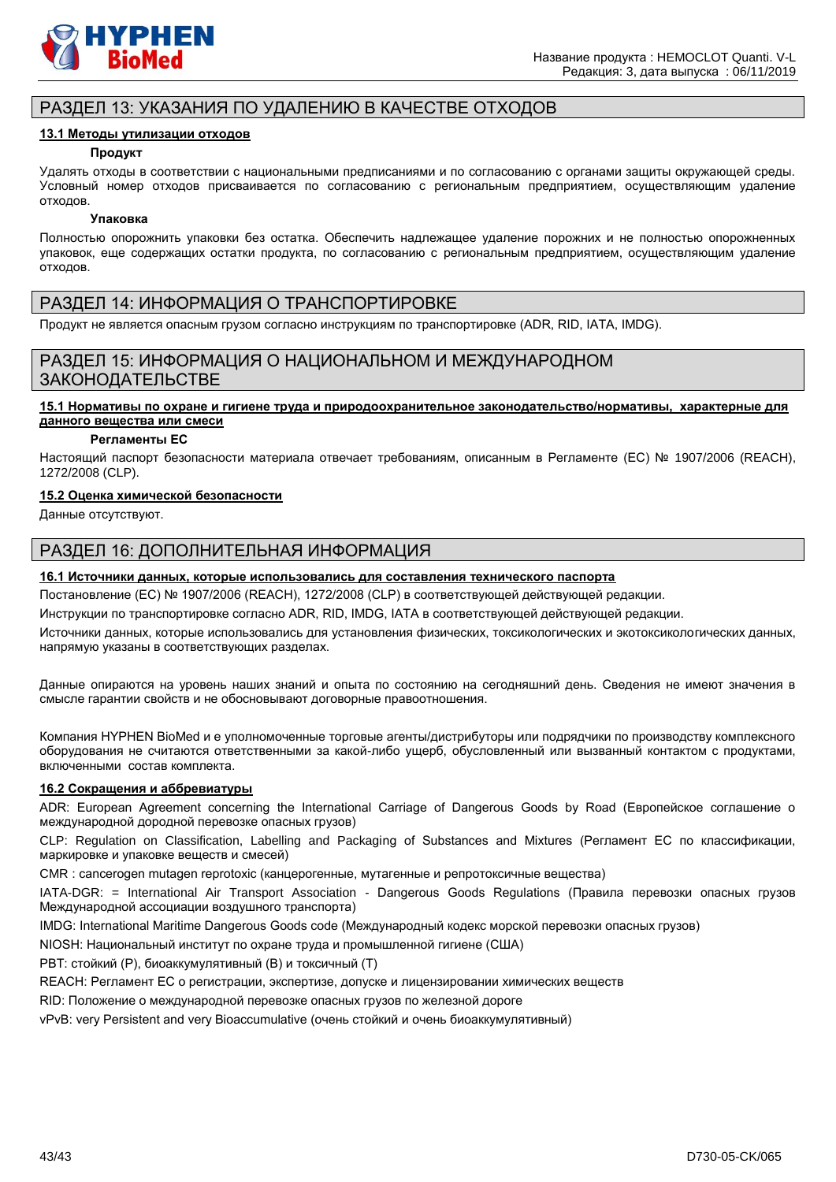## РАЗДЕЛ 13: УКАЗАНИЯ ПО УДАЛЕНИЮ В КАЧЕСТВЕ ОТХОДОВ

### 13.1 Методы утилизации отходов

**Продукт**

Удалять отходы в соответствии с национальными предписаниями и по согласованию с органами защиты окружающей среды. Условный номер отходов присваивается по согласованию с региональным предприятием, осуществляющим удаление отходов.

**Упаковка**

Полностью опорожнить упаковки без остатка. Обеспечить надлежащее удаление порожних и не полностью опорожненных упаковок, еще содержащих остатки продукта, по согласованию с региональным предприятием, осуществляющим удаление отходов.

## РАЗДЕЛ 14: ИНФОРМАЦИЯ О ТРАНСПОРТИРОВКЕ

Продукт не является опасным грузом согласно инструкциям по транспортировке (ADR, RID, IATA, IMDG).

## РАЗДЕЛ 15: ИНФОРМАЦИЯ О НАЦИОНАЛЬНОМ И МЕЖДУНАРОДНОМ ЗАКОНОДАТЕЛЬСТВЕ

### 15.1 Нормативы по охране и гигиене труда и природоохранительное законодательство/нормативы, характерные для данного вещества или смеси

**Регламенты ЕС**

Настоящий паспорт безопасности материала отвечает требованиям, описанным в Регламенте (ЕС) № 1907/2006 (REACH), 1272/2008 (CLP).

### 15.2 Оценка химической безопасности

Данные отсутствуют.

## РАЗДЕЛ 16: ДОПОЛНИТЕЛЬНАЯ ИНФОРМАЦИЯ

### 16.1 Источники данных, которые использовались для составления технического паспорта

Постановление (ЕС) № 1907/2006 (REACH), 1272/2008 (CLP) в соответствующей действующей редакции.

Инструкции по транспортировке согласно ADR, RID, IMDG, IATA в соответствующей действующей редакции.

Источники данных, которые использовались для установления физических, токсикологических и экотоксикологических данных, напрямую указаны в соответствующих разделах.

Данные опираются на уровень наших знаний и опыта по состоянию на сегодняшний день. Сведения не имеют значения в смысле гарантии свойств и не обосновывают договорные правоотношения.

Компания HYPHEN BioMed и е уполномоченные торговые агенты/дистрибуторы или подрядчики по производству комплексного оборудования не считаются ответственными за какой-либо ущерб, обусловленный или вызванный контактом с продуктами, включенными состав комплекта.

### 16.2 Сокращения и аббревиатуры

ADR: European Agreement concerning the International Carriage of Dangerous Goods by Road (Европейское соглашение о международной дорожной перевозке опасных грузов)

CLP: Regulation on Classification, Labelling and Packaging of Substances and Mixtures (Регламент ЕС по классификации, маркировке и упаковке веществ и смесей)

CMR : cancerogen mutagen reprotoxic (канцерогенные, мутагенные и репротоксичные вещества)

IATA-DGR: = International Air Transport Association - Dangerous Goods Regulations (Правила перевозки опасных грузов Международной ассоциации воздушного транспорта)

IMDG: International Maritime Dangerous Goods code (Международный кодекс морской перевозки опасных грузов)

NIOSH: Национальный институт по охране труда и промышленной гигиене (США)

PBT: стойкий (P), биоаккумулятивный (B) и токсичный (T)

REACH: Регламент ЕС о регистрации, экспертизе, допуске и лицензировании химических веществ

RID: Положение о международной перевозке опасных грузов по железной дороге

vPvB: very Persistent and very Bioaccumulative (очень стойкий и очень биоаккумулятивный)